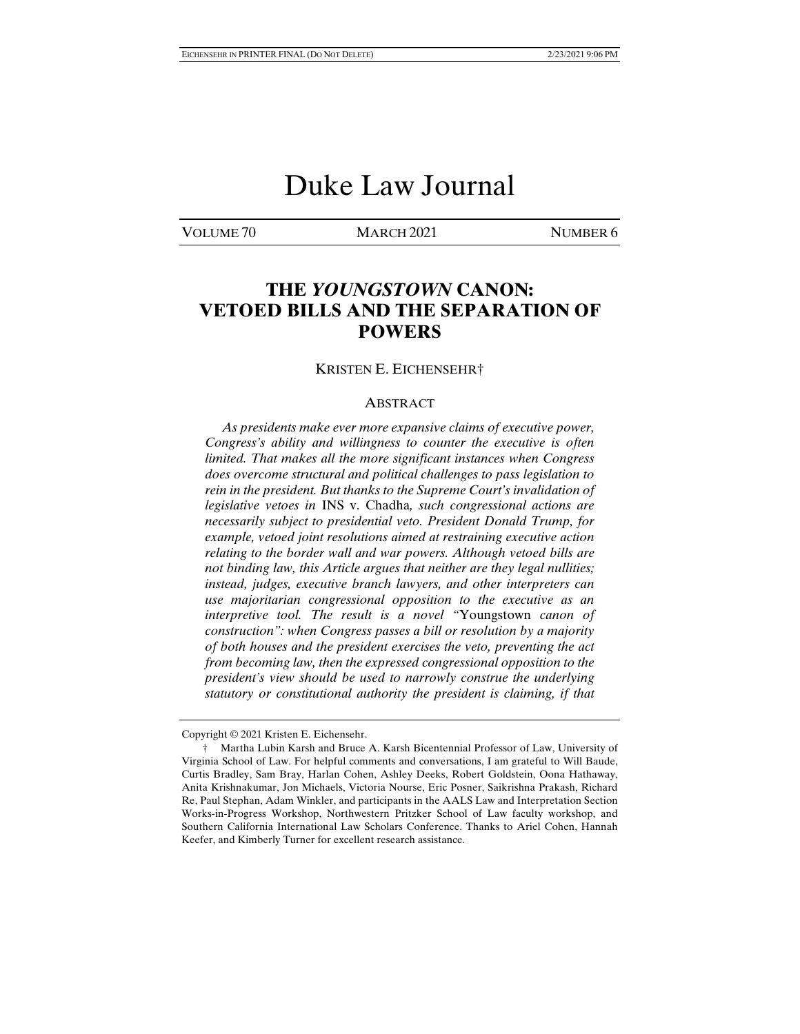# Duke Law Journal

VOLUME 70 MARCH 2021 NUMBER 6

## THE *YOUNGSTOWN* CANON: VETOED BILLS AND THE SEPARATION OF POWERS

KRISTEN E. EICHENSEHR†

### ABSTRACT

*As presidents make ever more expansive claims of executive power, Congress's ability and willingness to counter the executive is often limited. That makes all the more significant instances when Congress does overcome structural and political challenges to pass legislation to rein in the president. But thanks to the Supreme Court's invalidation of legislative vetoes in* INS v. Chadha*, such congressional actions are necessarily subject to presidential veto. President Donald Trump, for example, vetoed joint resolutions aimed at restraining executive action relating to the border wall and war powers. Although vetoed bills are not binding law, this Article argues that neither are they legal nullities; instead, judges, executive branch lawyers, and other interpreters can use majoritarian congressional opposition to the executive as an interpretive tool. The result is a novel "*Youngstown *canon of construction": when Congress passes a bill or resolution by a majority of both houses and the president exercises the veto, preventing the act from becoming law, then the expressed congressional opposition to the president's view should be used to narrowly construe the underlying statutory or constitutional authority the president is claiming, if that*

---

Copyright © 2021 Kristen E. Eichensehr.

† Martha Lubin Karsh and Bruce A. Karsh Bicentennial Professor of Law, University of Virginia School of Law. For helpful comments and conversations, I am grateful to Will Baude, Curtis Bradley, Sam Bray, Harlan Cohen, Ashley Deeks, Robert Goldstein, Oona Hathaway, Anita Krishnakumar, Jon Michaels, Victoria Nourse, Eric Posner, Saikrishna Prakash, Richard Re, Paul Stephan, Adam Winkler, and participants in the AALS Law and Interpretation Section Works-in-Progress Workshop, Northwestern Pritzker School of Law faculty workshop, and Southern California International Law Scholars Conference. Thanks to Ariel Cohen, Hannah Keefer, and Kimberly Turner for excellent research assistance.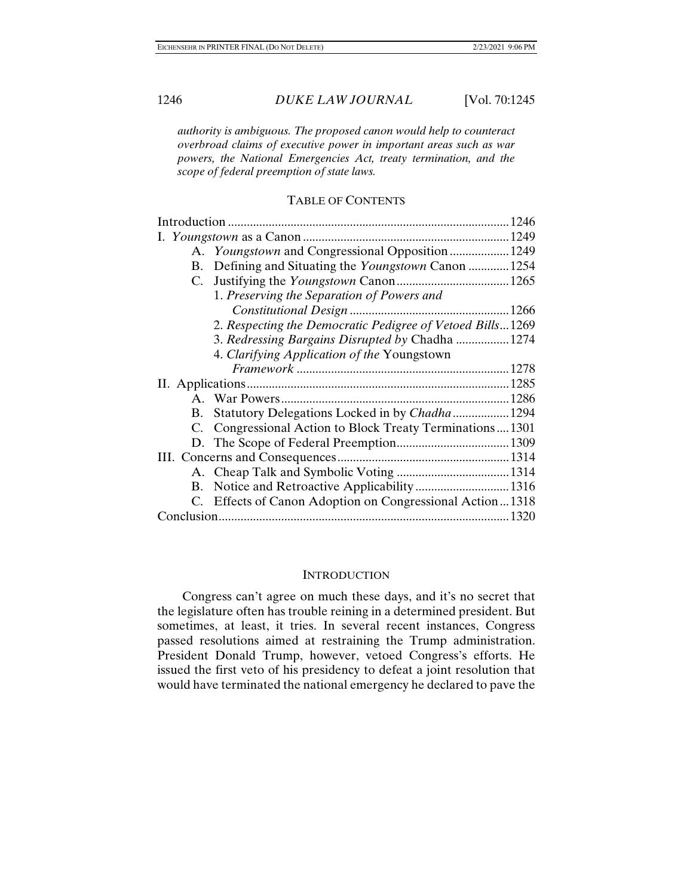*authority is ambiguous. The proposed canon would help to counteract overbroad claims of executive power in important areas such as war powers, the National Emergencies Act, treaty termination, and the scope of federal preemption of state laws.*

## TABLE OF CONTENTS

Introduction .......... 1246

I. *Youngstown* as a Canon .......... 1249
- A. *Youngstown* and Congressional Opposition .......... 1249
- B. Defining and Situating the *Youngstown* Canon .......... 1254
- C. Justifying the *Youngstown* Canon .......... 1265
  1. *Preserving the Separation of Powers and Constitutional Design* .......... 1266
  2. *Respecting the Democratic Pedigree of Vetoed Bills* .......... 1269
  3. *Redressing Bargains Disrupted by* Chadha .......... 1274
  4. *Clarifying Application of the* Youngstown *Framework* .......... 1278

II. Applications .......... 1285
- A. War Powers .......... 1286
- B. Statutory Delegations Locked in by *Chadha* .......... 1294
- C. Congressional Action to Block Treaty Terminations .......... 1301
- D. The Scope of Federal Preemption .......... 1309

III. Concerns and Consequences .......... 1314
- A. Cheap Talk and Symbolic Voting .......... 1314
- B. Notice and Retroactive Applicability .......... 1316
- C. Effects of Canon Adoption on Congressional Action .......... 1318

Conclusion .......... 1320

## INTRODUCTION

Congress can't agree on much these days, and it's no secret that the legislature often has trouble reining in a determined president. But sometimes, at least, it tries. In several recent instances, Congress passed resolutions aimed at restraining the Trump administration. President Donald Trump, however, vetoed Congress's efforts. He issued the first veto of his presidency to defeat a joint resolution that would have terminated the national emergency he declared to pave the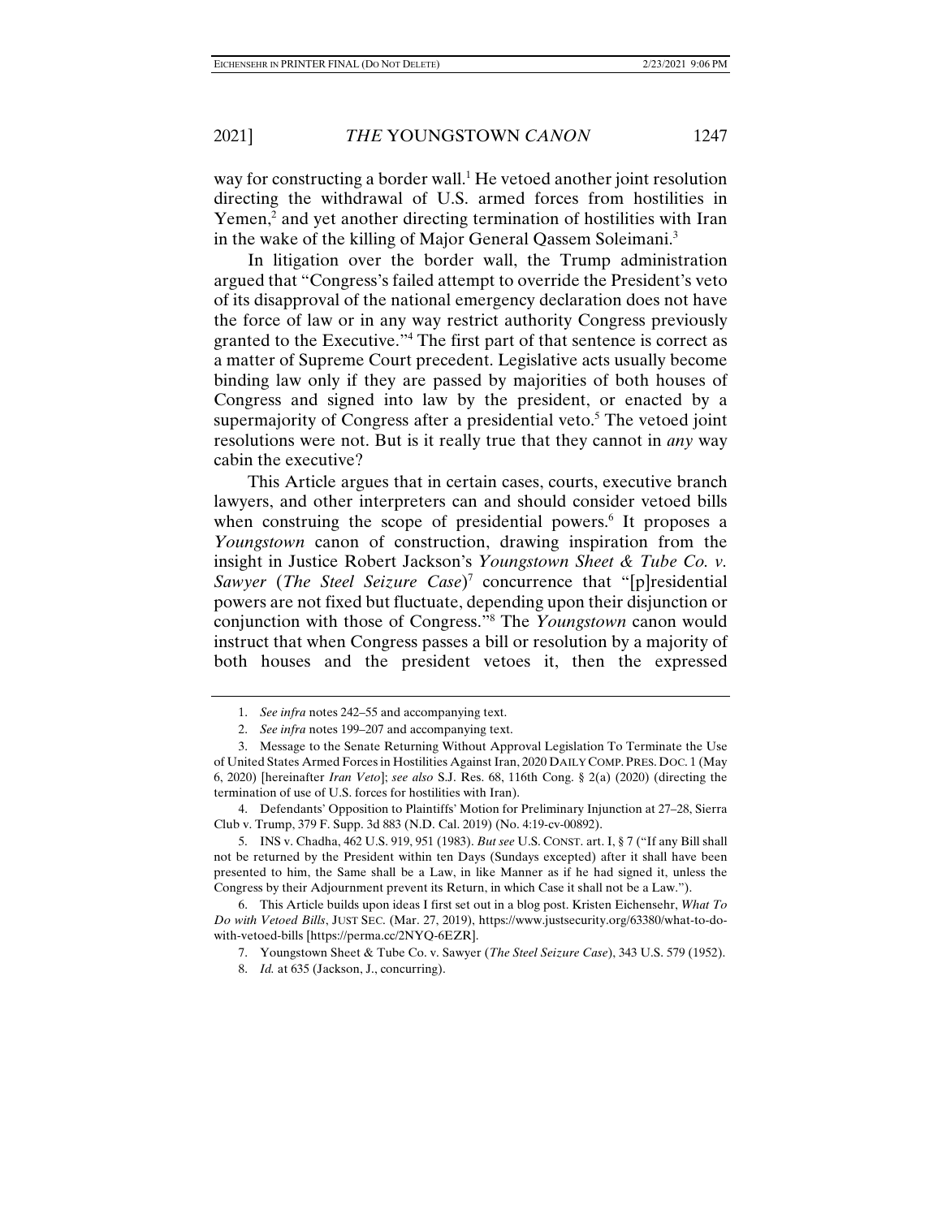way for constructing a border wall.[1] He vetoed another joint resolution directing the withdrawal of U.S. armed forces from hostilities in Yemen,[2] and yet another directing termination of hostilities with Iran in the wake of the killing of Major General Qassem Soleimani.[3]

In litigation over the border wall, the Trump administration argued that "Congress's failed attempt to override the President's veto of its disapproval of the national emergency declaration does not have the force of law or in any way restrict authority Congress previously granted to the Executive."[4] The first part of that sentence is correct as a matter of Supreme Court precedent. Legislative acts usually become binding law only if they are passed by majorities of both houses of Congress and signed into law by the president, or enacted by a supermajority of Congress after a presidential veto.[5] The vetoed joint resolutions were not. But is it really true that they cannot in *any* way cabin the executive?

This Article argues that in certain cases, courts, executive branch lawyers, and other interpreters can and should consider vetoed bills when construing the scope of presidential powers.[6] It proposes a *Youngstown* canon of construction, drawing inspiration from the insight in Justice Robert Jackson's *Youngstown Sheet & Tube Co. v. Sawyer* (*The Steel Seizure Case*)[7] concurrence that "[p]residential powers are not fixed but fluctuate, depending upon their disjunction or conjunction with those of Congress."[8] The *Youngstown* canon would instruct that when Congress passes a bill or resolution by a majority of both houses and the president vetoes it, then the expressed

---

1. *See infra* notes 242–55 and accompanying text.

2. *See infra* notes 199–207 and accompanying text.

3. Message to the Senate Returning Without Approval Legislation To Terminate the Use of United States Armed Forces in Hostilities Against Iran, 2020 DAILY COMP. PRES. DOC. 1 (May 6, 2020) [hereinafter *Iran Veto*]; *see also* S.J. Res. 68, 116th Cong. § 2(a) (2020) (directing the termination of use of U.S. forces for hostilities with Iran).

4. Defendants' Opposition to Plaintiffs' Motion for Preliminary Injunction at 27–28, Sierra Club v. Trump, 379 F. Supp. 3d 883 (N.D. Cal. 2019) (No. 4:19-cv-00892).

5. INS v. Chadha, 462 U.S. 919, 951 (1983). *But see* U.S. CONST. art. I, § 7 ("If any Bill shall not be returned by the President within ten Days (Sundays excepted) after it shall have been presented to him, the Same shall be a Law, in like Manner as if he had signed it, unless the Congress by their Adjournment prevent its Return, in which Case it shall not be a Law.").

6. This Article builds upon ideas I first set out in a blog post. Kristen Eichensehr, *What To Do with Vetoed Bills*, JUST SEC. (Mar. 27, 2019), https://www.justsecurity.org/63380/what-to-do-with-vetoed-bills [https://perma.cc/2NYQ-6EZR].

7. Youngstown Sheet & Tube Co. v. Sawyer (*The Steel Seizure Case*), 343 U.S. 579 (1952).

8. *Id.* at 635 (Jackson, J., concurring).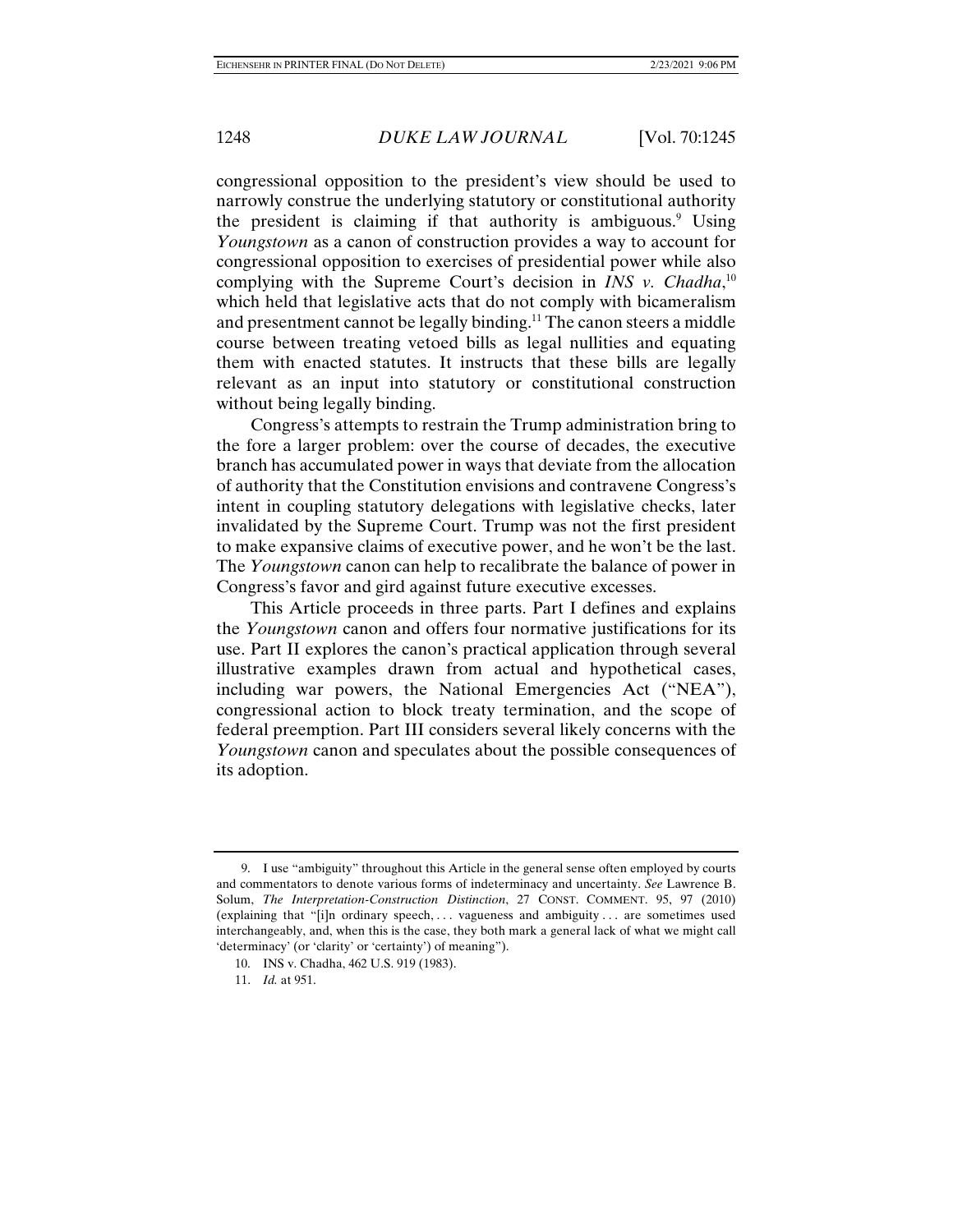congressional opposition to the president's view should be used to narrowly construe the underlying statutory or constitutional authority the president is claiming if that authority is ambiguous.[9] Using *Youngstown* as a canon of construction provides a way to account for congressional opposition to exercises of presidential power while also complying with the Supreme Court's decision in *INS v. Chadha*,[10] which held that legislative acts that do not comply with bicameralism and presentment cannot be legally binding.[11] The canon steers a middle course between treating vetoed bills as legal nullities and equating them with enacted statutes. It instructs that these bills are legally relevant as an input into statutory or constitutional construction without being legally binding.

Congress's attempts to restrain the Trump administration bring to the fore a larger problem: over the course of decades, the executive branch has accumulated power in ways that deviate from the allocation of authority that the Constitution envisions and contravene Congress's intent in coupling statutory delegations with legislative checks, later invalidated by the Supreme Court. Trump was not the first president to make expansive claims of executive power, and he won't be the last. The *Youngstown* canon can help to recalibrate the balance of power in Congress's favor and gird against future executive excesses.

This Article proceeds in three parts. Part I defines and explains the *Youngstown* canon and offers four normative justifications for its use. Part II explores the canon's practical application through several illustrative examples drawn from actual and hypothetical cases, including war powers, the National Emergencies Act ("NEA"), congressional action to block treaty termination, and the scope of federal preemption. Part III considers several likely concerns with the *Youngstown* canon and speculates about the possible consequences of its adoption.

---

9. I use "ambiguity" throughout this Article in the general sense often employed by courts and commentators to denote various forms of indeterminacy and uncertainty. *See* Lawrence B. Solum, *The Interpretation-Construction Distinction*, 27 CONST. COMMENT. 95, 97 (2010) (explaining that "[i]n ordinary speech, . . . vagueness and ambiguity . . . are sometimes used interchangeably, and, when this is the case, they both mark a general lack of what we might call 'determinacy' (or 'clarity' or 'certainty') of meaning").

10. INS v. Chadha, 462 U.S. 919 (1983).

11. *Id.* at 951.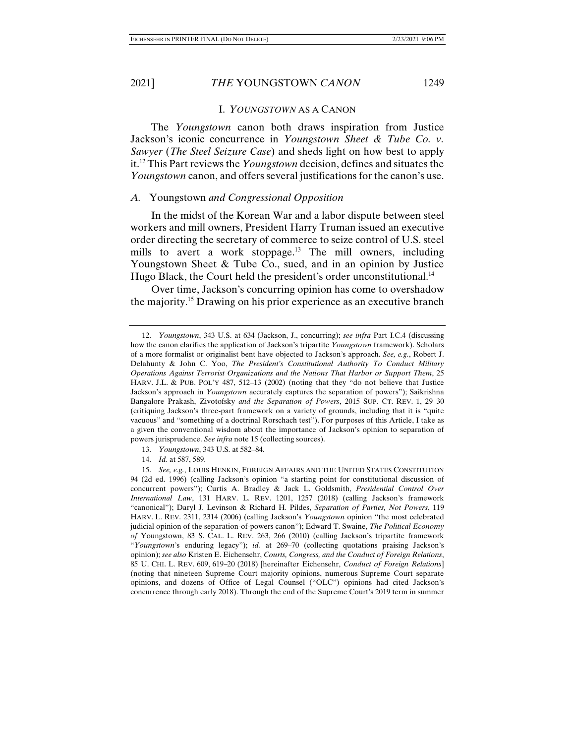## I. *YOUNGSTOWN* AS A CANON

The *Youngstown* canon both draws inspiration from Justice Jackson's iconic concurrence in *Youngstown Sheet & Tube Co. v. Sawyer* (*The Steel Seizure Case*) and sheds light on how best to apply it.[12] This Part reviews the *Youngstown* decision, defines and situates the *Youngstown* canon, and offers several justifications for the canon's use.

### *A.* Youngstown *and Congressional Opposition*

In the midst of the Korean War and a labor dispute between steel workers and mill owners, President Harry Truman issued an executive order directing the secretary of commerce to seize control of U.S. steel mills to avert a work stoppage.[13] The mill owners, including Youngstown Sheet & Tube Co., sued, and in an opinion by Justice Hugo Black, the Court held the president's order unconstitutional.[14]

Over time, Jackson's concurring opinion has come to overshadow the majority.[15] Drawing on his prior experience as an executive branch

---

12. *Youngstown*, 343 U.S. at 634 (Jackson, J., concurring); *see infra* Part I.C.4 (discussing how the canon clarifies the application of Jackson's tripartite *Youngstown* framework). Scholars of a more formalist or originalist bent have objected to Jackson's approach. *See, e.g.*, Robert J. Delahunty & John C. Yoo, *The President's Constitutional Authority To Conduct Military Operations Against Terrorist Organizations and the Nations That Harbor or Support Them*, 25 HARV. J.L. & PUB. POL'Y 487, 512–13 (2002) (noting that they "do not believe that Justice Jackson's approach in *Youngstown* accurately captures the separation of powers"); Saikrishna Bangalore Prakash, Zivotofsky *and the Separation of Powers*, 2015 SUP. CT. REV. 1, 29–30 (critiquing Jackson's three-part framework on a variety of grounds, including that it is "quite vacuous" and "something of a doctrinal Rorschach test"). For purposes of this Article, I take as a given the conventional wisdom about the importance of Jackson's opinion to separation of powers jurisprudence. *See infra* note 15 (collecting sources).

13. *Youngstown*, 343 U.S. at 582–84.

14. *Id.* at 587, 589.

15. *See, e.g.*, LOUIS HENKIN, FOREIGN AFFAIRS AND THE UNITED STATES CONSTITUTION 94 (2d ed. 1996) (calling Jackson's opinion "a starting point for constitutional discussion of concurrent powers"); Curtis A. Bradley & Jack L. Goldsmith, *Presidential Control Over International Law*, 131 HARV. L. REV. 1201, 1257 (2018) (calling Jackson's framework "canonical"); Daryl J. Levinson & Richard H. Pildes, *Separation of Parties, Not Powers*, 119 HARV. L. REV. 2311, 2314 (2006) (calling Jackson's *Youngstown* opinion "the most celebrated judicial opinion of the separation-of-powers canon"); Edward T. Swaine, *The Political Economy of* Youngstown, 83 S. CAL. L. REV. 263, 266 (2010) (calling Jackson's tripartite framework "*Youngstown*'s enduring legacy"); *id.* at 269–70 (collecting quotations praising Jackson's opinion); *see also* Kristen E. Eichensehr, *Courts, Congress, and the Conduct of Foreign Relations*, 85 U. CHI. L. REV. 609, 619–20 (2018) [hereinafter Eichensehr, *Conduct of Foreign Relations*] (noting that nineteen Supreme Court majority opinions, numerous Supreme Court separate opinions, and dozens of Office of Legal Counsel ("OLC") opinions had cited Jackson's concurrence through early 2018). Through the end of the Supreme Court's 2019 term in summer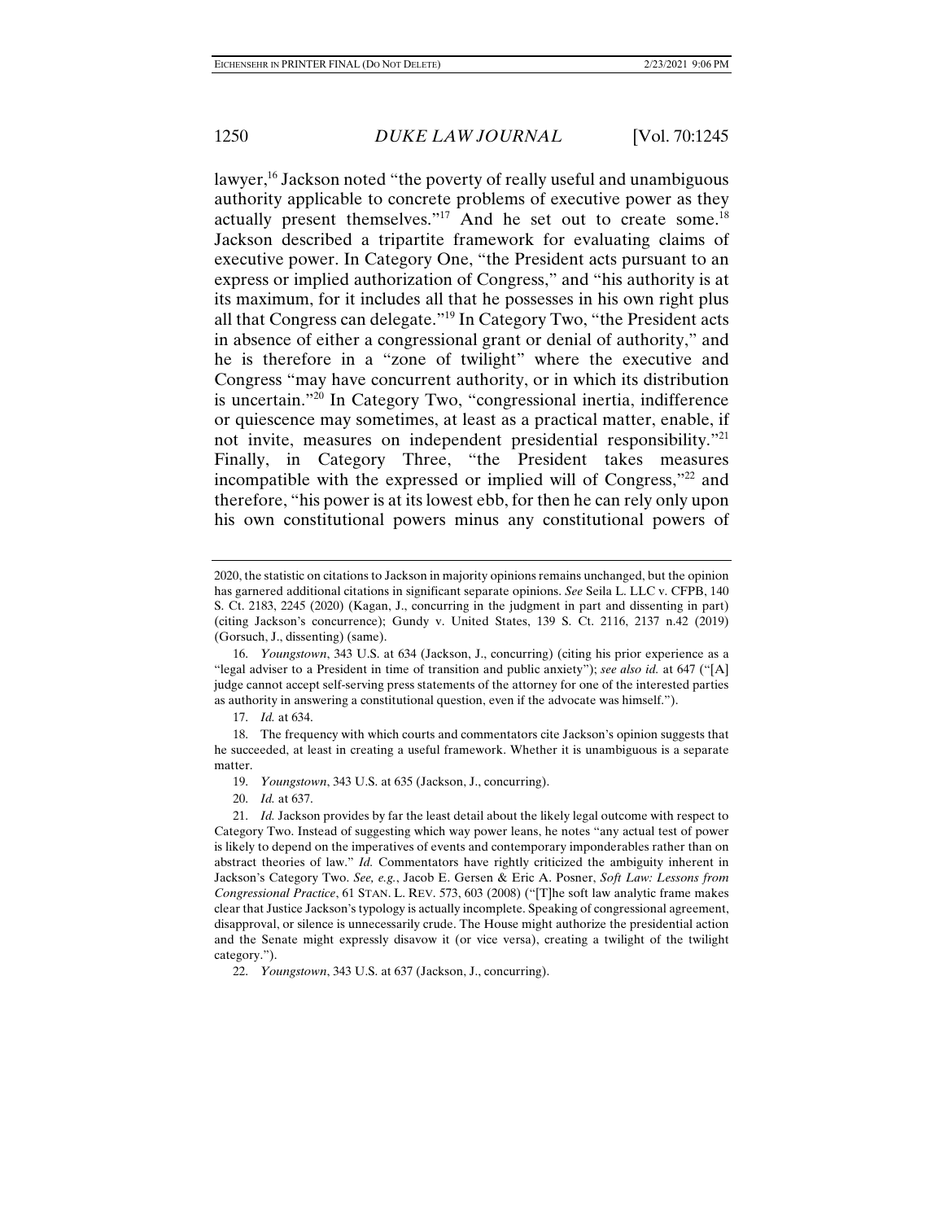lawyer,[16] Jackson noted "the poverty of really useful and unambiguous authority applicable to concrete problems of executive power as they actually present themselves."[17] And he set out to create some.[18] Jackson described a tripartite framework for evaluating claims of executive power. In Category One, "the President acts pursuant to an express or implied authorization of Congress," and "his authority is at its maximum, for it includes all that he possesses in his own right plus all that Congress can delegate."[19] In Category Two, "the President acts in absence of either a congressional grant or denial of authority," and he is therefore in a "zone of twilight" where the executive and Congress "may have concurrent authority, or in which its distribution is uncertain."[20] In Category Two, "congressional inertia, indifference or quiescence may sometimes, at least as a practical matter, enable, if not invite, measures on independent presidential responsibility."[21] Finally, in Category Three, "the President takes measures incompatible with the expressed or implied will of Congress,"[22] and therefore, "his power is at its lowest ebb, for then he can rely only upon his own constitutional powers minus any constitutional powers of

---

2020, the statistic on citations to Jackson in majority opinions remains unchanged, but the opinion has garnered additional citations in significant separate opinions. *See* Seila L. LLC v. CFPB, 140 S. Ct. 2183, 2245 (2020) (Kagan, J., concurring in the judgment in part and dissenting in part) (citing Jackson's concurrence); Gundy v. United States, 139 S. Ct. 2116, 2137 n.42 (2019) (Gorsuch, J., dissenting) (same).

16. *Youngstown*, 343 U.S. at 634 (Jackson, J., concurring) (citing his prior experience as a "legal adviser to a President in time of transition and public anxiety"); *see also id.* at 647 ("[A] judge cannot accept self-serving press statements of the attorney for one of the interested parties as authority in answering a constitutional question, even if the advocate was himself.").

17. *Id.* at 634.

18. The frequency with which courts and commentators cite Jackson's opinion suggests that he succeeded, at least in creating a useful framework. Whether it is unambiguous is a separate matter.

19. *Youngstown*, 343 U.S. at 635 (Jackson, J., concurring).

20. *Id.* at 637.

21. *Id.* Jackson provides by far the least detail about the likely legal outcome with respect to Category Two. Instead of suggesting which way power leans, he notes "any actual test of power is likely to depend on the imperatives of events and contemporary imponderables rather than on abstract theories of law." *Id.* Commentators have rightly criticized the ambiguity inherent in Jackson's Category Two. *See, e.g.*, Jacob E. Gersen & Eric A. Posner, *Soft Law: Lessons from Congressional Practice*, 61 STAN. L. REV. 573, 603 (2008) ("[T]he soft law analytic frame makes clear that Justice Jackson's typology is actually incomplete. Speaking of congressional agreement, disapproval, or silence is unnecessarily crude. The House might authorize the presidential action and the Senate might expressly disavow it (or vice versa), creating a twilight of the twilight category.").

22. *Youngstown*, 343 U.S. at 637 (Jackson, J., concurring).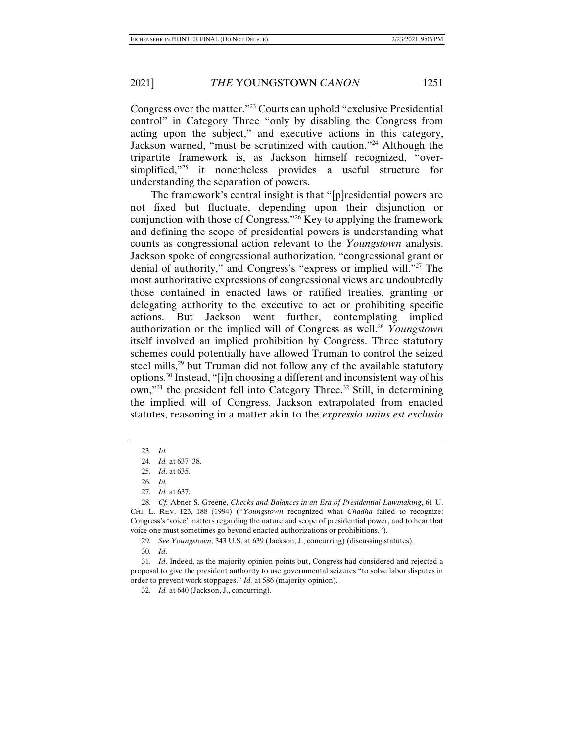Congress over the matter."[23] Courts can uphold "exclusive Presidential control" in Category Three "only by disabling the Congress from acting upon the subject," and executive actions in this category, Jackson warned, "must be scrutinized with caution."[24] Although the tripartite framework is, as Jackson himself recognized, "over-simplified,"[25] it nonetheless provides a useful structure for understanding the separation of powers.

The framework's central insight is that "[p]residential powers are not fixed but fluctuate, depending upon their disjunction or conjunction with those of Congress."[26] Key to applying the framework and defining the scope of presidential powers is understanding what counts as congressional action relevant to the *Youngstown* analysis. Jackson spoke of congressional authorization, "congressional grant or denial of authority," and Congress's "express or implied will."[27] The most authoritative expressions of congressional views are undoubtedly those contained in enacted laws or ratified treaties, granting or delegating authority to the executive to act or prohibiting specific actions. But Jackson went further, contemplating implied authorization or the implied will of Congress as well.[28] *Youngstown* itself involved an implied prohibition by Congress. Three statutory schemes could potentially have allowed Truman to control the seized steel mills,[29] but Truman did not follow any of the available statutory options.[30] Instead, "[i]n choosing a different and inconsistent way of his own,"[31] the president fell into Category Three.[32] Still, in determining the implied will of Congress, Jackson extrapolated from enacted statutes, reasoning in a matter akin to the *expressio unius est exclusio*

---

23. *Id.*

24. *Id.* at 637–38.

25. *Id*. at 635.

26. *Id.*

27. *Id.* at 637.

28. *Cf.* Abner S. Greene, *Checks and Balances in an Era of Presidential Lawmaking*, 61 U. CHI. L. REV. 123, 188 (1994) ("*Youngstown* recognized what *Chadha* failed to recognize: Congress's 'voice' matters regarding the nature and scope of presidential power, and to hear that voice one must sometimes go beyond enacted authorizations or prohibitions.").

29. *See Youngstown*, 343 U.S. at 639 (Jackson, J., concurring) (discussing statutes).

30. *Id*.

31. *Id*. Indeed, as the majority opinion points out, Congress had considered and rejected a proposal to give the president authority to use governmental seizures "to solve labor disputes in order to prevent work stoppages." *Id.* at 586 (majority opinion).

32. *Id.* at 640 (Jackson, J., concurring).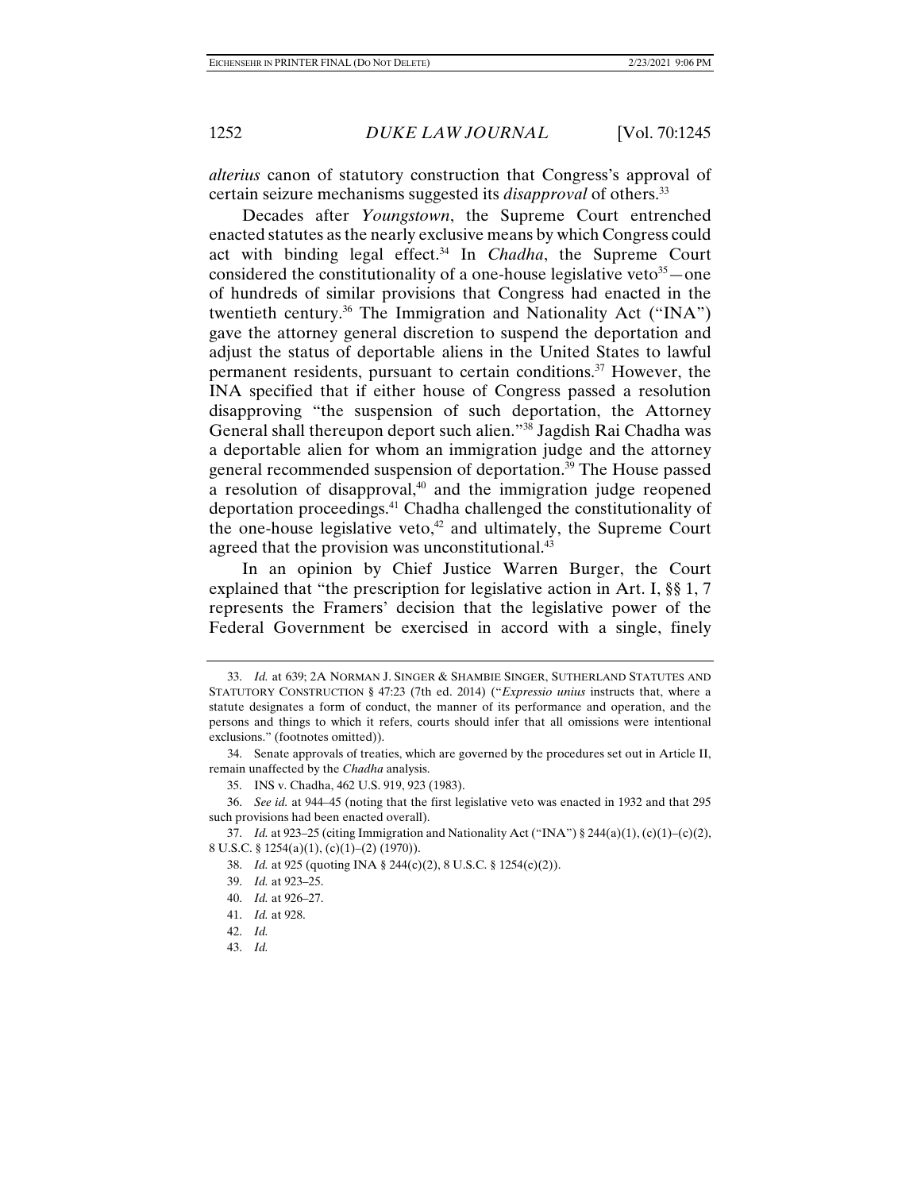*alterius* canon of statutory construction that Congress's approval of certain seizure mechanisms suggested its *disapproval* of others.[33]

Decades after *Youngstown*, the Supreme Court entrenched enacted statutes as the nearly exclusive means by which Congress could act with binding legal effect.[34] In *Chadha*, the Supreme Court considered the constitutionality of a one-house legislative veto[35]—one of hundreds of similar provisions that Congress had enacted in the twentieth century.[36] The Immigration and Nationality Act ("INA") gave the attorney general discretion to suspend the deportation and adjust the status of deportable aliens in the United States to lawful permanent residents, pursuant to certain conditions.[37] However, the INA specified that if either house of Congress passed a resolution disapproving "the suspension of such deportation, the Attorney General shall thereupon deport such alien."[38] Jagdish Rai Chadha was a deportable alien for whom an immigration judge and the attorney general recommended suspension of deportation.[39] The House passed a resolution of disapproval,[40] and the immigration judge reopened deportation proceedings.[41] Chadha challenged the constitutionality of the one-house legislative veto,[42] and ultimately, the Supreme Court agreed that the provision was unconstitutional.[43]

In an opinion by Chief Justice Warren Burger, the Court explained that "the prescription for legislative action in Art. I, §§ 1, 7 represents the Framers' decision that the legislative power of the Federal Government be exercised in accord with a single, finely

---

33. *Id.* at 639; 2A NORMAN J. SINGER & SHAMBIE SINGER, SUTHERLAND STATUTES AND STATUTORY CONSTRUCTION § 47:23 (7th ed. 2014) ("*Expressio unius* instructs that, where a statute designates a form of conduct, the manner of its performance and operation, and the persons and things to which it refers, courts should infer that all omissions were intentional exclusions." (footnotes omitted)).

34. Senate approvals of treaties, which are governed by the procedures set out in Article II, remain unaffected by the *Chadha* analysis.

35. INS v. Chadha, 462 U.S. 919, 923 (1983).

36. *See id.* at 944–45 (noting that the first legislative veto was enacted in 1932 and that 295 such provisions had been enacted overall).

37. *Id.* at 923–25 (citing Immigration and Nationality Act ("INA") § 244(a)(1), (c)(1)–(c)(2), 8 U.S.C. § 1254(a)(1), (c)(1)–(2) (1970)).

38. *Id.* at 925 (quoting INA § 244(c)(2), 8 U.S.C. § 1254(c)(2)).

39. *Id.* at 923–25.

40. *Id.* at 926–27.

41. *Id.* at 928.

42. *Id.*

43. *Id.*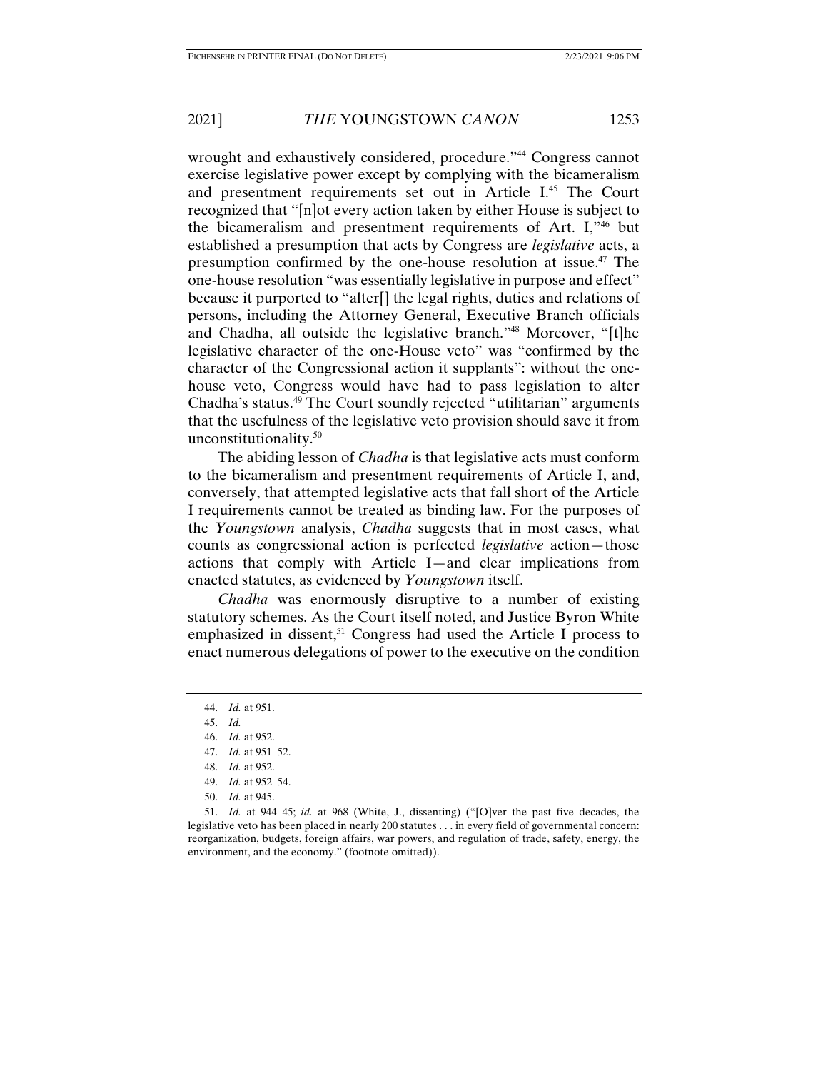wrought and exhaustively considered, procedure."[44] Congress cannot exercise legislative power except by complying with the bicameralism and presentment requirements set out in Article I.[45] The Court recognized that "[n]ot every action taken by either House is subject to the bicameralism and presentment requirements of Art. I,"[46] but established a presumption that acts by Congress are *legislative* acts, a presumption confirmed by the one-house resolution at issue.[47] The one-house resolution "was essentially legislative in purpose and effect" because it purported to "alter[] the legal rights, duties and relations of persons, including the Attorney General, Executive Branch officials and Chadha, all outside the legislative branch."[48] Moreover, "[t]he legislative character of the one-House veto" was "confirmed by the character of the Congressional action it supplants": without the one-house veto, Congress would have had to pass legislation to alter Chadha's status.[49] The Court soundly rejected "utilitarian" arguments that the usefulness of the legislative veto provision should save it from unconstitutionality.[50]

The abiding lesson of *Chadha* is that legislative acts must conform to the bicameralism and presentment requirements of Article I, and, conversely, that attempted legislative acts that fall short of the Article I requirements cannot be treated as binding law. For the purposes of the *Youngstown* analysis, *Chadha* suggests that in most cases, what counts as congressional action is perfected *legislative* action—those actions that comply with Article I—and clear implications from enacted statutes, as evidenced by *Youngstown* itself.

*Chadha* was enormously disruptive to a number of existing statutory schemes. As the Court itself noted, and Justice Byron White emphasized in dissent,[51] Congress had used the Article I process to enact numerous delegations of power to the executive on the condition

44. *Id.* at 951.

45. *Id.*

46. *Id.* at 952.

47. *Id.* at 951–52.

48. *Id.* at 952.

49. *Id.* at 952–54.

50. *Id.* at 945.

51. *Id.* at 944–45; *id.* at 968 (White, J., dissenting) ("[O]ver the past five decades, the legislative veto has been placed in nearly 200 statutes . . . in every field of governmental concern: reorganization, budgets, foreign affairs, war powers, and regulation of trade, safety, energy, the environment, and the economy." (footnote omitted)).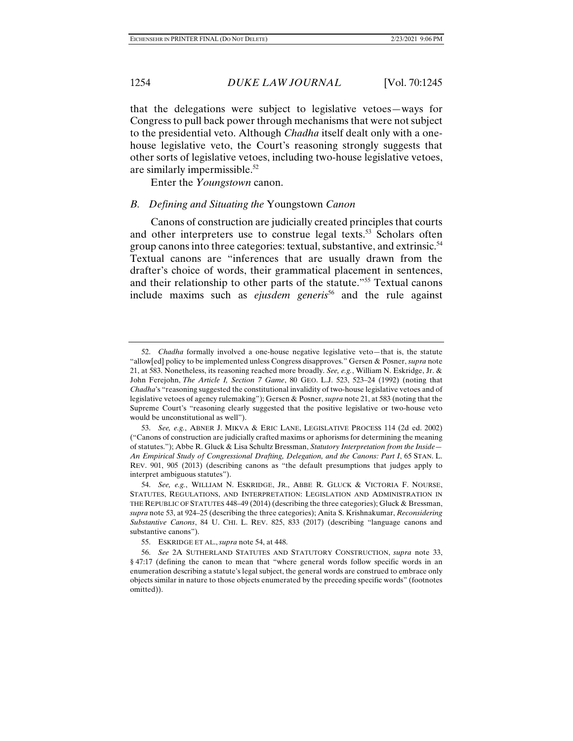that the delegations were subject to legislative vetoes—ways for Congress to pull back power through mechanisms that were not subject to the presidential veto. Although *Chadha* itself dealt only with a one-house legislative veto, the Court's reasoning strongly suggests that other sorts of legislative vetoes, including two-house legislative vetoes, are similarly impermissible.[52]

Enter the *Youngstown* canon.

### *B. Defining and Situating the* Youngstown *Canon*

Canons of construction are judicially created principles that courts and other interpreters use to construe legal texts.[53] Scholars often group canons into three categories: textual, substantive, and extrinsic.[54] Textual canons are "inferences that are usually drawn from the drafter's choice of words, their grammatical placement in sentences, and their relationship to other parts of the statute."[55] Textual canons include maxims such as *ejusdem generis*[56] and the rule against

---

52. *Chadha* formally involved a one-house negative legislative veto—that is, the statute "allow[ed] policy to be implemented unless Congress disapproves." Gersen & Posner, *supra* note 21, at 583. Nonetheless, its reasoning reached more broadly. *See, e.g.*, William N. Eskridge, Jr. & John Ferejohn, *The Article I, Section 7 Game*, 80 GEO. L.J. 523, 523–24 (1992) (noting that *Chadha*'s "reasoning suggested the constitutional invalidity of two-house legislative vetoes and of legislative vetoes of agency rulemaking"); Gersen & Posner, *supra* note 21, at 583 (noting that the Supreme Court's "reasoning clearly suggested that the positive legislative or two-house veto would be unconstitutional as well").

53. *See, e.g.*, ABNER J. MIKVA & ERIC LANE, LEGISLATIVE PROCESS 114 (2d ed. 2002) ("Canons of construction are judicially crafted maxims or aphorisms for determining the meaning of statutes."); Abbe R. Gluck & Lisa Schultz Bressman, *Statutory Interpretation from the Inside—An Empirical Study of Congressional Drafting, Delegation, and the Canons: Part I*, 65 STAN. L. REV. 901, 905 (2013) (describing canons as "the default presumptions that judges apply to interpret ambiguous statutes").

54. *See, e.g.*, WILLIAM N. ESKRIDGE, JR., ABBE R. GLUCK & VICTORIA F. NOURSE, STATUTES, REGULATIONS, AND INTERPRETATION: LEGISLATION AND ADMINISTRATION IN THE REPUBLIC OF STATUTES 448–49 (2014) (describing the three categories); Gluck & Bressman, *supra* note 53, at 924–25 (describing the three categories); Anita S. Krishnakumar, *Reconsidering Substantive Canons*, 84 U. CHI. L. REV. 825, 833 (2017) (describing "language canons and substantive canons").

55. ESKRIDGE ET AL., *supra* note 54, at 448.

56. *See* 2A SUTHERLAND STATUTES AND STATUTORY CONSTRUCTION, *supra* note 33, § 47:17 (defining the canon to mean that "where general words follow specific words in an enumeration describing a statute's legal subject, the general words are construed to embrace only objects similar in nature to those objects enumerated by the preceding specific words" (footnotes omitted)).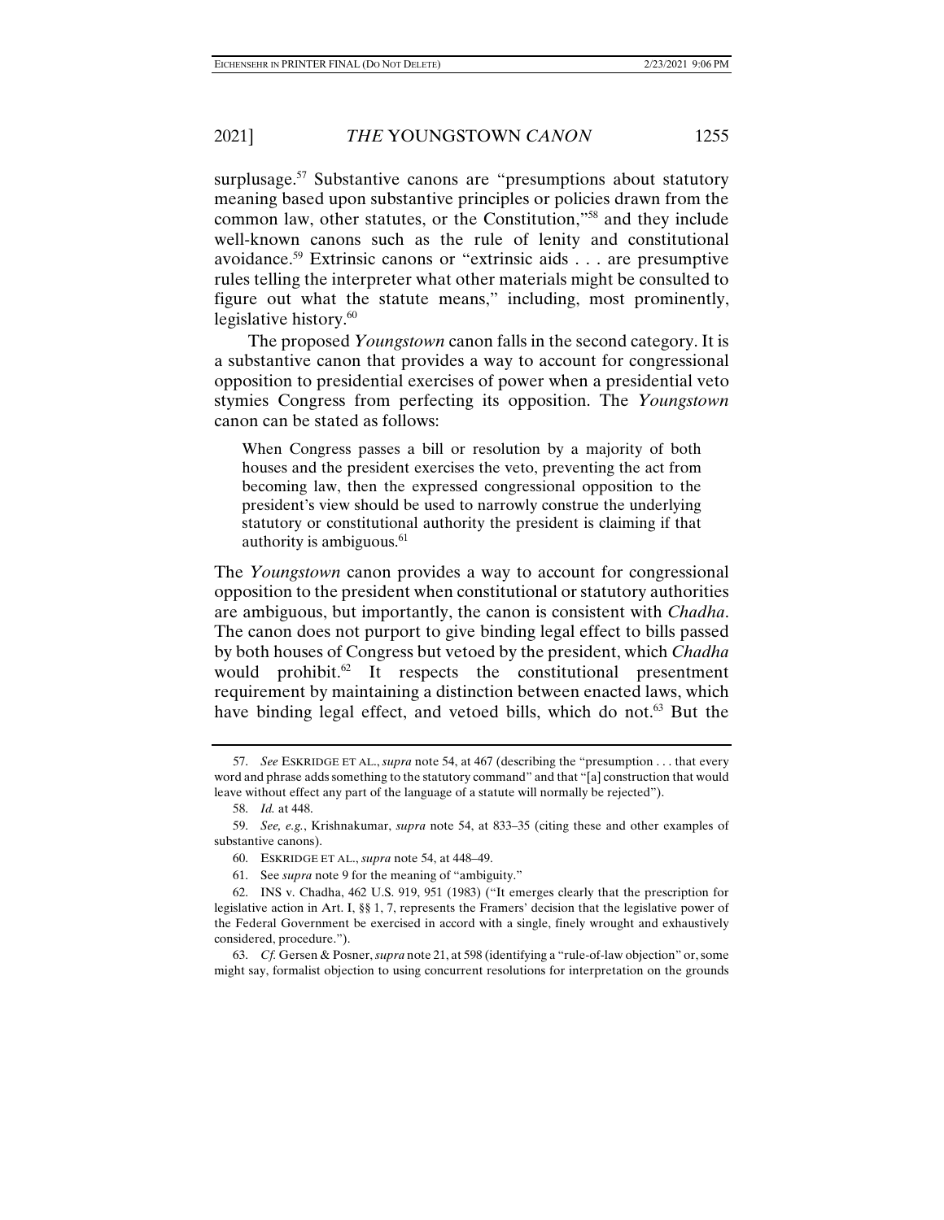surplusage.[57] Substantive canons are "presumptions about statutory meaning based upon substantive principles or policies drawn from the common law, other statutes, or the Constitution,"[58] and they include well-known canons such as the rule of lenity and constitutional avoidance.[59] Extrinsic canons or "extrinsic aids . . . are presumptive rules telling the interpreter what other materials might be consulted to figure out what the statute means," including, most prominently, legislative history.[60]

The proposed *Youngstown* canon falls in the second category. It is a substantive canon that provides a way to account for congressional opposition to presidential exercises of power when a presidential veto stymies Congress from perfecting its opposition. The *Youngstown* canon can be stated as follows:

> When Congress passes a bill or resolution by a majority of both houses and the president exercises the veto, preventing the act from becoming law, then the expressed congressional opposition to the president's view should be used to narrowly construe the underlying statutory or constitutional authority the president is claiming if that authority is ambiguous.[61]

The *Youngstown* canon provides a way to account for congressional opposition to the president when constitutional or statutory authorities are ambiguous, but importantly, the canon is consistent with *Chadha*. The canon does not purport to give binding legal effect to bills passed by both houses of Congress but vetoed by the president, which *Chadha* would prohibit.[62] It respects the constitutional presentment requirement by maintaining a distinction between enacted laws, which have binding legal effect, and vetoed bills, which do not.[63] But the

---

57. *See* ESKRIDGE ET AL., *supra* note 54, at 467 (describing the "presumption . . . that every word and phrase adds something to the statutory command" and that "[a] construction that would leave without effect any part of the language of a statute will normally be rejected").

58. *Id.* at 448.

59. *See, e.g.*, Krishnakumar, *supra* note 54, at 833–35 (citing these and other examples of substantive canons).

60. ESKRIDGE ET AL., *supra* note 54, at 448–49.

61. See *supra* note 9 for the meaning of "ambiguity."

62. INS v. Chadha, 462 U.S. 919, 951 (1983) ("It emerges clearly that the prescription for legislative action in Art. I, §§ 1, 7, represents the Framers' decision that the legislative power of the Federal Government be exercised in accord with a single, finely wrought and exhaustively considered, procedure.").

63. *Cf.* Gersen & Posner, *supra* note 21, at 598 (identifying a "rule-of-law objection" or, some might say, formalist objection to using concurrent resolutions for interpretation on the grounds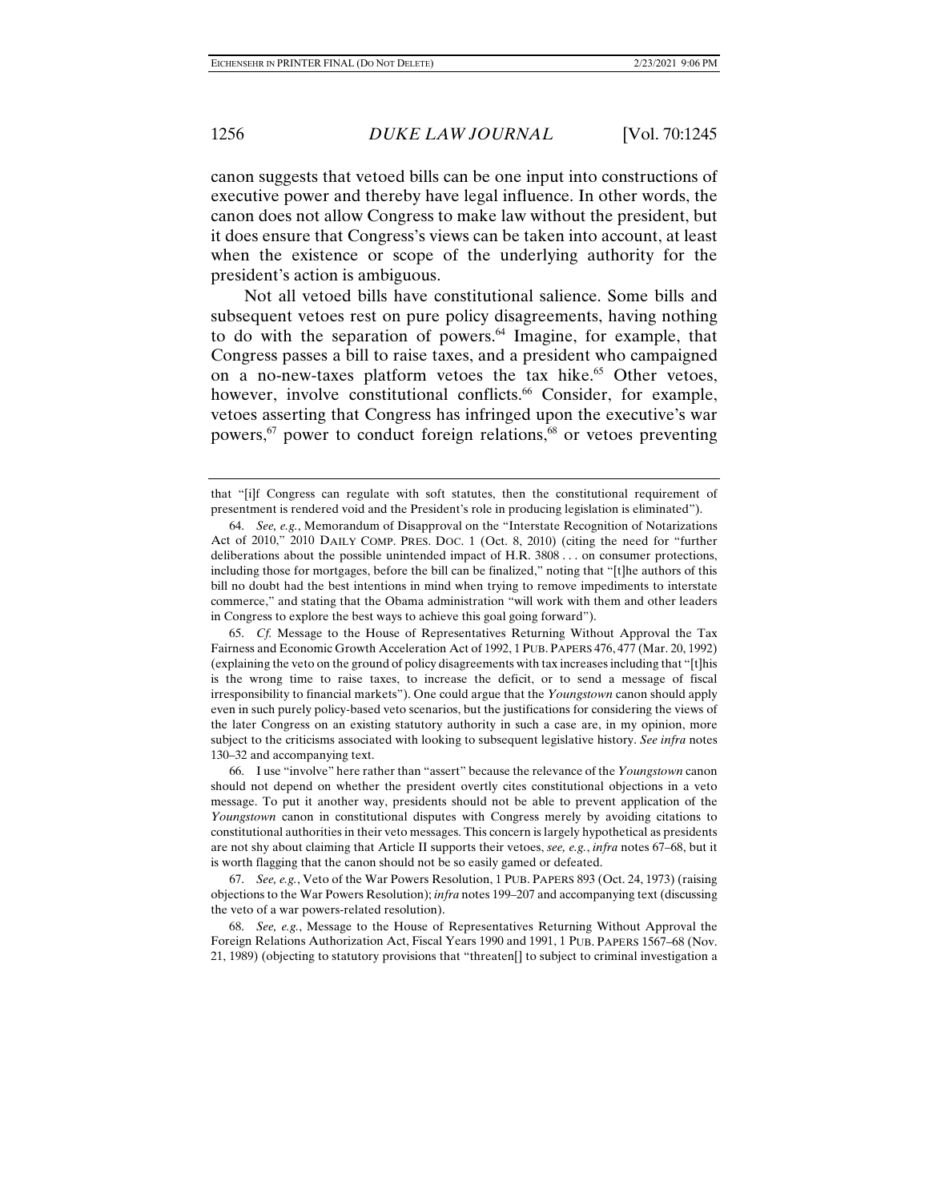canon suggests that vetoed bills can be one input into constructions of executive power and thereby have legal influence. In other words, the canon does not allow Congress to make law without the president, but it does ensure that Congress's views can be taken into account, at least when the existence or scope of the underlying authority for the president's action is ambiguous.

Not all vetoed bills have constitutional salience. Some bills and subsequent vetoes rest on pure policy disagreements, having nothing to do with the separation of powers.[64] Imagine, for example, that Congress passes a bill to raise taxes, and a president who campaigned on a no-new-taxes platform vetoes the tax hike.[65] Other vetoes, however, involve constitutional conflicts.[66] Consider, for example, vetoes asserting that Congress has infringed upon the executive's war powers,[67] power to conduct foreign relations,[68] or vetoes preventing

---

that "[i]f Congress can regulate with soft statutes, then the constitutional requirement of presentment is rendered void and the President's role in producing legislation is eliminated").

64. *See, e.g.*, Memorandum of Disapproval on the "Interstate Recognition of Notarizations Act of 2010," 2010 DAILY COMP. PRES. DOC. 1 (Oct. 8, 2010) (citing the need for "further deliberations about the possible unintended impact of H.R. 3808 . . . on consumer protections, including those for mortgages, before the bill can be finalized," noting that "[t]he authors of this bill no doubt had the best intentions in mind when trying to remove impediments to interstate commerce," and stating that the Obama administration "will work with them and other leaders in Congress to explore the best ways to achieve this goal going forward").

65. *Cf.* Message to the House of Representatives Returning Without Approval the Tax Fairness and Economic Growth Acceleration Act of 1992, 1 PUB. PAPERS 476, 477 (Mar. 20, 1992) (explaining the veto on the ground of policy disagreements with tax increases including that "[t]his is the wrong time to raise taxes, to increase the deficit, or to send a message of fiscal irresponsibility to financial markets"). One could argue that the *Youngstown* canon should apply even in such purely policy-based veto scenarios, but the justifications for considering the views of the later Congress on an existing statutory authority in such a case are, in my opinion, more subject to the criticisms associated with looking to subsequent legislative history. *See infra* notes 130–32 and accompanying text.

66. I use "involve" here rather than "assert" because the relevance of the *Youngstown* canon should not depend on whether the president overtly cites constitutional objections in a veto message. To put it another way, presidents should not be able to prevent application of the *Youngstown* canon in constitutional disputes with Congress merely by avoiding citations to constitutional authorities in their veto messages. This concern is largely hypothetical as presidents are not shy about claiming that Article II supports their vetoes, *see, e.g.*, *infra* notes 67–68, but it is worth flagging that the canon should not be so easily gamed or defeated.

67. *See, e.g.*, Veto of the War Powers Resolution, 1 PUB. PAPERS 893 (Oct. 24, 1973) (raising objections to the War Powers Resolution); *infra* notes 199–207 and accompanying text (discussing the veto of a war powers-related resolution).

68. *See, e.g.*, Message to the House of Representatives Returning Without Approval the Foreign Relations Authorization Act, Fiscal Years 1990 and 1991, 1 PUB. PAPERS 1567–68 (Nov. 21, 1989) (objecting to statutory provisions that "threaten[] to subject to criminal investigation a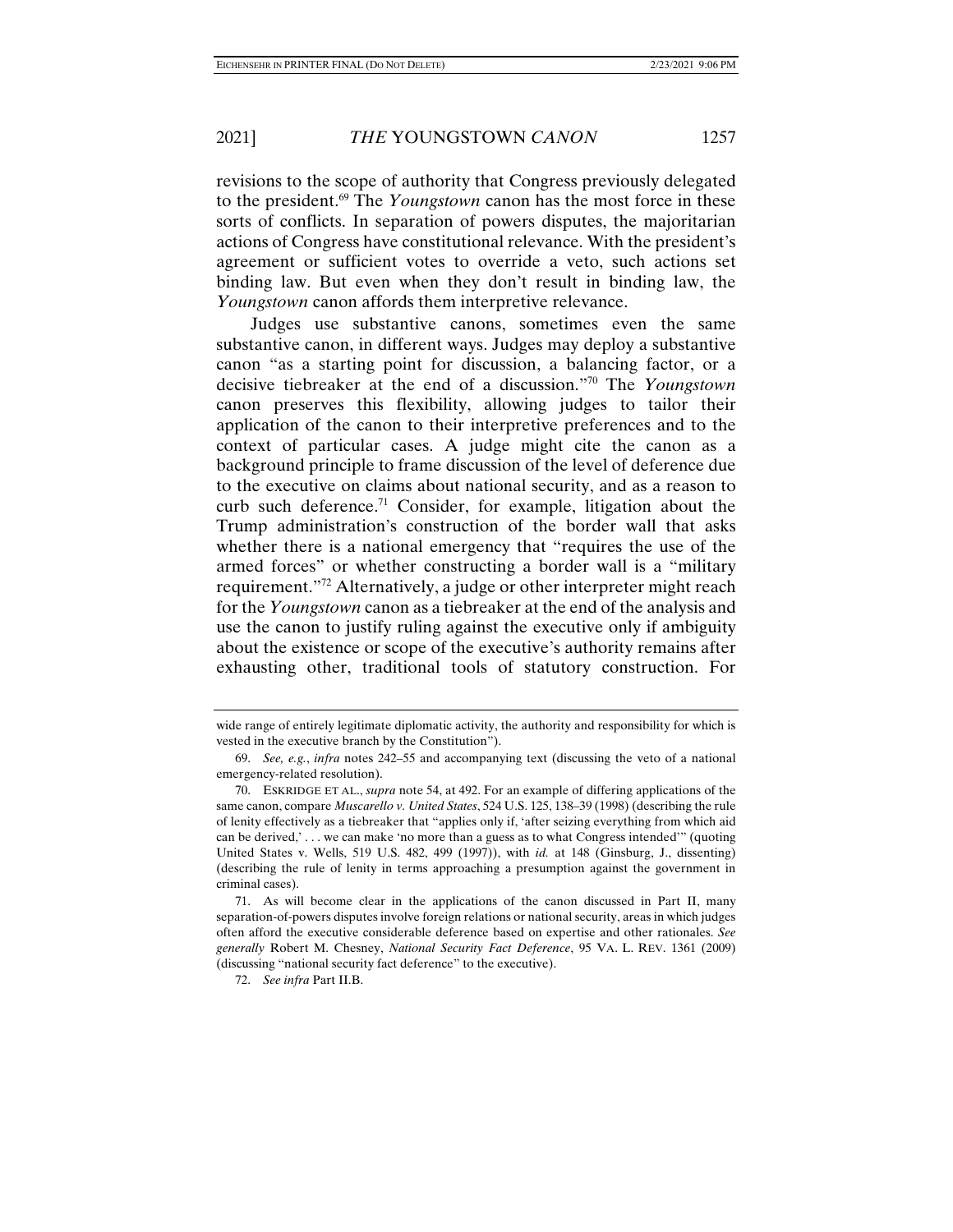revisions to the scope of authority that Congress previously delegated to the president.[69] The *Youngstown* canon has the most force in these sorts of conflicts. In separation of powers disputes, the majoritarian actions of Congress have constitutional relevance. With the president's agreement or sufficient votes to override a veto, such actions set binding law. But even when they don't result in binding law, the *Youngstown* canon affords them interpretive relevance.

Judges use substantive canons, sometimes even the same substantive canon, in different ways. Judges may deploy a substantive canon "as a starting point for discussion, a balancing factor, or a decisive tiebreaker at the end of a discussion."[70] The *Youngstown* canon preserves this flexibility, allowing judges to tailor their application of the canon to their interpretive preferences and to the context of particular cases. A judge might cite the canon as a background principle to frame discussion of the level of deference due to the executive on claims about national security, and as a reason to curb such deference.[71] Consider, for example, litigation about the Trump administration's construction of the border wall that asks whether there is a national emergency that "requires the use of the armed forces" or whether constructing a border wall is a "military requirement."[72] Alternatively, a judge or other interpreter might reach for the *Youngstown* canon as a tiebreaker at the end of the analysis and use the canon to justify ruling against the executive only if ambiguity about the existence or scope of the executive's authority remains after exhausting other, traditional tools of statutory construction. For

---

wide range of entirely legitimate diplomatic activity, the authority and responsibility for which is vested in the executive branch by the Constitution").

69. *See, e.g.*, *infra* notes 242–55 and accompanying text (discussing the veto of a national emergency-related resolution).

70. ESKRIDGE ET AL., *supra* note 54, at 492. For an example of differing applications of the same canon, compare *Muscarello v. United States*, 524 U.S. 125, 138–39 (1998) (describing the rule of lenity effectively as a tiebreaker that "applies only if, 'after seizing everything from which aid can be derived,' . . . we can make 'no more than a guess as to what Congress intended'" (quoting United States v. Wells, 519 U.S. 482, 499 (1997)), with *id.* at 148 (Ginsburg, J., dissenting) (describing the rule of lenity in terms approaching a presumption against the government in criminal cases).

71. As will become clear in the applications of the canon discussed in Part II, many separation-of-powers disputes involve foreign relations or national security, areas in which judges often afford the executive considerable deference based on expertise and other rationales. *See generally* Robert M. Chesney, *National Security Fact Deference*, 95 VA. L. REV. 1361 (2009) (discussing "national security fact deference" to the executive).

72. *See infra* Part II.B.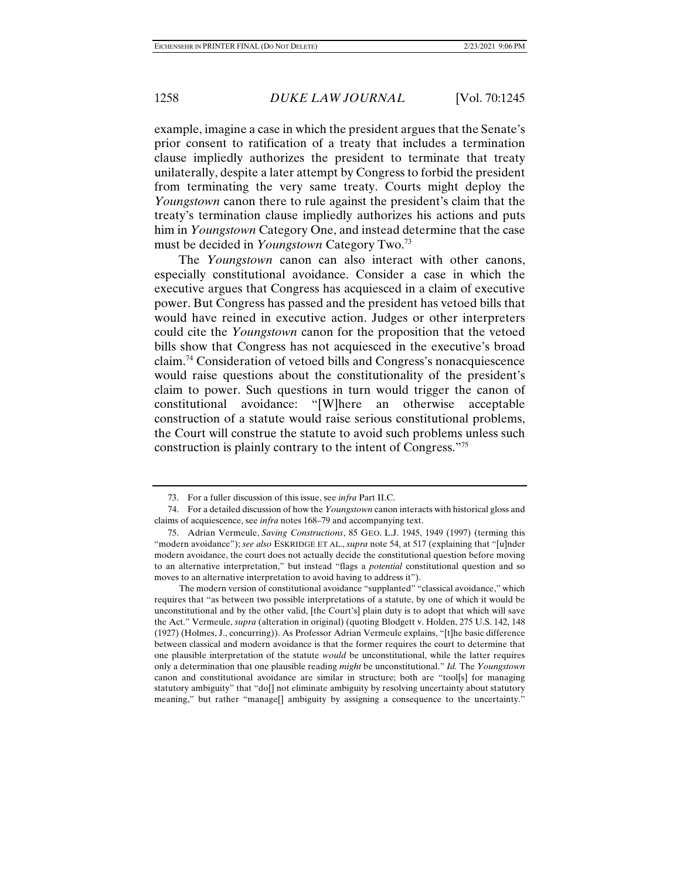example, imagine a case in which the president argues that the Senate's prior consent to ratification of a treaty that includes a termination clause impliedly authorizes the president to terminate that treaty unilaterally, despite a later attempt by Congress to forbid the president from terminating the very same treaty. Courts might deploy the *Youngstown* canon there to rule against the president's claim that the treaty's termination clause impliedly authorizes his actions and puts him in *Youngstown* Category One, and instead determine that the case must be decided in *Youngstown* Category Two.[73]

The *Youngstown* canon can also interact with other canons, especially constitutional avoidance. Consider a case in which the executive argues that Congress has acquiesced in a claim of executive power. But Congress has passed and the president has vetoed bills that would have reined in executive action. Judges or other interpreters could cite the *Youngstown* canon for the proposition that the vetoed bills show that Congress has not acquiesced in the executive's broad claim.[74] Consideration of vetoed bills and Congress's nonacquiescence would raise questions about the constitutionality of the president's claim to power. Such questions in turn would trigger the canon of constitutional avoidance: "[W]here an otherwise acceptable construction of a statute would raise serious constitutional problems, the Court will construe the statute to avoid such problems unless such construction is plainly contrary to the intent of Congress."[75]

---

73. For a fuller discussion of this issue, see *infra* Part II.C.

74. For a detailed discussion of how the *Youngstown* canon interacts with historical gloss and claims of acquiescence, see *infra* notes 168–79 and accompanying text.

75. Adrian Vermeule, *Saving Constructions*, 85 GEO. L.J. 1945, 1949 (1997) (terming this "modern avoidance"); *see also* ESKRIDGE ET AL., *supra* note 54, at 517 (explaining that "[u]nder modern avoidance, the court does not actually decide the constitutional question before moving to an alternative interpretation," but instead "flags a *potential* constitutional question and so moves to an alternative interpretation to avoid having to address it").

The modern version of constitutional avoidance "supplanted" "classical avoidance," which requires that "as between two possible interpretations of a statute, by one of which it would be unconstitutional and by the other valid, [the Court's] plain duty is to adopt that which will save the Act." Vermeule, *supra* (alteration in original) (quoting Blodgett v. Holden, 275 U.S. 142, 148 (1927) (Holmes, J., concurring)). As Professor Adrian Vermeule explains, "[t]he basic difference between classical and modern avoidance is that the former requires the court to determine that one plausible interpretation of the statute *would* be unconstitutional, while the latter requires only a determination that one plausible reading *might* be unconstitutional." *Id.* The *Youngstown* canon and constitutional avoidance are similar in structure; both are "tool[s] for managing statutory ambiguity" that "do[] not eliminate ambiguity by resolving uncertainty about statutory meaning," but rather "manage[] ambiguity by assigning a consequence to the uncertainty."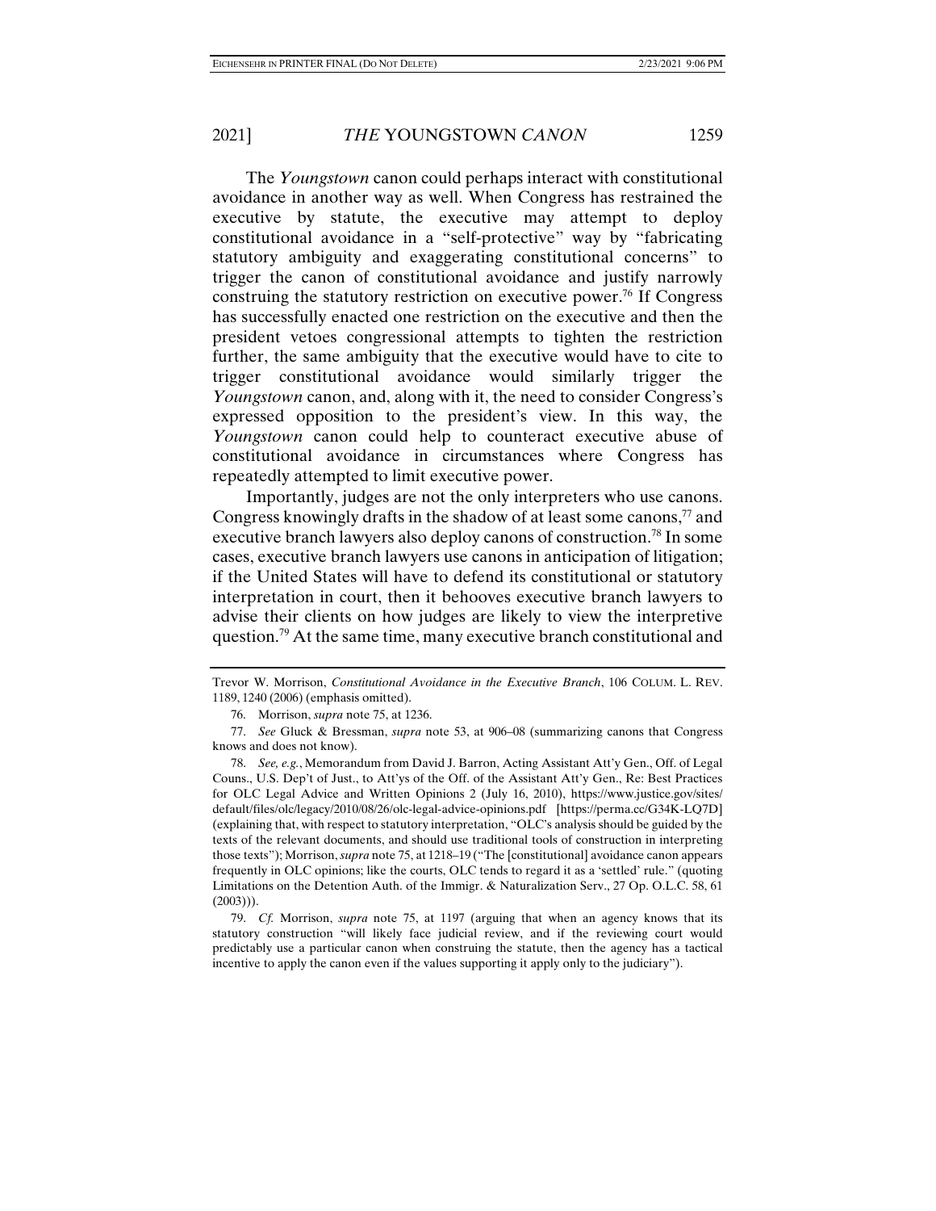The *Youngstown* canon could perhaps interact with constitutional avoidance in another way as well. When Congress has restrained the executive by statute, the executive may attempt to deploy constitutional avoidance in a "self-protective" way by "fabricating statutory ambiguity and exaggerating constitutional concerns" to trigger the canon of constitutional avoidance and justify narrowly construing the statutory restriction on executive power.[76] If Congress has successfully enacted one restriction on the executive and then the president vetoes congressional attempts to tighten the restriction further, the same ambiguity that the executive would have to cite to trigger constitutional avoidance would similarly trigger the *Youngstown* canon, and, along with it, the need to consider Congress's expressed opposition to the president's view. In this way, the *Youngstown* canon could help to counteract executive abuse of constitutional avoidance in circumstances where Congress has repeatedly attempted to limit executive power.

Importantly, judges are not the only interpreters who use canons. Congress knowingly drafts in the shadow of at least some canons,[77] and executive branch lawyers also deploy canons of construction.[78] In some cases, executive branch lawyers use canons in anticipation of litigation; if the United States will have to defend its constitutional or statutory interpretation in court, then it behooves executive branch lawyers to advise their clients on how judges are likely to view the interpretive question.[79] At the same time, many executive branch constitutional and

---

Trevor W. Morrison, *Constitutional Avoidance in the Executive Branch*, 106 COLUM. L. REV. 1189, 1240 (2006) (emphasis omitted).

76. Morrison, *supra* note 75, at 1236.

77. *See* Gluck & Bressman, *supra* note 53, at 906–08 (summarizing canons that Congress knows and does not know).

78. *See, e.g.*, Memorandum from David J. Barron, Acting Assistant Att'y Gen., Off. of Legal Couns., U.S. Dep't of Just., to Att'ys of the Off. of the Assistant Att'y Gen., Re: Best Practices for OLC Legal Advice and Written Opinions 2 (July 16, 2010), https://www.justice.gov/sites/default/files/olc/legacy/2010/08/26/olc-legal-advice-opinions.pdf [https://perma.cc/G34K-LQ7D] (explaining that, with respect to statutory interpretation, "OLC's analysis should be guided by the texts of the relevant documents, and should use traditional tools of construction in interpreting those texts"); Morrison, *supra* note 75, at 1218–19 ("The [constitutional] avoidance canon appears frequently in OLC opinions; like the courts, OLC tends to regard it as a 'settled' rule." (quoting Limitations on the Detention Auth. of the Immigr. & Naturalization Serv., 27 Op. O.L.C. 58, 61 (2003))).

79. *Cf.* Morrison, *supra* note 75, at 1197 (arguing that when an agency knows that its statutory construction "will likely face judicial review, and if the reviewing court would predictably use a particular canon when construing the statute, then the agency has a tactical incentive to apply the canon even if the values supporting it apply only to the judiciary").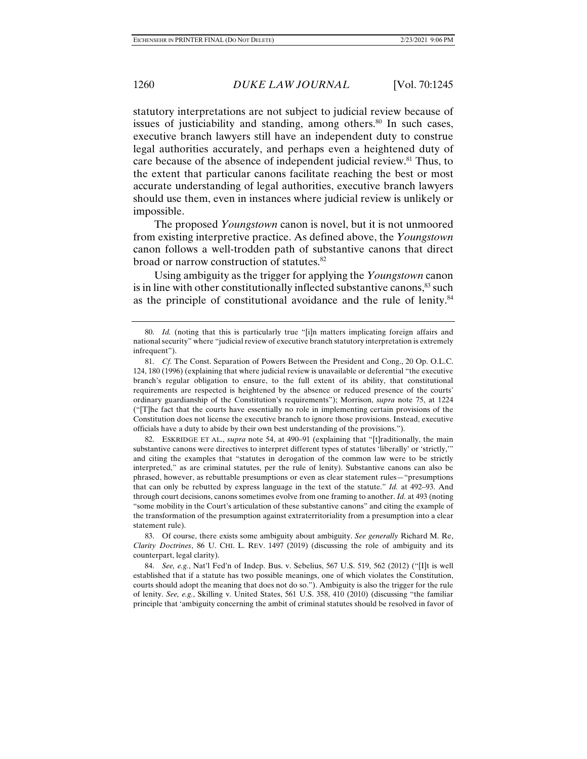statutory interpretations are not subject to judicial review because of issues of justiciability and standing, among others.[80] In such cases, executive branch lawyers still have an independent duty to construe legal authorities accurately, and perhaps even a heightened duty of care because of the absence of independent judicial review.[81] Thus, to the extent that particular canons facilitate reaching the best or most accurate understanding of legal authorities, executive branch lawyers should use them, even in instances where judicial review is unlikely or impossible.

The proposed *Youngstown* canon is novel, but it is not unmoored from existing interpretive practice. As defined above, the *Youngstown* canon follows a well-trodden path of substantive canons that direct broad or narrow construction of statutes.[82]

Using ambiguity as the trigger for applying the *Youngstown* canon is in line with other constitutionally inflected substantive canons,[83] such as the principle of constitutional avoidance and the rule of lenity.[84]

---

80. *Id.* (noting that this is particularly true "[i]n matters implicating foreign affairs and national security" where "judicial review of executive branch statutory interpretation is extremely infrequent").

81. *Cf.* The Const. Separation of Powers Between the President and Cong., 20 Op. O.L.C. 124, 180 (1996) (explaining that where judicial review is unavailable or deferential "the executive branch's regular obligation to ensure, to the full extent of its ability, that constitutional requirements are respected is heightened by the absence or reduced presence of the courts' ordinary guardianship of the Constitution's requirements"); Morrison, *supra* note 75, at 1224 ("[T]he fact that the courts have essentially no role in implementing certain provisions of the Constitution does not license the executive branch to ignore those provisions. Instead, executive officials have a duty to abide by their own best understanding of the provisions.").

82. ESKRIDGE ET AL., *supra* note 54, at 490–91 (explaining that "[t]raditionally, the main substantive canons were directives to interpret different types of statutes 'liberally' or 'strictly,'" and citing the examples that "statutes in derogation of the common law were to be strictly interpreted," as are criminal statutes, per the rule of lenity). Substantive canons can also be phrased, however, as rebuttable presumptions or even as clear statement rules—"presumptions that can only be rebutted by express language in the text of the statute." *Id.* at 492–93. And through court decisions, canons sometimes evolve from one framing to another. *Id.* at 493 (noting "some mobility in the Court's articulation of these substantive canons" and citing the example of the transformation of the presumption against extraterritoriality from a presumption into a clear statement rule).

83. Of course, there exists some ambiguity about ambiguity. *See generally* Richard M. Re, *Clarity Doctrines*, 86 U. CHI. L. REV. 1497 (2019) (discussing the role of ambiguity and its counterpart, legal clarity).

84. *See, e.g.*, Nat'l Fed'n of Indep. Bus. v. Sebelius, 567 U.S. 519, 562 (2012) ("[I]t is well established that if a statute has two possible meanings, one of which violates the Constitution, courts should adopt the meaning that does not do so."). Ambiguity is also the trigger for the rule of lenity. *See, e.g.*, Skilling v. United States, 561 U.S. 358, 410 (2010) (discussing "the familiar principle that 'ambiguity concerning the ambit of criminal statutes should be resolved in favor of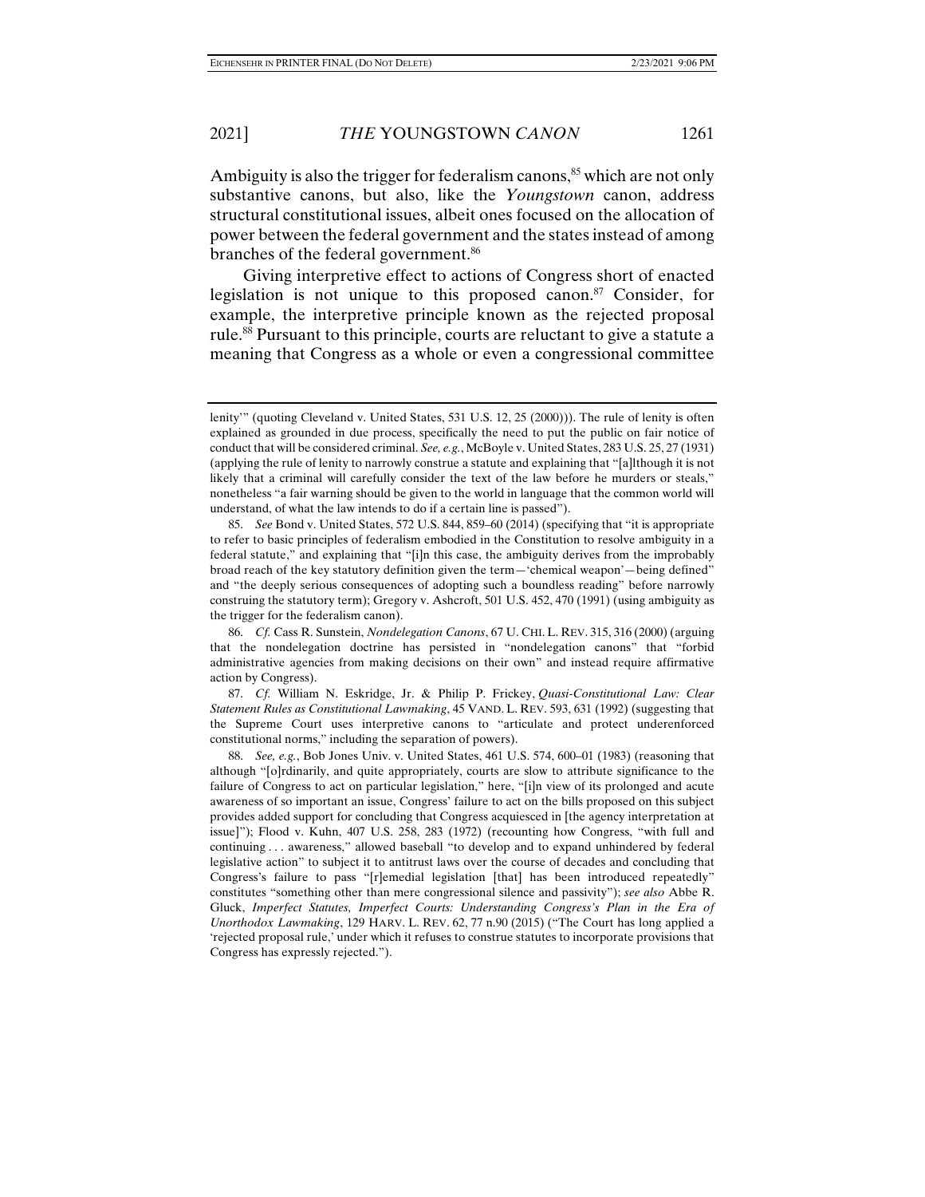Ambiguity is also the trigger for federalism canons,[85] which are not only substantive canons, but also, like the *Youngstown* canon, address structural constitutional issues, albeit ones focused on the allocation of power between the federal government and the states instead of among branches of the federal government.[86]

Giving interpretive effect to actions of Congress short of enacted legislation is not unique to this proposed canon.[87] Consider, for example, the interpretive principle known as the rejected proposal rule.[88] Pursuant to this principle, courts are reluctant to give a statute a meaning that Congress as a whole or even a congressional committee

---

lenity'" (quoting Cleveland v. United States, 531 U.S. 12, 25 (2000))). The rule of lenity is often explained as grounded in due process, specifically the need to put the public on fair notice of conduct that will be considered criminal. *See, e.g.*, McBoyle v. United States, 283 U.S. 25, 27 (1931) (applying the rule of lenity to narrowly construe a statute and explaining that "[a]lthough it is not likely that a criminal will carefully consider the text of the law before he murders or steals," nonetheless "a fair warning should be given to the world in language that the common world will understand, of what the law intends to do if a certain line is passed").

85. *See* Bond v. United States, 572 U.S. 844, 859–60 (2014) (specifying that "it is appropriate to refer to basic principles of federalism embodied in the Constitution to resolve ambiguity in a federal statute," and explaining that "[i]n this case, the ambiguity derives from the improbably broad reach of the key statutory definition given the term—'chemical weapon'—being defined" and "the deeply serious consequences of adopting such a boundless reading" before narrowly construing the statutory term); Gregory v. Ashcroft, 501 U.S. 452, 470 (1991) (using ambiguity as the trigger for the federalism canon).

86. *Cf.* Cass R. Sunstein, *Nondelegation Canons*, 67 U. CHI. L. REV. 315, 316 (2000) (arguing that the nondelegation doctrine has persisted in "nondelegation canons" that "forbid administrative agencies from making decisions on their own" and instead require affirmative action by Congress).

87. *Cf.* William N. Eskridge, Jr. & Philip P. Frickey, *Quasi-Constitutional Law: Clear Statement Rules as Constitutional Lawmaking*, 45 VAND. L. REV. 593, 631 (1992) (suggesting that the Supreme Court uses interpretive canons to "articulate and protect underenforced constitutional norms," including the separation of powers).

88. *See, e.g.*, Bob Jones Univ. v. United States, 461 U.S. 574, 600–01 (1983) (reasoning that although "[o]rdinarily, and quite appropriately, courts are slow to attribute significance to the failure of Congress to act on particular legislation," here, "[i]n view of its prolonged and acute awareness of so important an issue, Congress' failure to act on the bills proposed on this subject provides added support for concluding that Congress acquiesced in [the agency interpretation at issue]"); Flood v. Kuhn, 407 U.S. 258, 283 (1972) (recounting how Congress, "with full and continuing . . . awareness," allowed baseball "to develop and to expand unhindered by federal legislative action" to subject it to antitrust laws over the course of decades and concluding that Congress's failure to pass "[r]emedial legislation [that] has been introduced repeatedly" constitutes "something other than mere congressional silence and passivity"); *see also* Abbe R. Gluck, *Imperfect Statutes, Imperfect Courts: Understanding Congress's Plan in the Era of Unorthodox Lawmaking*, 129 HARV. L. REV. 62, 77 n.90 (2015) ("The Court has long applied a 'rejected proposal rule,' under which it refuses to construe statutes to incorporate provisions that Congress has expressly rejected.").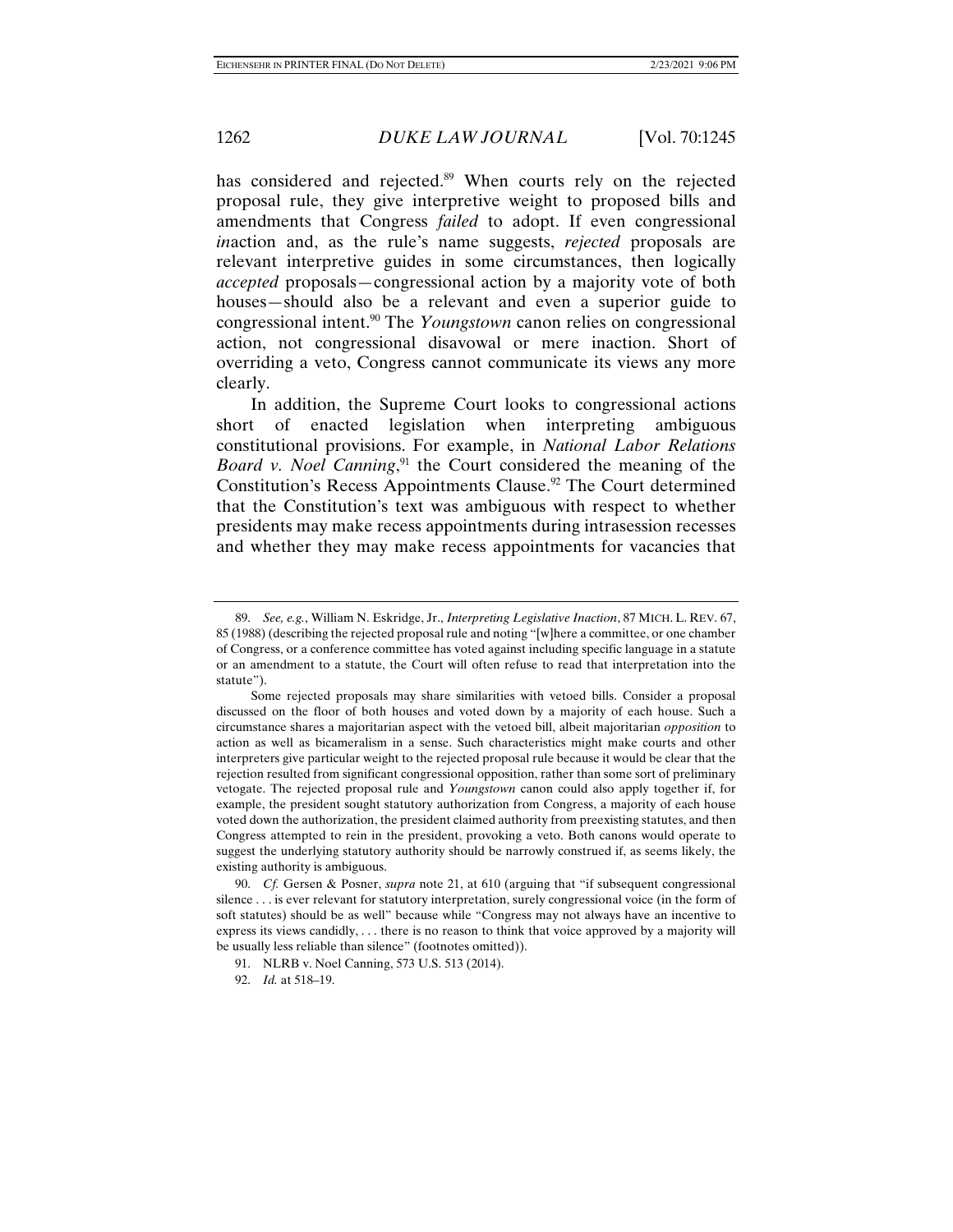has considered and rejected.[89] When courts rely on the rejected proposal rule, they give interpretive weight to proposed bills and amendments that Congress *failed* to adopt. If even congressional *in*action and, as the rule's name suggests, *rejected* proposals are relevant interpretive guides in some circumstances, then logically *accepted* proposals—congressional action by a majority vote of both houses—should also be a relevant and even a superior guide to congressional intent.[90] The *Youngstown* canon relies on congressional action, not congressional disavowal or mere inaction. Short of overriding a veto, Congress cannot communicate its views any more clearly.

In addition, the Supreme Court looks to congressional actions short of enacted legislation when interpreting ambiguous constitutional provisions. For example, in *National Labor Relations Board v. Noel Canning*,[91] the Court considered the meaning of the Constitution's Recess Appointments Clause.[92] The Court determined that the Constitution's text was ambiguous with respect to whether presidents may make recess appointments during intrasession recesses and whether they may make recess appointments for vacancies that

---

89. *See, e.g.*, William N. Eskridge, Jr., *Interpreting Legislative Inaction*, 87 MICH. L. REV. 67, 85 (1988) (describing the rejected proposal rule and noting "[w]here a committee, or one chamber of Congress, or a conference committee has voted against including specific language in a statute or an amendment to a statute, the Court will often refuse to read that interpretation into the statute").

Some rejected proposals may share similarities with vetoed bills. Consider a proposal discussed on the floor of both houses and voted down by a majority of each house. Such a circumstance shares a majoritarian aspect with the vetoed bill, albeit majoritarian *opposition* to action as well as bicameralism in a sense. Such characteristics might make courts and other interpreters give particular weight to the rejected proposal rule because it would be clear that the rejection resulted from significant congressional opposition, rather than some sort of preliminary vetogate. The rejected proposal rule and *Youngstown* canon could also apply together if, for example, the president sought statutory authorization from Congress, a majority of each house voted down the authorization, the president claimed authority from preexisting statutes, and then Congress attempted to rein in the president, provoking a veto. Both canons would operate to suggest the underlying statutory authority should be narrowly construed if, as seems likely, the existing authority is ambiguous.

90. *Cf.* Gersen & Posner, *supra* note 21, at 610 (arguing that "if subsequent congressional silence . . . is ever relevant for statutory interpretation, surely congressional voice (in the form of soft statutes) should be as well" because while "Congress may not always have an incentive to express its views candidly, . . . there is no reason to think that voice approved by a majority will be usually less reliable than silence" (footnotes omitted)).

91. NLRB v. Noel Canning, 573 U.S. 513 (2014).

92. *Id.* at 518–19.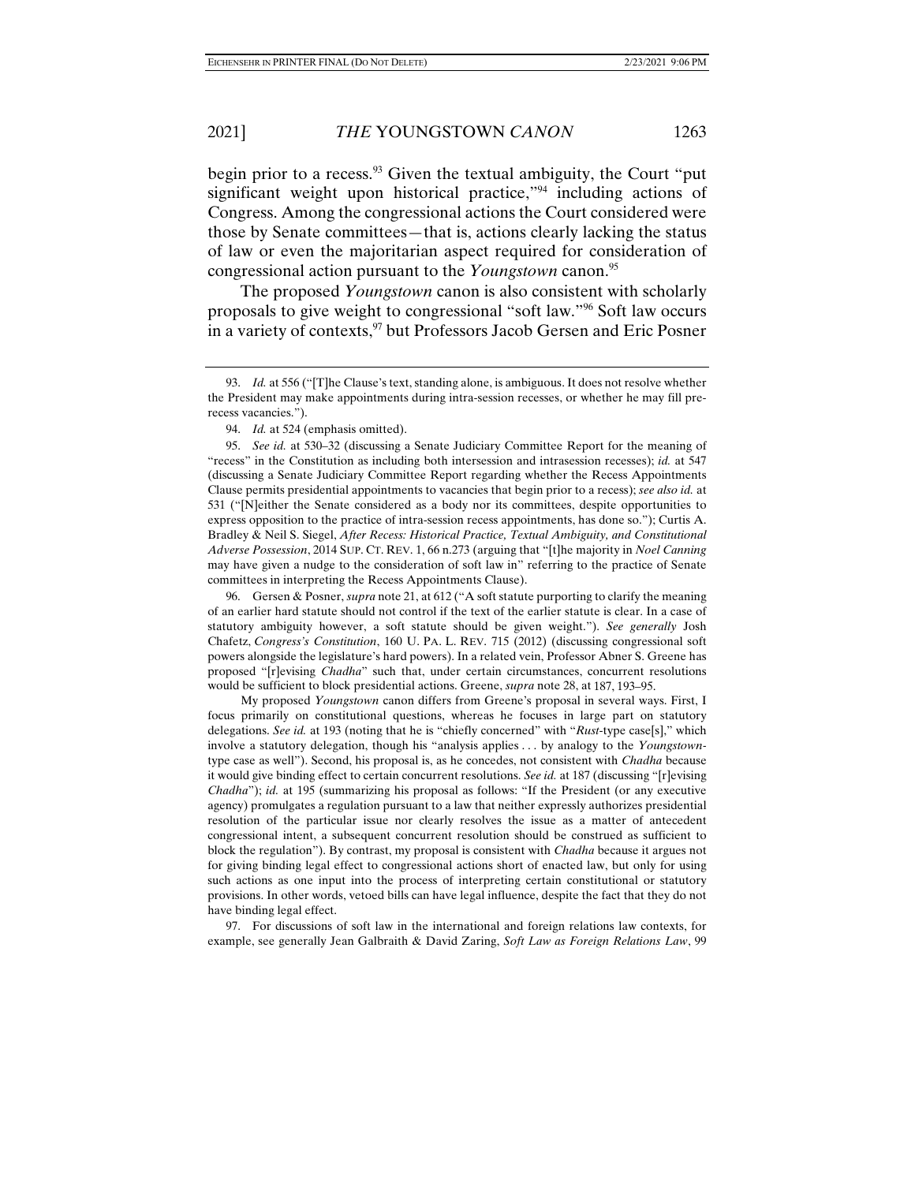begin prior to a recess.[93] Given the textual ambiguity, the Court "put significant weight upon historical practice,"[94] including actions of Congress. Among the congressional actions the Court considered were those by Senate committees—that is, actions clearly lacking the status of law or even the majoritarian aspect required for consideration of congressional action pursuant to the *Youngstown* canon.[95]

The proposed *Youngstown* canon is also consistent with scholarly proposals to give weight to congressional "soft law."[96] Soft law occurs in a variety of contexts,[97] but Professors Jacob Gersen and Eric Posner

---

93. *Id.* at 556 ("[T]he Clause's text, standing alone, is ambiguous. It does not resolve whether the President may make appointments during intra-session recesses, or whether he may fill pre-recess vacancies.").

94. *Id.* at 524 (emphasis omitted).

95. *See id.* at 530–32 (discussing a Senate Judiciary Committee Report for the meaning of "recess" in the Constitution as including both intersession and intrasession recesses); *id.* at 547 (discussing a Senate Judiciary Committee Report regarding whether the Recess Appointments Clause permits presidential appointments to vacancies that begin prior to a recess); *see also id.* at 531 ("[N]either the Senate considered as a body nor its committees, despite opportunities to express opposition to the practice of intra-session recess appointments, has done so."); Curtis A. Bradley & Neil S. Siegel, *After Recess: Historical Practice, Textual Ambiguity, and Constitutional Adverse Possession*, 2014 SUP. CT. REV. 1, 66 n.273 (arguing that "[t]he majority in *Noel Canning* may have given a nudge to the consideration of soft law in" referring to the practice of Senate committees in interpreting the Recess Appointments Clause).

96. Gersen & Posner, *supra* note 21, at 612 ("A soft statute purporting to clarify the meaning of an earlier hard statute should not control if the text of the earlier statute is clear. In a case of statutory ambiguity however, a soft statute should be given weight."). *See generally* Josh Chafetz, *Congress's Constitution*, 160 U. PA. L. REV. 715 (2012) (discussing congressional soft powers alongside the legislature's hard powers). In a related vein, Professor Abner S. Greene has proposed "[r]evising *Chadha*" such that, under certain circumstances, concurrent resolutions would be sufficient to block presidential actions. Greene, *supra* note 28, at 187, 193–95.

My proposed *Youngstown* canon differs from Greene's proposal in several ways. First, I focus primarily on constitutional questions, whereas he focuses in large part on statutory delegations. *See id.* at 193 (noting that he is "chiefly concerned" with "*Rust*-type case[s]," which involve a statutory delegation, though his "analysis applies . . . by analogy to the *Youngstown*-type case as well"). Second, his proposal is, as he concedes, not consistent with *Chadha* because it would give binding effect to certain concurrent resolutions. *See id.* at 187 (discussing "[r]evising *Chadha*"); *id.* at 195 (summarizing his proposal as follows: "If the President (or any executive agency) promulgates a regulation pursuant to a law that neither expressly authorizes presidential resolution of the particular issue nor clearly resolves the issue as a matter of antecedent congressional intent, a subsequent concurrent resolution should be construed as sufficient to block the regulation"). By contrast, my proposal is consistent with *Chadha* because it argues not for giving binding legal effect to congressional actions short of enacted law, but only for using such actions as one input into the process of interpreting certain constitutional or statutory provisions. In other words, vetoed bills can have legal influence, despite the fact that they do not have binding legal effect.

97. For discussions of soft law in the international and foreign relations law contexts, for example, see generally Jean Galbraith & David Zaring, *Soft Law as Foreign Relations Law*, 99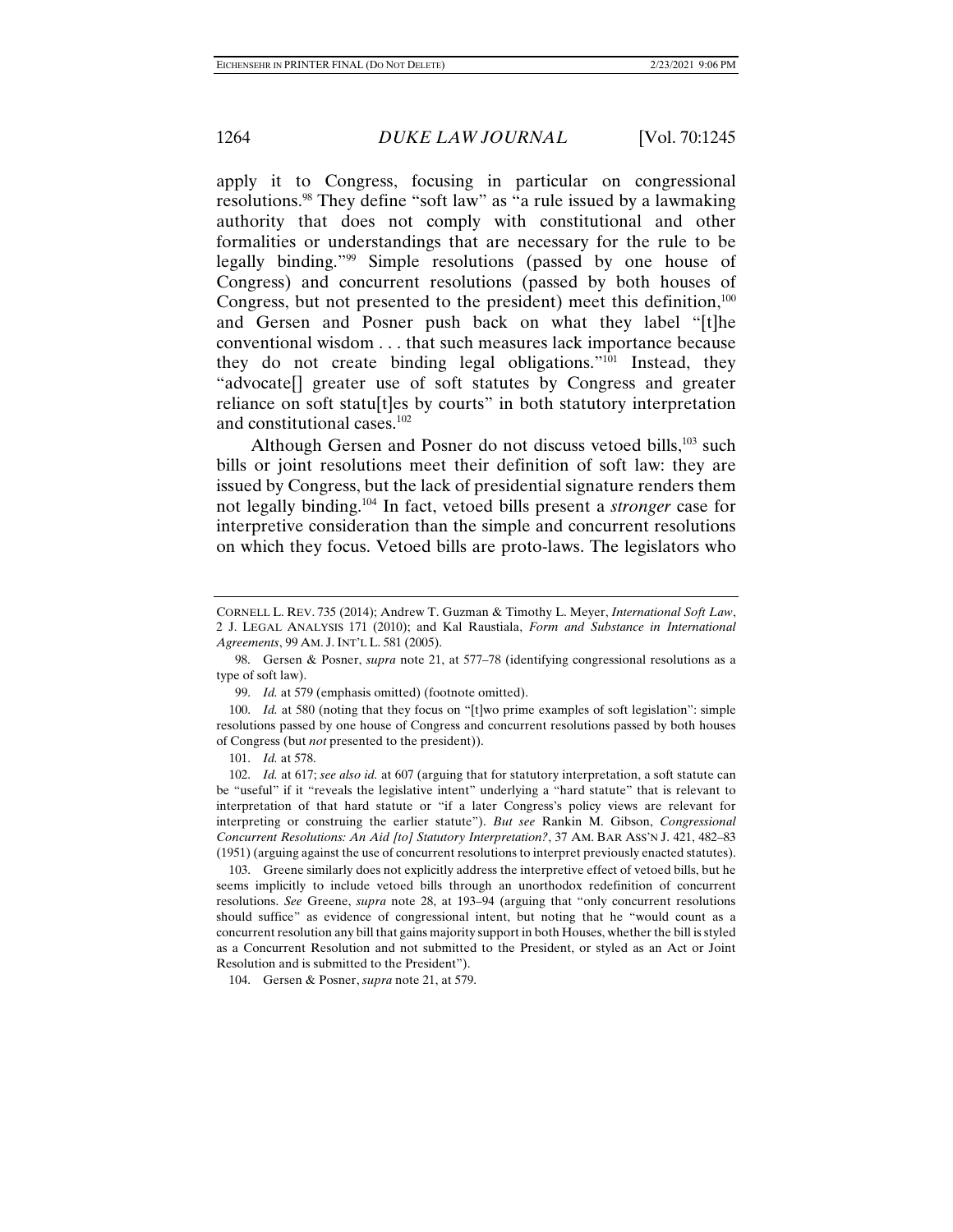apply it to Congress, focusing in particular on congressional resolutions.[98] They define "soft law" as "a rule issued by a lawmaking authority that does not comply with constitutional and other formalities or understandings that are necessary for the rule to be legally binding."[99] Simple resolutions (passed by one house of Congress) and concurrent resolutions (passed by both houses of Congress, but not presented to the president) meet this definition,[100] and Gersen and Posner push back on what they label "[t]he conventional wisdom . . . that such measures lack importance because they do not create binding legal obligations."[101] Instead, they "advocate[] greater use of soft statutes by Congress and greater reliance on soft statu[t]es by courts" in both statutory interpretation and constitutional cases.[102]

Although Gersen and Posner do not discuss vetoed bills,[103] such bills or joint resolutions meet their definition of soft law: they are issued by Congress, but the lack of presidential signature renders them not legally binding.[104] In fact, vetoed bills present a *stronger* case for interpretive consideration than the simple and concurrent resolutions on which they focus. Vetoed bills are proto-laws. The legislators who

---

CORNELL L. REV. 735 (2014); Andrew T. Guzman & Timothy L. Meyer, *International Soft Law*, 2 J. LEGAL ANALYSIS 171 (2010); and Kal Raustiala, *Form and Substance in International Agreements*, 99 AM. J. INT'L L. 581 (2005).

98. Gersen & Posner, *supra* note 21, at 577–78 (identifying congressional resolutions as a type of soft law).

99. *Id.* at 579 (emphasis omitted) (footnote omitted).

100. *Id.* at 580 (noting that they focus on "[t]wo prime examples of soft legislation": simple resolutions passed by one house of Congress and concurrent resolutions passed by both houses of Congress (but *not* presented to the president)).

101. *Id.* at 578.

102. *Id.* at 617; *see also id.* at 607 (arguing that for statutory interpretation, a soft statute can be "useful" if it "reveals the legislative intent" underlying a "hard statute" that is relevant to interpretation of that hard statute or "if a later Congress's policy views are relevant for interpreting or construing the earlier statute"). *But see* Rankin M. Gibson, *Congressional Concurrent Resolutions: An Aid [to] Statutory Interpretation?*, 37 AM. BAR ASS'N J. 421, 482–83 (1951) (arguing against the use of concurrent resolutions to interpret previously enacted statutes).

103. Greene similarly does not explicitly address the interpretive effect of vetoed bills, but he seems implicitly to include vetoed bills through an unorthodox redefinition of concurrent resolutions. *See* Greene, *supra* note 28, at 193–94 (arguing that "only concurrent resolutions should suffice" as evidence of congressional intent, but noting that he "would count as a concurrent resolution any bill that gains majority support in both Houses, whether the bill is styled as a Concurrent Resolution and not submitted to the President, or styled as an Act or Joint Resolution and is submitted to the President").

104. Gersen & Posner, *supra* note 21, at 579.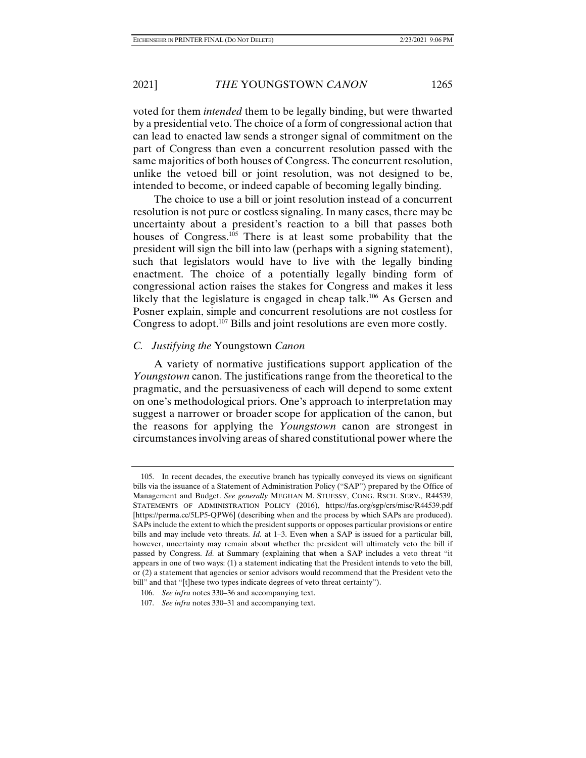voted for them *intended* them to be legally binding, but were thwarted by a presidential veto. The choice of a form of congressional action that can lead to enacted law sends a stronger signal of commitment on the part of Congress than even a concurrent resolution passed with the same majorities of both houses of Congress. The concurrent resolution, unlike the vetoed bill or joint resolution, was not designed to be, intended to become, or indeed capable of becoming legally binding.

The choice to use a bill or joint resolution instead of a concurrent resolution is not pure or costless signaling. In many cases, there may be uncertainty about a president's reaction to a bill that passes both houses of Congress.[105] There is at least some probability that the president will sign the bill into law (perhaps with a signing statement), such that legislators would have to live with the legally binding enactment. The choice of a potentially legally binding form of congressional action raises the stakes for Congress and makes it less likely that the legislature is engaged in cheap talk.[106] As Gersen and Posner explain, simple and concurrent resolutions are not costless for Congress to adopt.[107] Bills and joint resolutions are even more costly.

### *C. Justifying the* Youngstown *Canon*

A variety of normative justifications support application of the *Youngstown* canon. The justifications range from the theoretical to the pragmatic, and the persuasiveness of each will depend to some extent on one's methodological priors. One's approach to interpretation may suggest a narrower or broader scope for application of the canon, but the reasons for applying the *Youngstown* canon are strongest in circumstances involving areas of shared constitutional power where the

---

105. In recent decades, the executive branch has typically conveyed its views on significant bills via the issuance of a Statement of Administration Policy ("SAP") prepared by the Office of Management and Budget. *See generally* MEGHAN M. STUESSY, CONG. RSCH. SERV., R44539, STATEMENTS OF ADMINISTRATION POLICY (2016), https://fas.org/sgp/crs/misc/R44539.pdf [https://perma.cc/5LP5-QPW6] (describing when and the process by which SAPs are produced). SAPs include the extent to which the president supports or opposes particular provisions or entire bills and may include veto threats. *Id.* at 1–3. Even when a SAP is issued for a particular bill, however, uncertainty may remain about whether the president will ultimately veto the bill if passed by Congress. *Id.* at Summary (explaining that when a SAP includes a veto threat "it appears in one of two ways: (1) a statement indicating that the President intends to veto the bill, or (2) a statement that agencies or senior advisors would recommend that the President veto the bill" and that "[t]hese two types indicate degrees of veto threat certainty").

106. *See infra* notes 330–36 and accompanying text.

107. *See infra* notes 330–31 and accompanying text.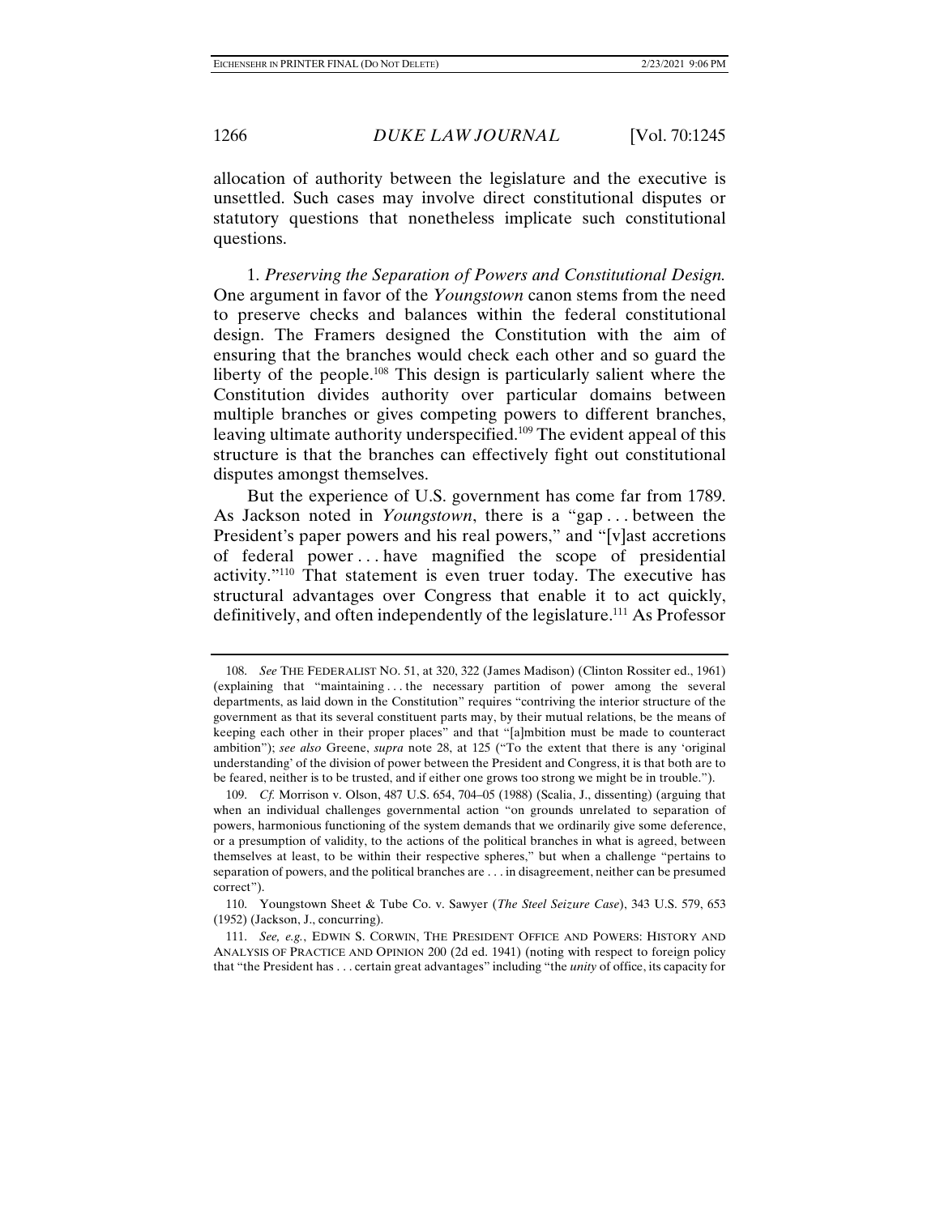allocation of authority between the legislature and the executive is unsettled. Such cases may involve direct constitutional disputes or statutory questions that nonetheless implicate such constitutional questions.

1. *Preserving the Separation of Powers and Constitutional Design.* One argument in favor of the *Youngstown* canon stems from the need to preserve checks and balances within the federal constitutional design. The Framers designed the Constitution with the aim of ensuring that the branches would check each other and so guard the liberty of the people.[108] This design is particularly salient where the Constitution divides authority over particular domains between multiple branches or gives competing powers to different branches, leaving ultimate authority underspecified.[109] The evident appeal of this structure is that the branches can effectively fight out constitutional disputes amongst themselves.

But the experience of U.S. government has come far from 1789. As Jackson noted in *Youngstown*, there is a "gap . . . between the President's paper powers and his real powers," and "[v]ast accretions of federal power . . . have magnified the scope of presidential activity."[110] That statement is even truer today. The executive has structural advantages over Congress that enable it to act quickly, definitively, and often independently of the legislature.[111] As Professor

---

108. *See* THE FEDERALIST NO. 51, at 320, 322 (James Madison) (Clinton Rossiter ed., 1961) (explaining that "maintaining . . . the necessary partition of power among the several departments, as laid down in the Constitution" requires "contriving the interior structure of the government as that its several constituent parts may, by their mutual relations, be the means of keeping each other in their proper places" and that "[a]mbition must be made to counteract ambition"); *see also* Greene, *supra* note 28, at 125 ("To the extent that there is any 'original understanding' of the division of power between the President and Congress, it is that both are to be feared, neither is to be trusted, and if either one grows too strong we might be in trouble.").

109. *Cf.* Morrison v. Olson, 487 U.S. 654, 704–05 (1988) (Scalia, J., dissenting) (arguing that when an individual challenges governmental action "on grounds unrelated to separation of powers, harmonious functioning of the system demands that we ordinarily give some deference, or a presumption of validity, to the actions of the political branches in what is agreed, between themselves at least, to be within their respective spheres," but when a challenge "pertains to separation of powers, and the political branches are . . . in disagreement, neither can be presumed correct").

110. Youngstown Sheet & Tube Co. v. Sawyer (*The Steel Seizure Case*), 343 U.S. 579, 653 (1952) (Jackson, J., concurring).

111. *See, e.g.*, EDWIN S. CORWIN, THE PRESIDENT OFFICE AND POWERS: HISTORY AND ANALYSIS OF PRACTICE AND OPINION 200 (2d ed. 1941) (noting with respect to foreign policy that "the President has . . . certain great advantages" including "the *unity* of office, its capacity for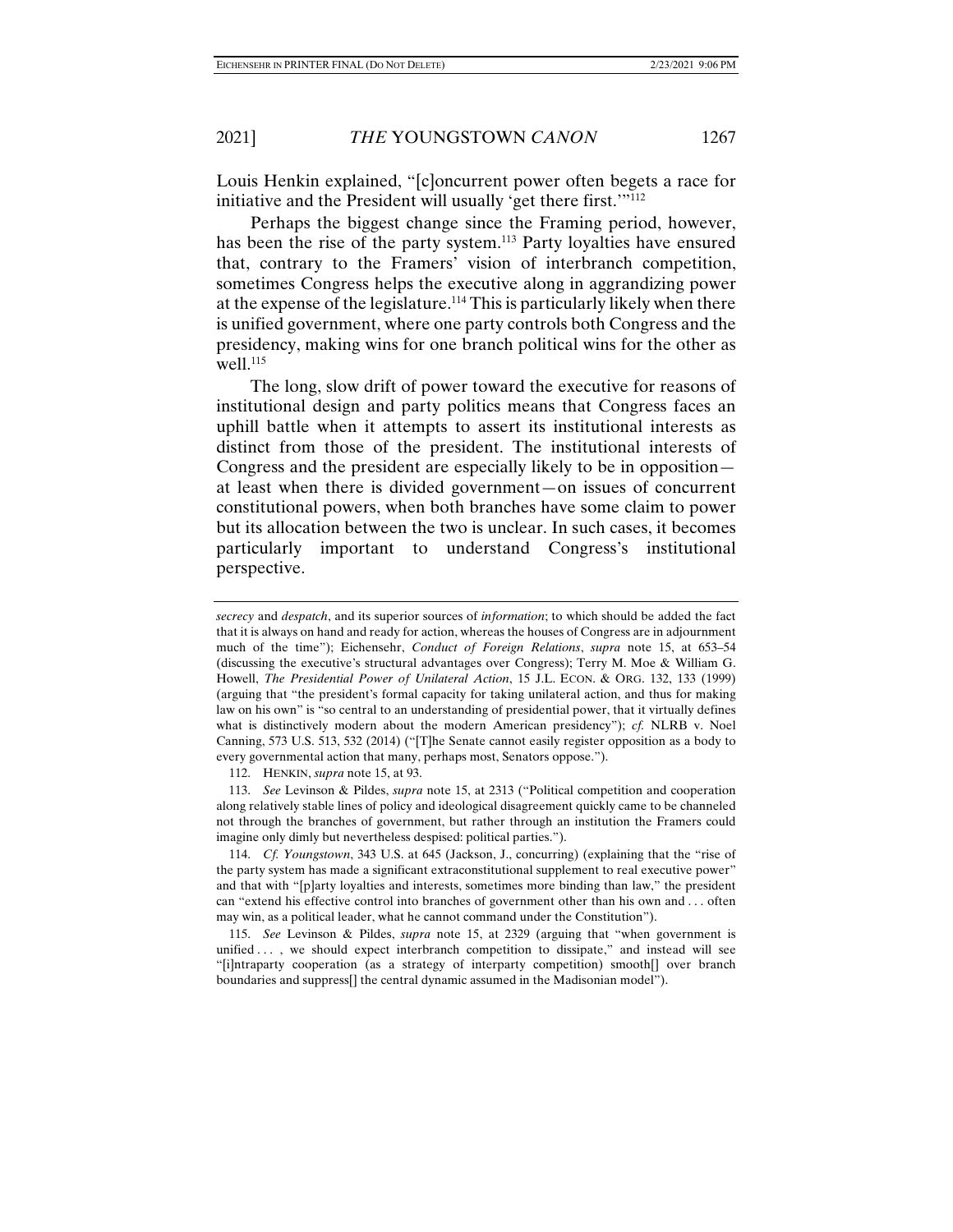Louis Henkin explained, "[c]oncurrent power often begets a race for initiative and the President will usually 'get there first.'"[112]

Perhaps the biggest change since the Framing period, however, has been the rise of the party system.[113] Party loyalties have ensured that, contrary to the Framers' vision of interbranch competition, sometimes Congress helps the executive along in aggrandizing power at the expense of the legislature.[114] This is particularly likely when there is unified government, where one party controls both Congress and the presidency, making wins for one branch political wins for the other as well.[115]

The long, slow drift of power toward the executive for reasons of institutional design and party politics means that Congress faces an uphill battle when it attempts to assert its institutional interests as distinct from those of the president. The institutional interests of Congress and the president are especially likely to be in opposition—at least when there is divided government—on issues of concurrent constitutional powers, when both branches have some claim to power but its allocation between the two is unclear. In such cases, it becomes particularly important to understand Congress's institutional perspective.

---

*secrecy* and *despatch*, and its superior sources of *information*; to which should be added the fact that it is always on hand and ready for action, whereas the houses of Congress are in adjournment much of the time"); Eichensehr, *Conduct of Foreign Relations*, *supra* note 15, at 653–54 (discussing the executive's structural advantages over Congress); Terry M. Moe & William G. Howell, *The Presidential Power of Unilateral Action*, 15 J.L. ECON. & ORG. 132, 133 (1999) (arguing that "the president's formal capacity for taking unilateral action, and thus for making law on his own" is "so central to an understanding of presidential power, that it virtually defines what is distinctively modern about the modern American presidency"); *cf.* NLRB v. Noel Canning, 573 U.S. 513, 532 (2014) ("[T]he Senate cannot easily register opposition as a body to every governmental action that many, perhaps most, Senators oppose.").

112. HENKIN, *supra* note 15, at 93.

113. *See* Levinson & Pildes, *supra* note 15, at 2313 ("Political competition and cooperation along relatively stable lines of policy and ideological disagreement quickly came to be channeled not through the branches of government, but rather through an institution the Framers could imagine only dimly but nevertheless despised: political parties.").

114. *Cf. Youngstown*, 343 U.S. at 645 (Jackson, J., concurring) (explaining that the "rise of the party system has made a significant extraconstitutional supplement to real executive power" and that with "[p]arty loyalties and interests, sometimes more binding than law," the president can "extend his effective control into branches of government other than his own and . . . often may win, as a political leader, what he cannot command under the Constitution").

115. *See* Levinson & Pildes, *supra* note 15, at 2329 (arguing that "when government is unified . . . , we should expect interbranch competition to dissipate," and instead will see "[i]ntraparty cooperation (as a strategy of interparty competition) smooth[] over branch boundaries and suppress[] the central dynamic assumed in the Madisonian model").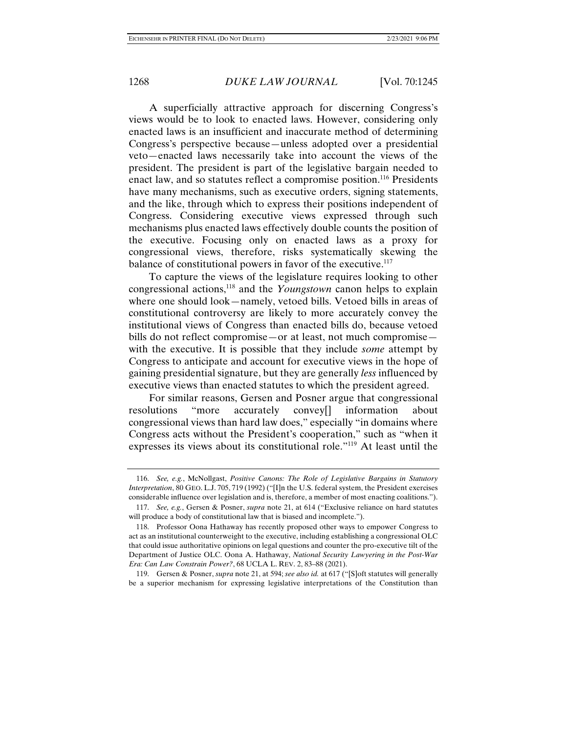A superficially attractive approach for discerning Congress's views would be to look to enacted laws. However, considering only enacted laws is an insufficient and inaccurate method of determining Congress's perspective because—unless adopted over a presidential veto—enacted laws necessarily take into account the views of the president. The president is part of the legislative bargain needed to enact law, and so statutes reflect a compromise position.[116] Presidents have many mechanisms, such as executive orders, signing statements, and the like, through which to express their positions independent of Congress. Considering executive views expressed through such mechanisms plus enacted laws effectively double counts the position of the executive. Focusing only on enacted laws as a proxy for congressional views, therefore, risks systematically skewing the balance of constitutional powers in favor of the executive.[117]

To capture the views of the legislature requires looking to other congressional actions,[118] and the *Youngstown* canon helps to explain where one should look—namely, vetoed bills. Vetoed bills in areas of constitutional controversy are likely to more accurately convey the institutional views of Congress than enacted bills do, because vetoed bills do not reflect compromise—or at least, not much compromise—with the executive. It is possible that they include *some* attempt by Congress to anticipate and account for executive views in the hope of gaining presidential signature, but they are generally *less* influenced by executive views than enacted statutes to which the president agreed.

For similar reasons, Gersen and Posner argue that congressional resolutions "more accurately convey[] information about congressional views than hard law does," especially "in domains where Congress acts without the President's cooperation," such as "when it expresses its views about its constitutional role."[119] At least until the

---

116. *See, e.g.*, McNollgast, *Positive Canons: The Role of Legislative Bargains in Statutory Interpretation*, 80 GEO. L.J. 705, 719 (1992) ("[I]n the U.S. federal system, the President exercises considerable influence over legislation and is, therefore, a member of most enacting coalitions.").

117. *See, e.g.*, Gersen & Posner, *supra* note 21, at 614 ("Exclusive reliance on hard statutes will produce a body of constitutional law that is biased and incomplete.").

118. Professor Oona Hathaway has recently proposed other ways to empower Congress to act as an institutional counterweight to the executive, including establishing a congressional OLC that could issue authoritative opinions on legal questions and counter the pro-executive tilt of the Department of Justice OLC. Oona A. Hathaway, *National Security Lawyering in the Post-War Era: Can Law Constrain Power?*, 68 UCLA L. REV. 2, 83–88 (2021).

119. Gersen & Posner, *supra* note 21, at 594; *see also id.* at 617 ("[S]oft statutes will generally be a superior mechanism for expressing legislative interpretations of the Constitution than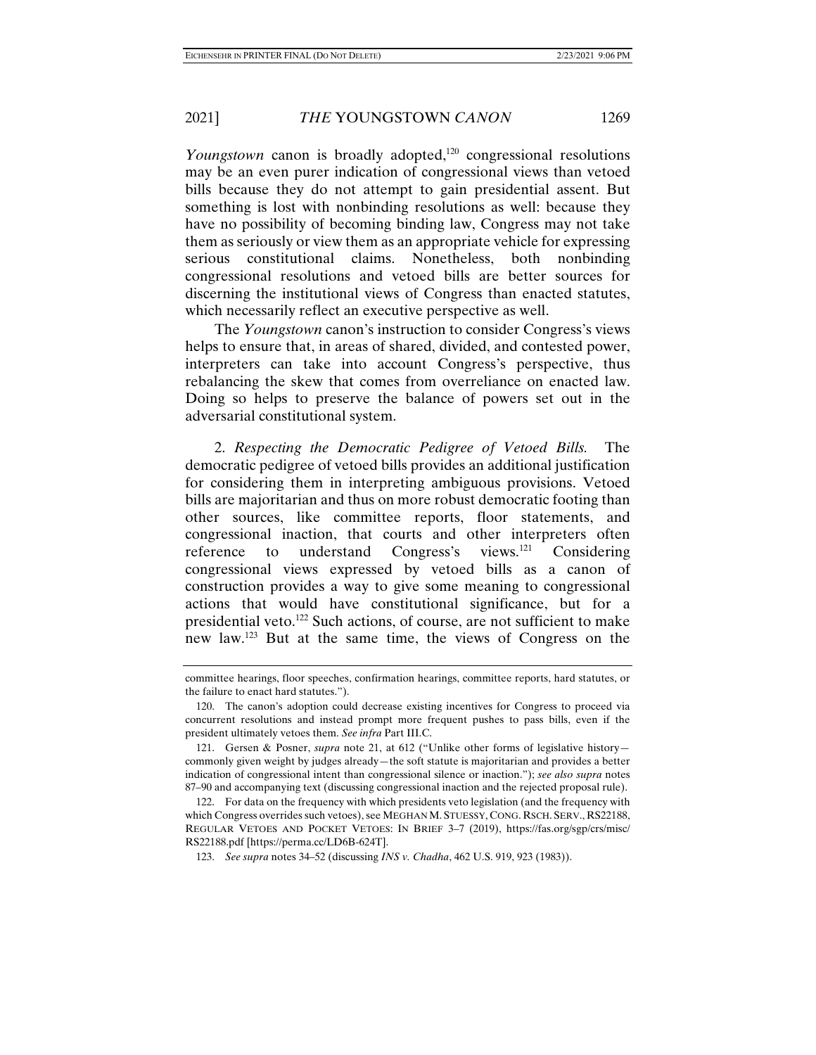*Youngstown* canon is broadly adopted,[120] congressional resolutions may be an even purer indication of congressional views than vetoed bills because they do not attempt to gain presidential assent. But something is lost with nonbinding resolutions as well: because they have no possibility of becoming binding law, Congress may not take them as seriously or view them as an appropriate vehicle for expressing serious constitutional claims. Nonetheless, both nonbinding congressional resolutions and vetoed bills are better sources for discerning the institutional views of Congress than enacted statutes, which necessarily reflect an executive perspective as well.

The *Youngstown* canon's instruction to consider Congress's views helps to ensure that, in areas of shared, divided, and contested power, interpreters can take into account Congress's perspective, thus rebalancing the skew that comes from overreliance on enacted law. Doing so helps to preserve the balance of powers set out in the adversarial constitutional system.

2. *Respecting the Democratic Pedigree of Vetoed Bills.* The democratic pedigree of vetoed bills provides an additional justification for considering them in interpreting ambiguous provisions. Vetoed bills are majoritarian and thus on more robust democratic footing than other sources, like committee reports, floor statements, and congressional inaction, that courts and other interpreters often reference to understand Congress's views.[121] Considering congressional views expressed by vetoed bills as a canon of construction provides a way to give some meaning to congressional actions that would have constitutional significance, but for a presidential veto.[122] Such actions, of course, are not sufficient to make new law.[123] But at the same time, the views of Congress on the

---

committee hearings, floor speeches, confirmation hearings, committee reports, hard statutes, or the failure to enact hard statutes.").

120. The canon's adoption could decrease existing incentives for Congress to proceed via concurrent resolutions and instead prompt more frequent pushes to pass bills, even if the president ultimately vetoes them. *See infra* Part III.C.

121. Gersen & Posner, *supra* note 21, at 612 ("Unlike other forms of legislative history—commonly given weight by judges already—the soft statute is majoritarian and provides a better indication of congressional intent than congressional silence or inaction."); *see also supra* notes 87–90 and accompanying text (discussing congressional inaction and the rejected proposal rule).

122. For data on the frequency with which presidents veto legislation (and the frequency with which Congress overrides such vetoes), see MEGHAN M. STUESSY, CONG. RSCH. SERV., RS22188, REGULAR VETOES AND POCKET VETOES: IN BRIEF 3–7 (2019), https://fas.org/sgp/crs/misc/RS22188.pdf [https://perma.cc/LD6B-624T].

123. *See supra* notes 34–52 (discussing *INS v. Chadha*, 462 U.S. 919, 923 (1983)).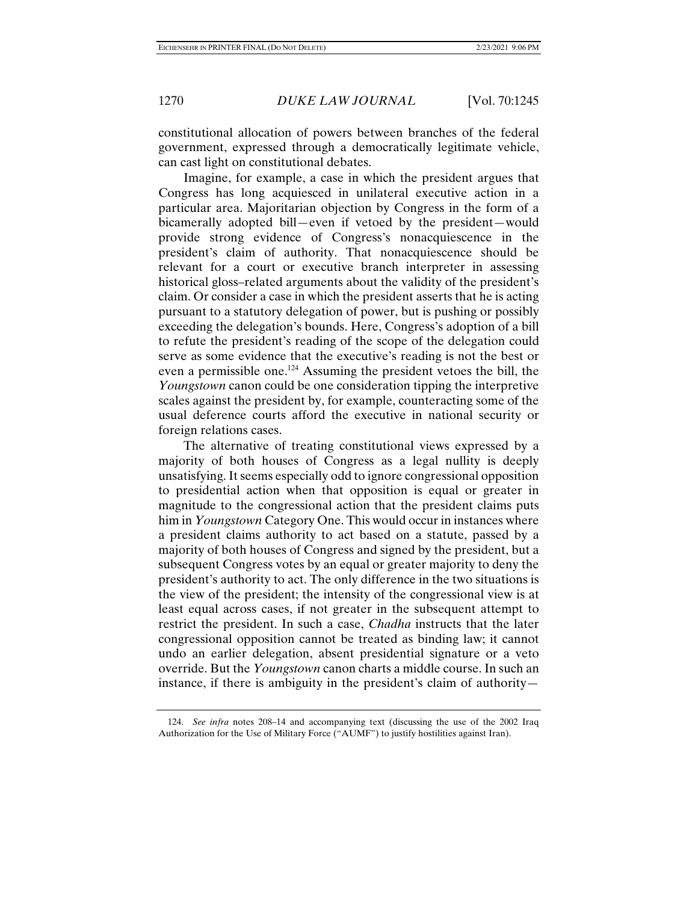constitutional allocation of powers between branches of the federal government, expressed through a democratically legitimate vehicle, can cast light on constitutional debates.

Imagine, for example, a case in which the president argues that Congress has long acquiesced in unilateral executive action in a particular area. Majoritarian objection by Congress in the form of a bicamerally adopted bill—even if vetoed by the president—would provide strong evidence of Congress's nonacquiescence in the president's claim of authority. That nonacquiescence should be relevant for a court or executive branch interpreter in assessing historical gloss–related arguments about the validity of the president's claim. Or consider a case in which the president asserts that he is acting pursuant to a statutory delegation of power, but is pushing or possibly exceeding the delegation's bounds. Here, Congress's adoption of a bill to refute the president's reading of the scope of the delegation could serve as some evidence that the executive's reading is not the best or even a permissible one.[124] Assuming the president vetoes the bill, the *Youngstown* canon could be one consideration tipping the interpretive scales against the president by, for example, counteracting some of the usual deference courts afford the executive in national security or foreign relations cases.

The alternative of treating constitutional views expressed by a majority of both houses of Congress as a legal nullity is deeply unsatisfying. It seems especially odd to ignore congressional opposition to presidential action when that opposition is equal or greater in magnitude to the congressional action that the president claims puts him in *Youngstown* Category One. This would occur in instances where a president claims authority to act based on a statute, passed by a majority of both houses of Congress and signed by the president, but a subsequent Congress votes by an equal or greater majority to deny the president's authority to act. The only difference in the two situations is the view of the president; the intensity of the congressional view is at least equal across cases, if not greater in the subsequent attempt to restrict the president. In such a case, *Chadha* instructs that the later congressional opposition cannot be treated as binding law; it cannot undo an earlier delegation, absent presidential signature or a veto override. But the *Youngstown* canon charts a middle course. In such an instance, if there is ambiguity in the president's claim of authority—

124. *See infra* notes 208–14 and accompanying text (discussing the use of the 2002 Iraq Authorization for the Use of Military Force ("AUMF") to justify hostilities against Iran).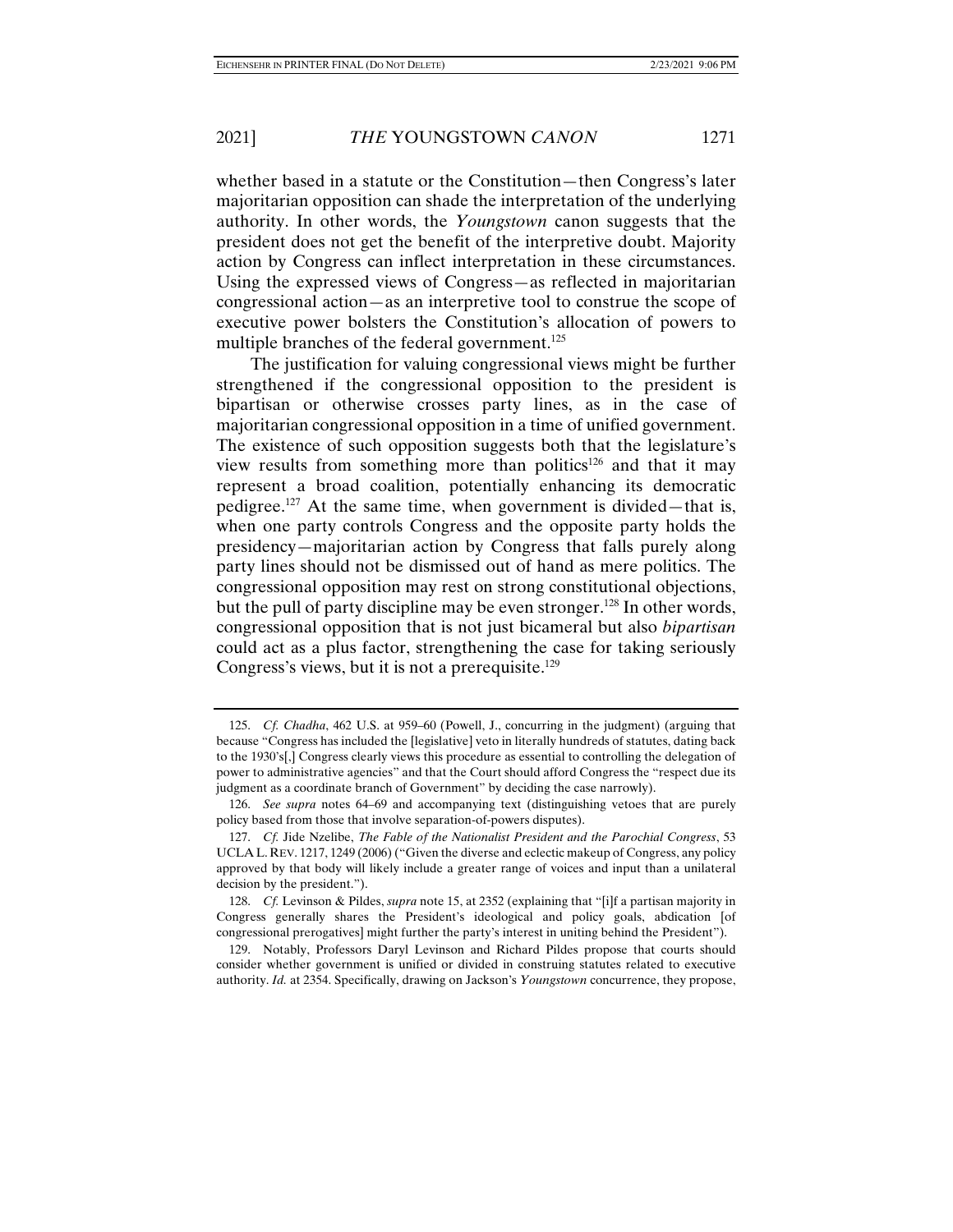whether based in a statute or the Constitution—then Congress's later majoritarian opposition can shade the interpretation of the underlying authority. In other words, the *Youngstown* canon suggests that the president does not get the benefit of the interpretive doubt. Majority action by Congress can inflect interpretation in these circumstances. Using the expressed views of Congress—as reflected in majoritarian congressional action—as an interpretive tool to construe the scope of executive power bolsters the Constitution's allocation of powers to multiple branches of the federal government.[125]

The justification for valuing congressional views might be further strengthened if the congressional opposition to the president is bipartisan or otherwise crosses party lines, as in the case of majoritarian congressional opposition in a time of unified government. The existence of such opposition suggests both that the legislature's view results from something more than politics[126] and that it may represent a broad coalition, potentially enhancing its democratic pedigree.[127] At the same time, when government is divided—that is, when one party controls Congress and the opposite party holds the presidency—majoritarian action by Congress that falls purely along party lines should not be dismissed out of hand as mere politics. The congressional opposition may rest on strong constitutional objections, but the pull of party discipline may be even stronger.[128] In other words, congressional opposition that is not just bicameral but also *bipartisan* could act as a plus factor, strengthening the case for taking seriously Congress's views, but it is not a prerequisite.[129]

---

125. *Cf. Chadha*, 462 U.S. at 959–60 (Powell, J., concurring in the judgment) (arguing that because "Congress has included the [legislative] veto in literally hundreds of statutes, dating back to the 1930's[,] Congress clearly views this procedure as essential to controlling the delegation of power to administrative agencies" and that the Court should afford Congress the "respect due its judgment as a coordinate branch of Government" by deciding the case narrowly).

126. *See supra* notes 64–69 and accompanying text (distinguishing vetoes that are purely policy based from those that involve separation-of-powers disputes).

127. *Cf.* Jide Nzelibe, *The Fable of the Nationalist President and the Parochial Congress*, 53 UCLA L. REV. 1217, 1249 (2006) ("Given the diverse and eclectic makeup of Congress, any policy approved by that body will likely include a greater range of voices and input than a unilateral decision by the president.").

128. *Cf.* Levinson & Pildes, *supra* note 15, at 2352 (explaining that "[i]f a partisan majority in Congress generally shares the President's ideological and policy goals, abdication [of congressional prerogatives] might further the party's interest in uniting behind the President").

129. Notably, Professors Daryl Levinson and Richard Pildes propose that courts should consider whether government is unified or divided in construing statutes related to executive authority. *Id.* at 2354. Specifically, drawing on Jackson's *Youngstown* concurrence, they propose,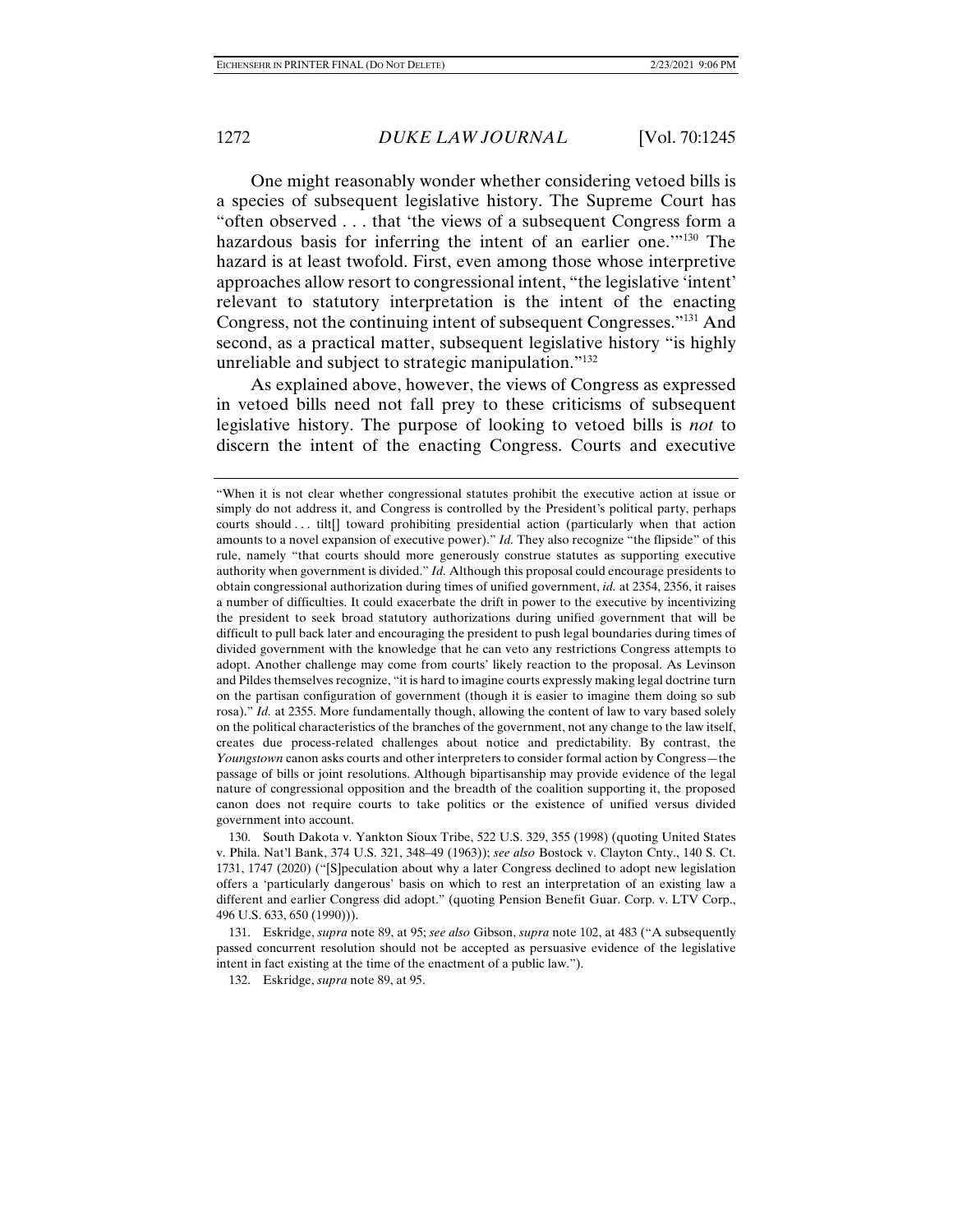One might reasonably wonder whether considering vetoed bills is a species of subsequent legislative history. The Supreme Court has "often observed . . . that 'the views of a subsequent Congress form a hazardous basis for inferring the intent of an earlier one.'"[130] The hazard is at least twofold. First, even among those whose interpretive approaches allow resort to congressional intent, "the legislative 'intent' relevant to statutory interpretation is the intent of the enacting Congress, not the continuing intent of subsequent Congresses."[131] And second, as a practical matter, subsequent legislative history "is highly unreliable and subject to strategic manipulation."[132]

As explained above, however, the views of Congress as expressed in vetoed bills need not fall prey to these criticisms of subsequent legislative history. The purpose of looking to vetoed bills is *not* to discern the intent of the enacting Congress. Courts and executive

---

"When it is not clear whether congressional statutes prohibit the executive action at issue or simply do not address it, and Congress is controlled by the President's political party, perhaps courts should . . . tilt[] toward prohibiting presidential action (particularly when that action amounts to a novel expansion of executive power)." *Id.* They also recognize "the flipside" of this rule, namely "that courts should more generously construe statutes as supporting executive authority when government is divided." *Id.* Although this proposal could encourage presidents to obtain congressional authorization during times of unified government, *id.* at 2354, 2356, it raises a number of difficulties. It could exacerbate the drift in power to the executive by incentivizing the president to seek broad statutory authorizations during unified government that will be difficult to pull back later and encouraging the president to push legal boundaries during times of divided government with the knowledge that he can veto any restrictions Congress attempts to adopt. Another challenge may come from courts' likely reaction to the proposal. As Levinson and Pildes themselves recognize, "it is hard to imagine courts expressly making legal doctrine turn on the partisan configuration of government (though it is easier to imagine them doing so sub rosa)." *Id.* at 2355. More fundamentally though, allowing the content of law to vary based solely on the political characteristics of the branches of the government, not any change to the law itself, creates due process-related challenges about notice and predictability. By contrast, the *Youngstown* canon asks courts and other interpreters to consider formal action by Congress—the passage of bills or joint resolutions. Although bipartisanship may provide evidence of the legal nature of congressional opposition and the breadth of the coalition supporting it, the proposed canon does not require courts to take politics or the existence of unified versus divided government into account.

130. South Dakota v. Yankton Sioux Tribe, 522 U.S. 329, 355 (1998) (quoting United States v. Phila. Nat'l Bank, 374 U.S. 321, 348–49 (1963)); *see also* Bostock v. Clayton Cnty., 140 S. Ct. 1731, 1747 (2020) ("[S]peculation about why a later Congress declined to adopt new legislation offers a 'particularly dangerous' basis on which to rest an interpretation of an existing law a different and earlier Congress did adopt." (quoting Pension Benefit Guar. Corp. v. LTV Corp., 496 U.S. 633, 650 (1990))).

131. Eskridge, *supra* note 89, at 95; *see also* Gibson, *supra* note 102, at 483 ("A subsequently passed concurrent resolution should not be accepted as persuasive evidence of the legislative intent in fact existing at the time of the enactment of a public law.").

132. Eskridge, *supra* note 89, at 95.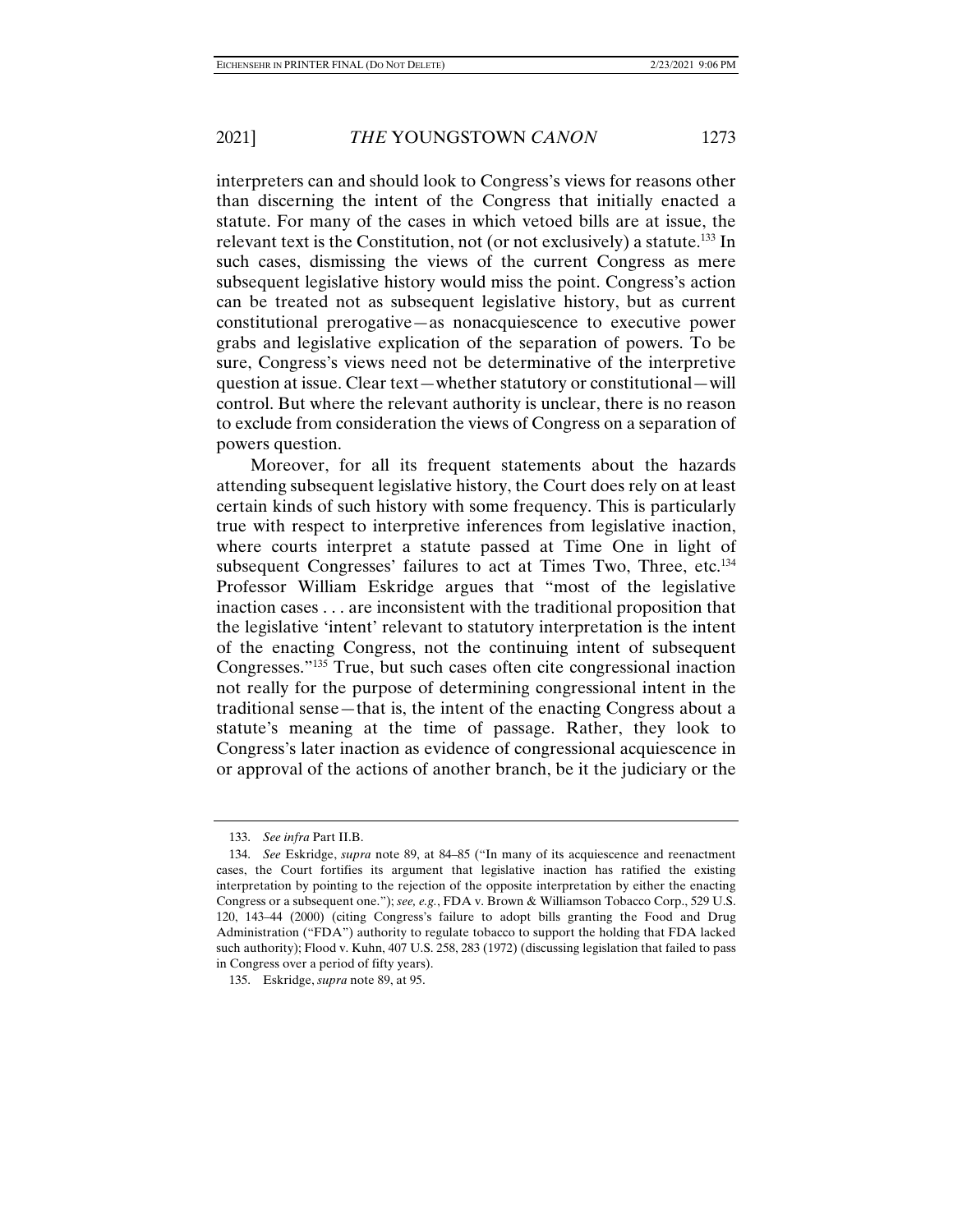interpreters can and should look to Congress's views for reasons other than discerning the intent of the Congress that initially enacted a statute. For many of the cases in which vetoed bills are at issue, the relevant text is the Constitution, not (or not exclusively) a statute.[133] In such cases, dismissing the views of the current Congress as mere subsequent legislative history would miss the point. Congress's action can be treated not as subsequent legislative history, but as current constitutional prerogative—as nonacquiescence to executive power grabs and legislative explication of the separation of powers. To be sure, Congress's views need not be determinative of the interpretive question at issue. Clear text—whether statutory or constitutional—will control. But where the relevant authority is unclear, there is no reason to exclude from consideration the views of Congress on a separation of powers question.

Moreover, for all its frequent statements about the hazards attending subsequent legislative history, the Court does rely on at least certain kinds of such history with some frequency. This is particularly true with respect to interpretive inferences from legislative inaction, where courts interpret a statute passed at Time One in light of subsequent Congresses' failures to act at Times Two, Three, etc.[134] Professor William Eskridge argues that "most of the legislative inaction cases . . . are inconsistent with the traditional proposition that the legislative 'intent' relevant to statutory interpretation is the intent of the enacting Congress, not the continuing intent of subsequent Congresses."[135] True, but such cases often cite congressional inaction not really for the purpose of determining congressional intent in the traditional sense—that is, the intent of the enacting Congress about a statute's meaning at the time of passage. Rather, they look to Congress's later inaction as evidence of congressional acquiescence in or approval of the actions of another branch, be it the judiciary or the

---

133. *See infra* Part II.B.

134. *See* Eskridge, *supra* note 89, at 84–85 ("In many of its acquiescence and reenactment cases, the Court fortifies its argument that legislative inaction has ratified the existing interpretation by pointing to the rejection of the opposite interpretation by either the enacting Congress or a subsequent one."); *see, e.g.*, FDA v. Brown & Williamson Tobacco Corp., 529 U.S. 120, 143–44 (2000) (citing Congress's failure to adopt bills granting the Food and Drug Administration ("FDA") authority to regulate tobacco to support the holding that FDA lacked such authority); Flood v. Kuhn, 407 U.S. 258, 283 (1972) (discussing legislation that failed to pass in Congress over a period of fifty years).

135. Eskridge, *supra* note 89, at 95.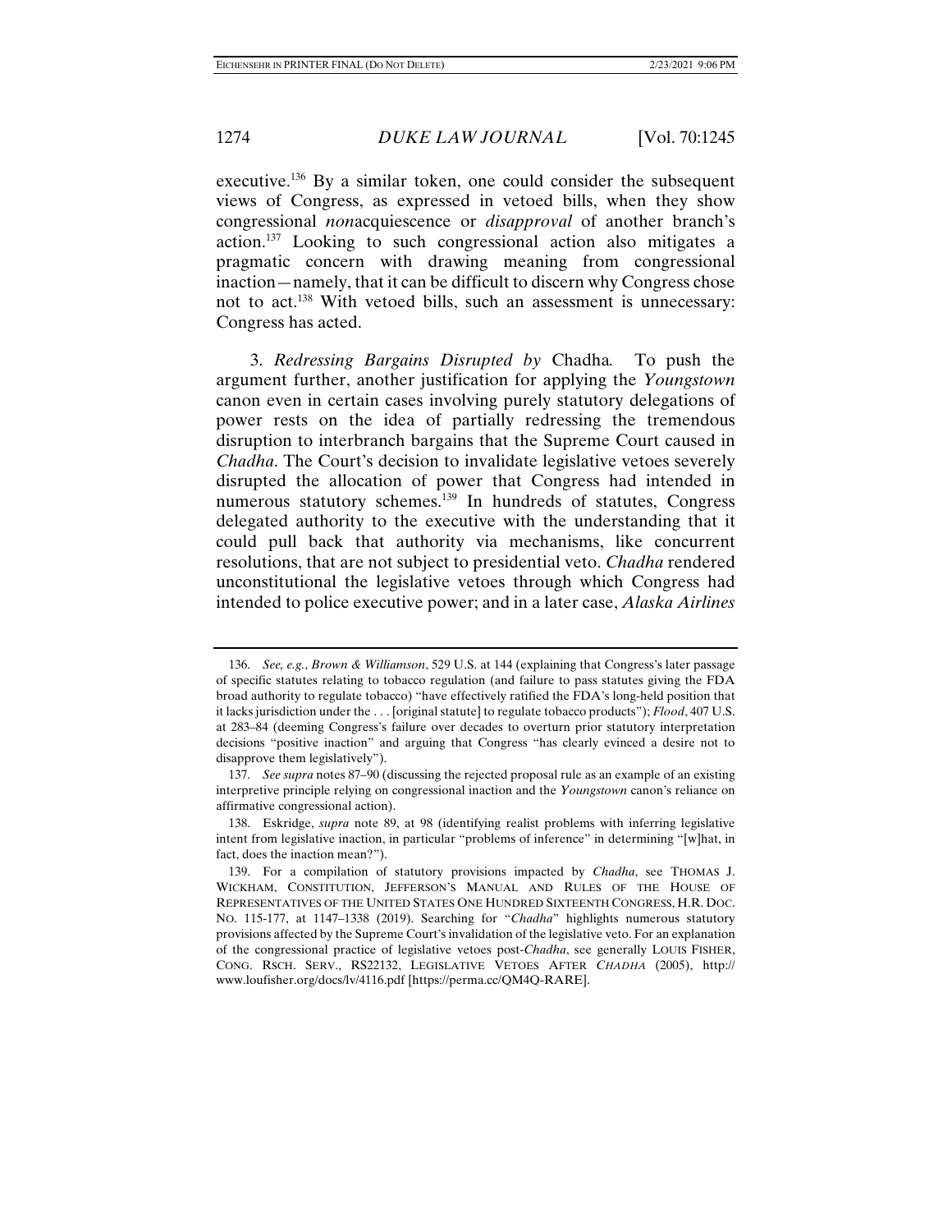executive.[136] By a similar token, one could consider the subsequent views of Congress, as expressed in vetoed bills, when they show congressional *non*acquiescence or *disapproval* of another branch's action.[137] Looking to such congressional action also mitigates a pragmatic concern with drawing meaning from congressional inaction—namely, that it can be difficult to discern why Congress chose not to act.[138] With vetoed bills, such an assessment is unnecessary: Congress has acted.

3. *Redressing Bargains Disrupted by* Chadha*.* To push the argument further, another justification for applying the *Youngstown* canon even in certain cases involving purely statutory delegations of power rests on the idea of partially redressing the tremendous disruption to interbranch bargains that the Supreme Court caused in *Chadha*. The Court's decision to invalidate legislative vetoes severely disrupted the allocation of power that Congress had intended in numerous statutory schemes.[139] In hundreds of statutes, Congress delegated authority to the executive with the understanding that it could pull back that authority via mechanisms, like concurrent resolutions, that are not subject to presidential veto. *Chadha* rendered unconstitutional the legislative vetoes through which Congress had intended to police executive power; and in a later case, *Alaska Airlines*

---

136. *See, e.g.*, *Brown & Williamson*, 529 U.S. at 144 (explaining that Congress's later passage of specific statutes relating to tobacco regulation (and failure to pass statutes giving the FDA broad authority to regulate tobacco) "have effectively ratified the FDA's long-held position that it lacks jurisdiction under the . . . [original statute] to regulate tobacco products"); *Flood*, 407 U.S. at 283–84 (deeming Congress's failure over decades to overturn prior statutory interpretation decisions "positive inaction" and arguing that Congress "has clearly evinced a desire not to disapprove them legislatively").

137. *See supra* notes 87–90 (discussing the rejected proposal rule as an example of an existing interpretive principle relying on congressional inaction and the *Youngstown* canon's reliance on affirmative congressional action).

138. Eskridge, *supra* note 89, at 98 (identifying realist problems with inferring legislative intent from legislative inaction, in particular "problems of inference" in determining "[w]hat, in fact, does the inaction mean?").

139. For a compilation of statutory provisions impacted by *Chadha*, see THOMAS J. WICKHAM, CONSTITUTION, JEFFERSON'S MANUAL AND RULES OF THE HOUSE OF REPRESENTATIVES OF THE UNITED STATES ONE HUNDRED SIXTEENTH CONGRESS, H.R. DOC. NO. 115-177, at 1147–1338 (2019). Searching for "*Chadha*" highlights numerous statutory provisions affected by the Supreme Court's invalidation of the legislative veto. For an explanation of the congressional practice of legislative vetoes post-*Chadha*, see generally LOUIS FISHER, CONG. RSCH. SERV., RS22132, LEGISLATIVE VETOES AFTER *CHADHA* (2005), http://www.loufisher.org/docs/lv/4116.pdf [https://perma.cc/QM4Q-RARE].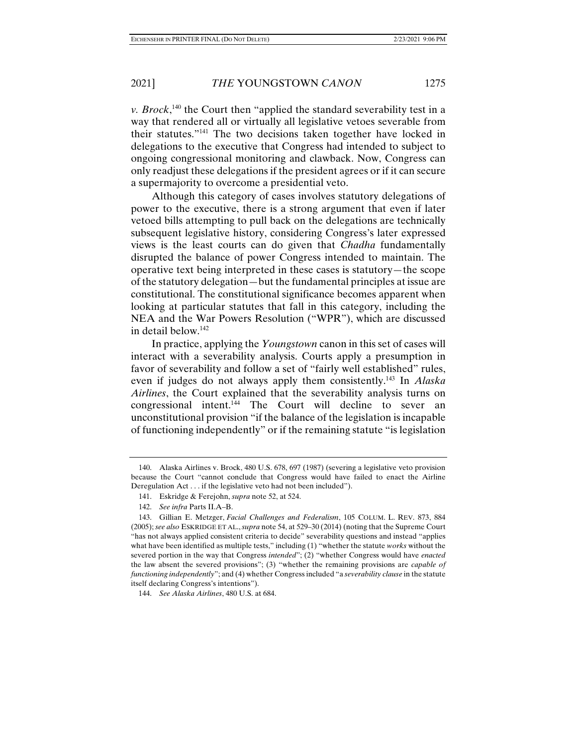*v. Brock*,[140] the Court then "applied the standard severability test in a way that rendered all or virtually all legislative vetoes severable from their statutes."[141] The two decisions taken together have locked in delegations to the executive that Congress had intended to subject to ongoing congressional monitoring and clawback. Now, Congress can only readjust these delegations if the president agrees or if it can secure a supermajority to overcome a presidential veto.

Although this category of cases involves statutory delegations of power to the executive, there is a strong argument that even if later vetoed bills attempting to pull back on the delegations are technically subsequent legislative history, considering Congress's later expressed views is the least courts can do given that *Chadha* fundamentally disrupted the balance of power Congress intended to maintain. The operative text being interpreted in these cases is statutory—the scope of the statutory delegation—but the fundamental principles at issue are constitutional. The constitutional significance becomes apparent when looking at particular statutes that fall in this category, including the NEA and the War Powers Resolution ("WPR"), which are discussed in detail below.[142]

In practice, applying the *Youngstown* canon in this set of cases will interact with a severability analysis. Courts apply a presumption in favor of severability and follow a set of "fairly well established" rules, even if judges do not always apply them consistently.[143] In *Alaska Airlines*, the Court explained that the severability analysis turns on congressional intent.[144] The Court will decline to sever an unconstitutional provision "if the balance of the legislation is incapable of functioning independently" or if the remaining statute "is legislation

---

140. Alaska Airlines v. Brock, 480 U.S. 678, 697 (1987) (severing a legislative veto provision because the Court "cannot conclude that Congress would have failed to enact the Airline Deregulation Act . . . if the legislative veto had not been included").

141. Eskridge & Ferejohn, *supra* note 52, at 524.

142. *See infra* Parts II.A–B.

143. Gillian E. Metzger, *Facial Challenges and Federalism*, 105 COLUM. L. REV. 873, 884 (2005); *see also* ESKRIDGE ET AL., *supra* note 54, at 529–30 (2014) (noting that the Supreme Court "has not always applied consistent criteria to decide" severability questions and instead "applies what have been identified as multiple tests," including (1) "whether the statute *works* without the severed portion in the way that Congress *intended*"; (2) "whether Congress would have *enacted* the law absent the severed provisions"; (3) "whether the remaining provisions are *capable of functioning independently*"; and (4) whether Congress included "a *severability clause* in the statute itself declaring Congress's intentions").

144. *See Alaska Airlines*, 480 U.S. at 684.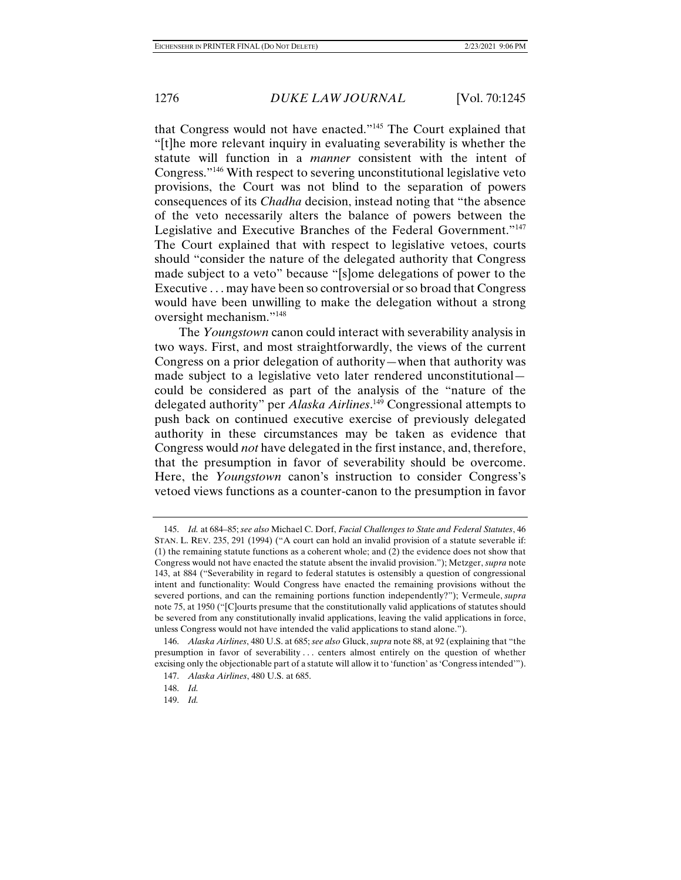that Congress would not have enacted."[145] The Court explained that "[t]he more relevant inquiry in evaluating severability is whether the statute will function in a *manner* consistent with the intent of Congress."[146] With respect to severing unconstitutional legislative veto provisions, the Court was not blind to the separation of powers consequences of its *Chadha* decision, instead noting that "the absence of the veto necessarily alters the balance of powers between the Legislative and Executive Branches of the Federal Government."[147] The Court explained that with respect to legislative vetoes, courts should "consider the nature of the delegated authority that Congress made subject to a veto" because "[s]ome delegations of power to the Executive . . . may have been so controversial or so broad that Congress would have been unwilling to make the delegation without a strong oversight mechanism."[148]

The *Youngstown* canon could interact with severability analysis in two ways. First, and most straightforwardly, the views of the current Congress on a prior delegation of authority—when that authority was made subject to a legislative veto later rendered unconstitutional—could be considered as part of the analysis of the "nature of the delegated authority" per *Alaska Airlines*.[149] Congressional attempts to push back on continued executive exercise of previously delegated authority in these circumstances may be taken as evidence that Congress would *not* have delegated in the first instance, and, therefore, that the presumption in favor of severability should be overcome. Here, the *Youngstown* canon's instruction to consider Congress's vetoed views functions as a counter-canon to the presumption in favor

145. *Id.* at 684–85; *see also* Michael C. Dorf, *Facial Challenges to State and Federal Statutes*, 46 STAN. L. REV. 235, 291 (1994) ("A court can hold an invalid provision of a statute severable if: (1) the remaining statute functions as a coherent whole; and (2) the evidence does not show that Congress would not have enacted the statute absent the invalid provision."); Metzger, *supra* note 143, at 884 ("Severability in regard to federal statutes is ostensibly a question of congressional intent and functionality: Would Congress have enacted the remaining provisions without the severed portions, and can the remaining portions function independently?"); Vermeule, *supra* note 75, at 1950 ("[C]ourts presume that the constitutionally valid applications of statutes should be severed from any constitutionally invalid applications, leaving the valid applications in force, unless Congress would not have intended the valid applications to stand alone.").

146. *Alaska Airlines*, 480 U.S. at 685; *see also* Gluck, *supra* note 88, at 92 (explaining that "the presumption in favor of severability . . . centers almost entirely on the question of whether excising only the objectionable part of a statute will allow it to 'function' as 'Congress intended'").

147. *Alaska Airlines*, 480 U.S. at 685.

148. *Id.*

149. *Id.*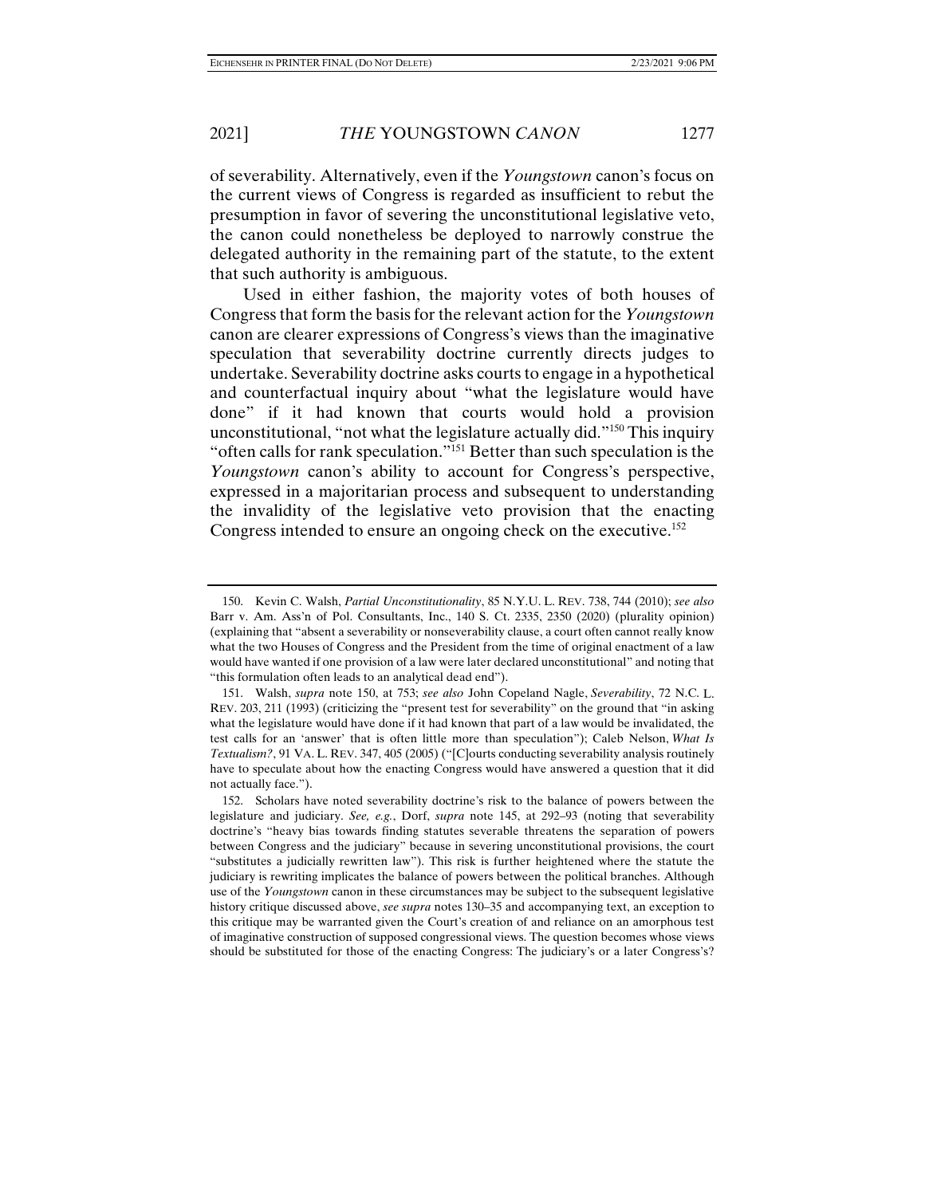of severability. Alternatively, even if the *Youngstown* canon's focus on the current views of Congress is regarded as insufficient to rebut the presumption in favor of severing the unconstitutional legislative veto, the canon could nonetheless be deployed to narrowly construe the delegated authority in the remaining part of the statute, to the extent that such authority is ambiguous.

Used in either fashion, the majority votes of both houses of Congress that form the basis for the relevant action for the *Youngstown* canon are clearer expressions of Congress's views than the imaginative speculation that severability doctrine currently directs judges to undertake. Severability doctrine asks courts to engage in a hypothetical and counterfactual inquiry about "what the legislature would have done" if it had known that courts would hold a provision unconstitutional, "not what the legislature actually did."[150] This inquiry "often calls for rank speculation."[151] Better than such speculation is the *Youngstown* canon's ability to account for Congress's perspective, expressed in a majoritarian process and subsequent to understanding the invalidity of the legislative veto provision that the enacting Congress intended to ensure an ongoing check on the executive.[152]

---

150. Kevin C. Walsh, *Partial Unconstitutionality*, 85 N.Y.U. L. REV. 738, 744 (2010); *see also* Barr v. Am. Ass'n of Pol. Consultants, Inc., 140 S. Ct. 2335, 2350 (2020) (plurality opinion) (explaining that "absent a severability or nonseverability clause, a court often cannot really know what the two Houses of Congress and the President from the time of original enactment of a law would have wanted if one provision of a law were later declared unconstitutional" and noting that "this formulation often leads to an analytical dead end").

151. Walsh, *supra* note 150, at 753; *see also* John Copeland Nagle, *Severability*, 72 N.C. L. REV. 203, 211 (1993) (criticizing the "present test for severability" on the ground that "in asking what the legislature would have done if it had known that part of a law would be invalidated, the test calls for an 'answer' that is often little more than speculation"); Caleb Nelson, *What Is Textualism?*, 91 VA. L. REV. 347, 405 (2005) ("[C]ourts conducting severability analysis routinely have to speculate about how the enacting Congress would have answered a question that it did not actually face.").

152. Scholars have noted severability doctrine's risk to the balance of powers between the legislature and judiciary. *See, e.g.*, Dorf, *supra* note 145, at 292–93 (noting that severability doctrine's "heavy bias towards finding statutes severable threatens the separation of powers between Congress and the judiciary" because in severing unconstitutional provisions, the court "substitutes a judicially rewritten law"). This risk is further heightened where the statute the judiciary is rewriting implicates the balance of powers between the political branches. Although use of the *Youngstown* canon in these circumstances may be subject to the subsequent legislative history critique discussed above, *see supra* notes 130–35 and accompanying text, an exception to this critique may be warranted given the Court's creation of and reliance on an amorphous test of imaginative construction of supposed congressional views. The question becomes whose views should be substituted for those of the enacting Congress: The judiciary's or a later Congress's?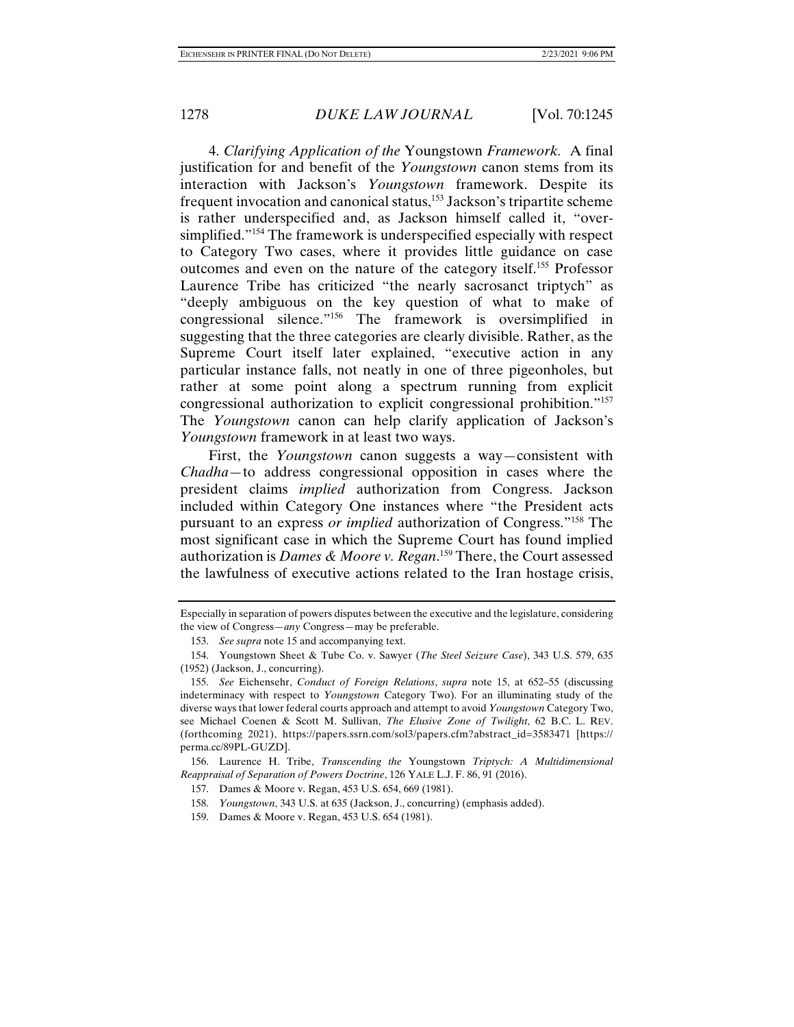4. *Clarifying Application of the* Youngstown *Framework.* A final justification for and benefit of the *Youngstown* canon stems from its interaction with Jackson's *Youngstown* framework. Despite its frequent invocation and canonical status,[153] Jackson's tripartite scheme is rather underspecified and, as Jackson himself called it, "over-simplified."[154] The framework is underspecified especially with respect to Category Two cases, where it provides little guidance on case outcomes and even on the nature of the category itself.[155] Professor Laurence Tribe has criticized "the nearly sacrosanct triptych" as "deeply ambiguous on the key question of what to make of congressional silence."[156] The framework is oversimplified in suggesting that the three categories are clearly divisible. Rather, as the Supreme Court itself later explained, "executive action in any particular instance falls, not neatly in one of three pigeonholes, but rather at some point along a spectrum running from explicit congressional authorization to explicit congressional prohibition."[157] The *Youngstown* canon can help clarify application of Jackson's *Youngstown* framework in at least two ways.

First, the *Youngstown* canon suggests a way—consistent with *Chadha*—to address congressional opposition in cases where the president claims *implied* authorization from Congress. Jackson included within Category One instances where "the President acts pursuant to an express *or implied* authorization of Congress."[158] The most significant case in which the Supreme Court has found implied authorization is *Dames & Moore v. Regan*.[159] There, the Court assessed the lawfulness of executive actions related to the Iran hostage crisis,

---

Especially in separation of powers disputes between the executive and the legislature, considering the view of Congress—*any* Congress—may be preferable.

153. *See supra* note 15 and accompanying text.

154. Youngstown Sheet & Tube Co. v. Sawyer (*The Steel Seizure Case*), 343 U.S. 579, 635 (1952) (Jackson, J., concurring).

155. *See* Eichensehr, *Conduct of Foreign Relations*, *supra* note 15, at 652–55 (discussing indeterminacy with respect to *Youngstown* Category Two). For an illuminating study of the diverse ways that lower federal courts approach and attempt to avoid *Youngstown* Category Two, see Michael Coenen & Scott M. Sullivan, *The Elusive Zone of Twilight*, 62 B.C. L. REV. (forthcoming 2021), https://papers.ssrn.com/sol3/papers.cfm?abstract_id=3583471 [https://perma.cc/89PL-GUZD].

156. Laurence H. Tribe, *Transcending the* Youngstown *Triptych: A Multidimensional Reappraisal of Separation of Powers Doctrine*, 126 YALE L.J. F. 86, 91 (2016).

157. Dames & Moore v. Regan, 453 U.S. 654, 669 (1981).

158. *Youngstown*, 343 U.S. at 635 (Jackson, J., concurring) (emphasis added).

159. Dames & Moore v. Regan, 453 U.S. 654 (1981).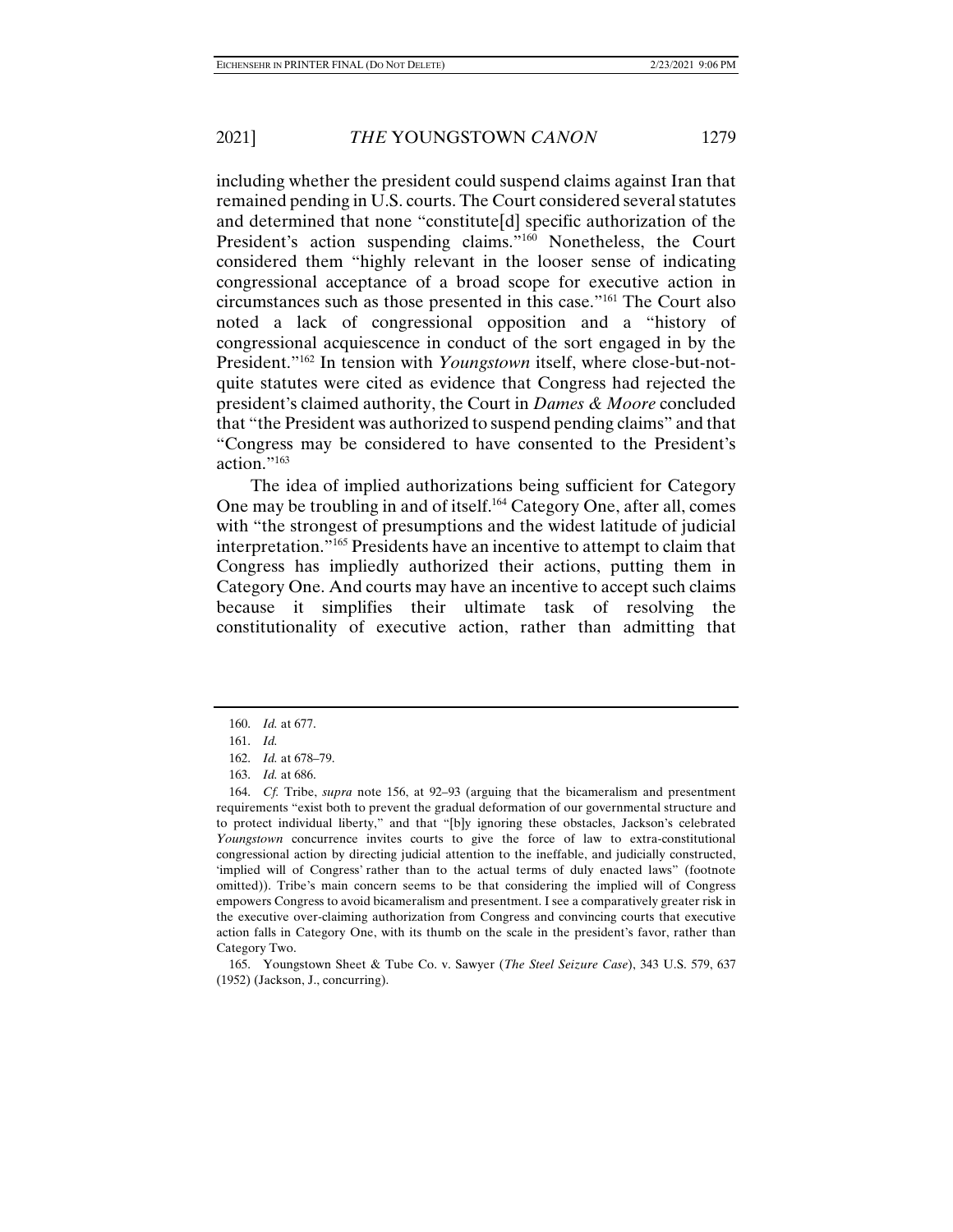including whether the president could suspend claims against Iran that remained pending in U.S. courts. The Court considered several statutes and determined that none "constitute[d] specific authorization of the President's action suspending claims."[160] Nonetheless, the Court considered them "highly relevant in the looser sense of indicating congressional acceptance of a broad scope for executive action in circumstances such as those presented in this case."[161] The Court also noted a lack of congressional opposition and a "history of congressional acquiescence in conduct of the sort engaged in by the President."[162] In tension with *Youngstown* itself, where close-but-not-quite statutes were cited as evidence that Congress had rejected the president's claimed authority, the Court in *Dames & Moore* concluded that "the President was authorized to suspend pending claims" and that "Congress may be considered to have consented to the President's action."[163]

The idea of implied authorizations being sufficient for Category One may be troubling in and of itself.[164] Category One, after all, comes with "the strongest of presumptions and the widest latitude of judicial interpretation."[165] Presidents have an incentive to attempt to claim that Congress has impliedly authorized their actions, putting them in Category One. And courts may have an incentive to accept such claims because it simplifies their ultimate task of resolving the constitutionality of executive action, rather than admitting that

---

160. *Id.* at 677.

161. *Id.*

162. *Id.* at 678–79.

163. *Id.* at 686.

164. *Cf.* Tribe, *supra* note 156, at 92–93 (arguing that the bicameralism and presentment requirements "exist both to prevent the gradual deformation of our governmental structure and to protect individual liberty," and that "[b]y ignoring these obstacles, Jackson's celebrated *Youngstown* concurrence invites courts to give the force of law to extra-constitutional congressional action by directing judicial attention to the ineffable, and judicially constructed, 'implied will of Congress' rather than to the actual terms of duly enacted laws" (footnote omitted)). Tribe's main concern seems to be that considering the implied will of Congress empowers Congress to avoid bicameralism and presentment. I see a comparatively greater risk in the executive over-claiming authorization from Congress and convincing courts that executive action falls in Category One, with its thumb on the scale in the president's favor, rather than Category Two.

165. Youngstown Sheet & Tube Co. v. Sawyer (*The Steel Seizure Case*), 343 U.S. 579, 637 (1952) (Jackson, J., concurring).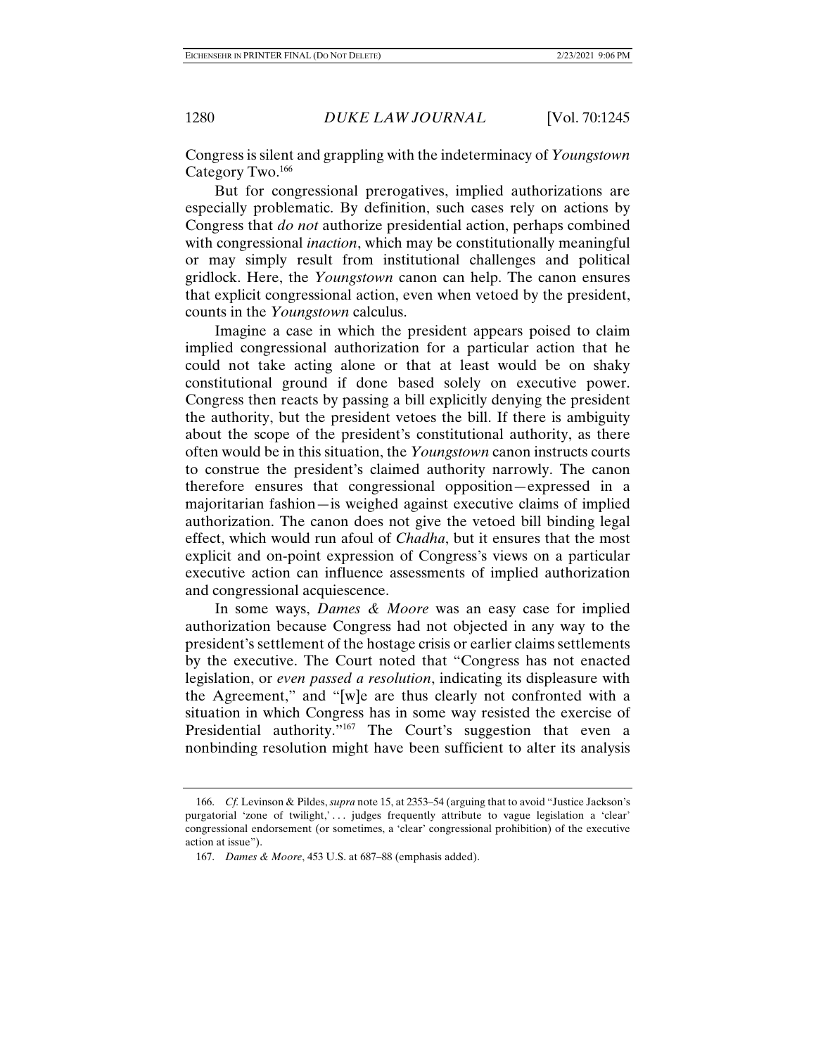Congress is silent and grappling with the indeterminacy of *Youngstown* Category Two.[166]

But for congressional prerogatives, implied authorizations are especially problematic. By definition, such cases rely on actions by Congress that *do not* authorize presidential action, perhaps combined with congressional *inaction*, which may be constitutionally meaningful or may simply result from institutional challenges and political gridlock. Here, the *Youngstown* canon can help. The canon ensures that explicit congressional action, even when vetoed by the president, counts in the *Youngstown* calculus.

Imagine a case in which the president appears poised to claim implied congressional authorization for a particular action that he could not take acting alone or that at least would be on shaky constitutional ground if done based solely on executive power. Congress then reacts by passing a bill explicitly denying the president the authority, but the president vetoes the bill. If there is ambiguity about the scope of the president's constitutional authority, as there often would be in this situation, the *Youngstown* canon instructs courts to construe the president's claimed authority narrowly. The canon therefore ensures that congressional opposition—expressed in a majoritarian fashion—is weighed against executive claims of implied authorization. The canon does not give the vetoed bill binding legal effect, which would run afoul of *Chadha*, but it ensures that the most explicit and on-point expression of Congress's views on a particular executive action can influence assessments of implied authorization and congressional acquiescence.

In some ways, *Dames & Moore* was an easy case for implied authorization because Congress had not objected in any way to the president's settlement of the hostage crisis or earlier claims settlements by the executive. The Court noted that "Congress has not enacted legislation, or *even passed a resolution*, indicating its displeasure with the Agreement," and "[w]e are thus clearly not confronted with a situation in which Congress has in some way resisted the exercise of Presidential authority."[167] The Court's suggestion that even a nonbinding resolution might have been sufficient to alter its analysis

166. *Cf.* Levinson & Pildes, *supra* note 15, at 2353–54 (arguing that to avoid "Justice Jackson's purgatorial 'zone of twilight,' . . . judges frequently attribute to vague legislation a 'clear' congressional endorsement (or sometimes, a 'clear' congressional prohibition) of the executive action at issue").

167. *Dames & Moore*, 453 U.S. at 687–88 (emphasis added).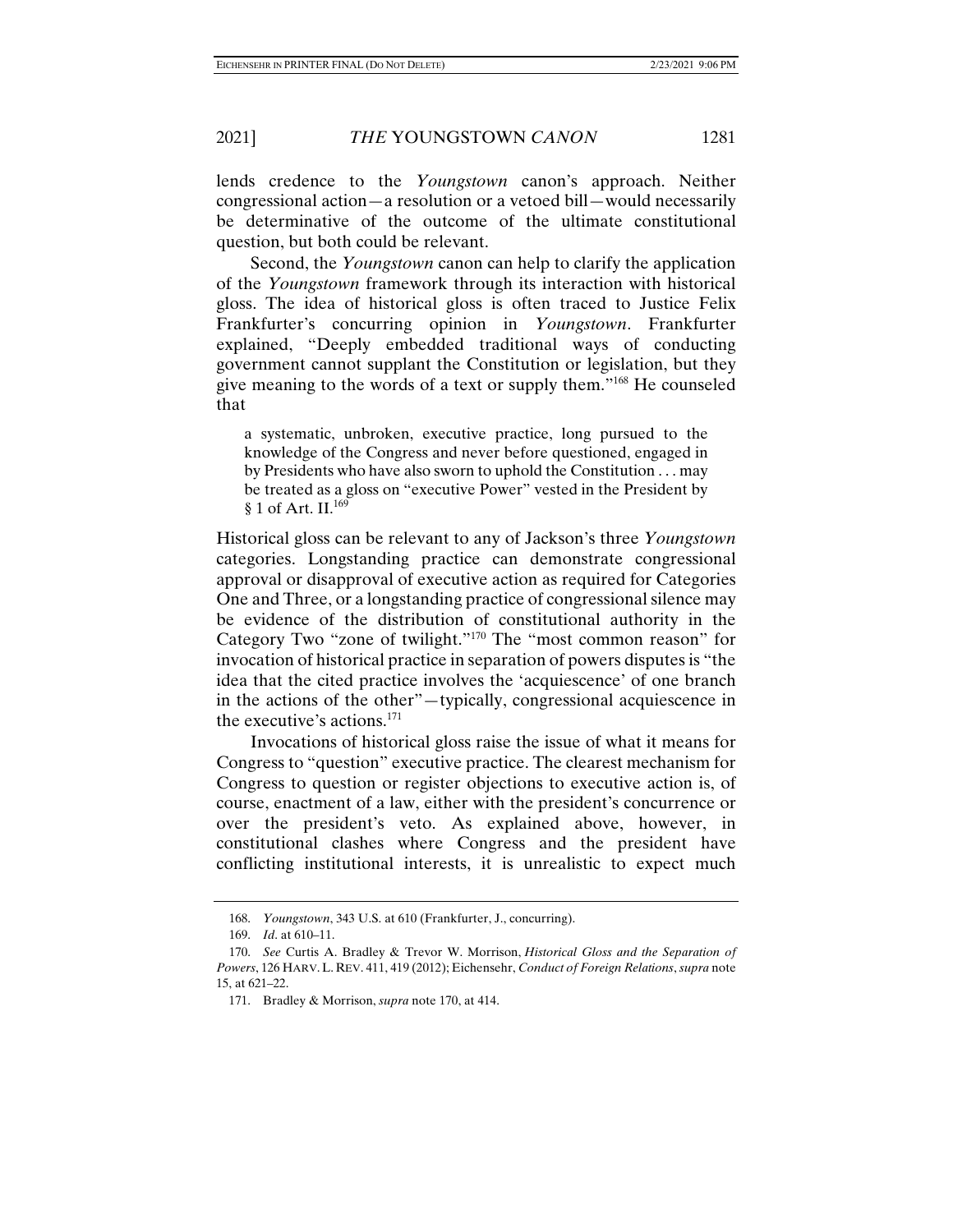lends credence to the *Youngstown* canon's approach. Neither congressional action—a resolution or a vetoed bill—would necessarily be determinative of the outcome of the ultimate constitutional question, but both could be relevant.

Second, the *Youngstown* canon can help to clarify the application of the *Youngstown* framework through its interaction with historical gloss. The idea of historical gloss is often traced to Justice Felix Frankfurter's concurring opinion in *Youngstown*. Frankfurter explained, "Deeply embedded traditional ways of conducting government cannot supplant the Constitution or legislation, but they give meaning to the words of a text or supply them."[168] He counseled that

> a systematic, unbroken, executive practice, long pursued to the knowledge of the Congress and never before questioned, engaged in by Presidents who have also sworn to uphold the Constitution . . . may be treated as a gloss on "executive Power" vested in the President by § 1 of Art. II.[169]

Historical gloss can be relevant to any of Jackson's three *Youngstown* categories. Longstanding practice can demonstrate congressional approval or disapproval of executive action as required for Categories One and Three, or a longstanding practice of congressional silence may be evidence of the distribution of constitutional authority in the Category Two "zone of twilight."[170] The "most common reason" for invocation of historical practice in separation of powers disputes is "the idea that the cited practice involves the 'acquiescence' of one branch in the actions of the other"—typically, congressional acquiescence in the executive's actions.[171]

Invocations of historical gloss raise the issue of what it means for Congress to "question" executive practice. The clearest mechanism for Congress to question or register objections to executive action is, of course, enactment of a law, either with the president's concurrence or over the president's veto. As explained above, however, in constitutional clashes where Congress and the president have conflicting institutional interests, it is unrealistic to expect much

---

168. *Youngstown*, 343 U.S. at 610 (Frankfurter, J., concurring).

169. *Id.* at 610–11.

170. *See* Curtis A. Bradley & Trevor W. Morrison, *Historical Gloss and the Separation of Powers*, 126 HARV. L. REV. 411, 419 (2012); Eichensehr, *Conduct of Foreign Relations*, *supra* note 15, at 621–22.

171. Bradley & Morrison, *supra* note 170, at 414.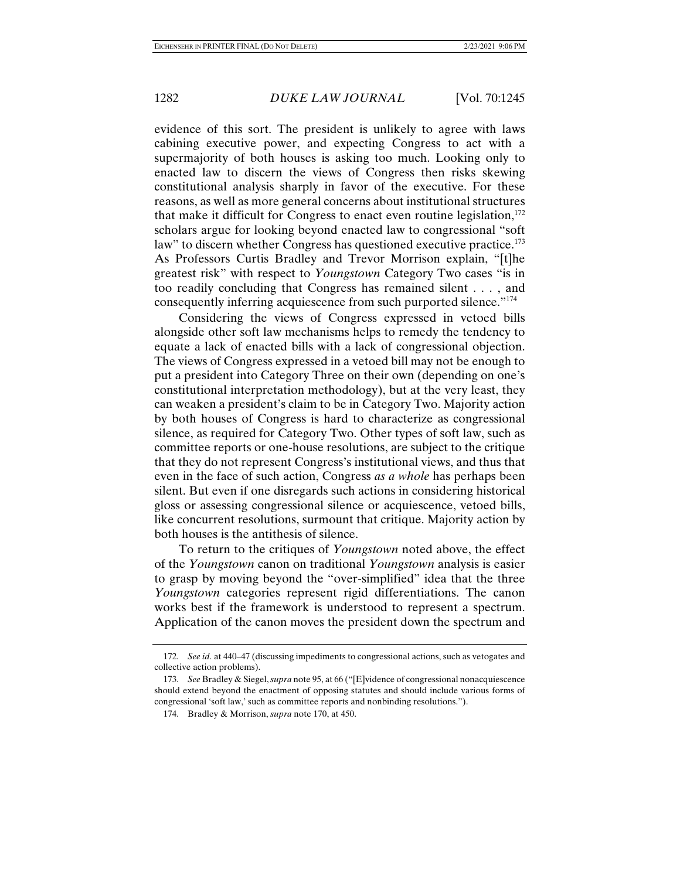evidence of this sort. The president is unlikely to agree with laws cabining executive power, and expecting Congress to act with a supermajority of both houses is asking too much. Looking only to enacted law to discern the views of Congress then risks skewing constitutional analysis sharply in favor of the executive. For these reasons, as well as more general concerns about institutional structures that make it difficult for Congress to enact even routine legislation,[172] scholars argue for looking beyond enacted law to congressional "soft law" to discern whether Congress has questioned executive practice.[173] As Professors Curtis Bradley and Trevor Morrison explain, "[t]he greatest risk" with respect to *Youngstown* Category Two cases "is in too readily concluding that Congress has remained silent . . . , and consequently inferring acquiescence from such purported silence."[174]

Considering the views of Congress expressed in vetoed bills alongside other soft law mechanisms helps to remedy the tendency to equate a lack of enacted bills with a lack of congressional objection. The views of Congress expressed in a vetoed bill may not be enough to put a president into Category Three on their own (depending on one's constitutional interpretation methodology), but at the very least, they can weaken a president's claim to be in Category Two. Majority action by both houses of Congress is hard to characterize as congressional silence, as required for Category Two. Other types of soft law, such as committee reports or one-house resolutions, are subject to the critique that they do not represent Congress's institutional views, and thus that even in the face of such action, Congress *as a whole* has perhaps been silent. But even if one disregards such actions in considering historical gloss or assessing congressional silence or acquiescence, vetoed bills, like concurrent resolutions, surmount that critique. Majority action by both houses is the antithesis of silence.

To return to the critiques of *Youngstown* noted above, the effect of the *Youngstown* canon on traditional *Youngstown* analysis is easier to grasp by moving beyond the "over-simplified" idea that the three *Youngstown* categories represent rigid differentiations. The canon works best if the framework is understood to represent a spectrum. Application of the canon moves the president down the spectrum and

---

172. *See id.* at 440–47 (discussing impediments to congressional actions, such as vetogates and collective action problems).

173. *See* Bradley & Siegel, *supra* note 95, at 66 ("[E]vidence of congressional nonacquiescence should extend beyond the enactment of opposing statutes and should include various forms of congressional 'soft law,' such as committee reports and nonbinding resolutions.").

174. Bradley & Morrison, *supra* note 170, at 450.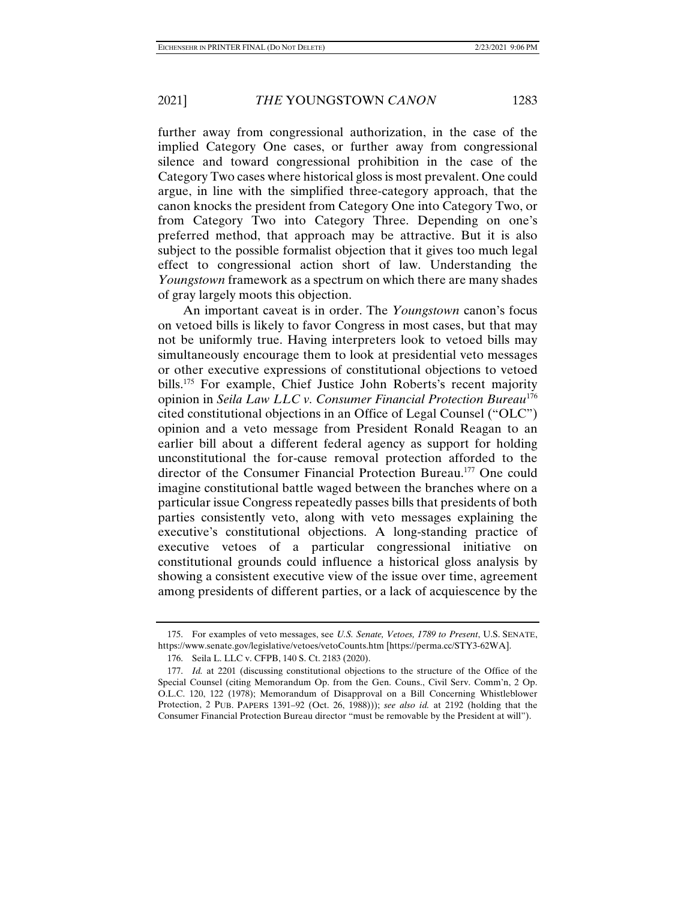further away from congressional authorization, in the case of the implied Category One cases, or further away from congressional silence and toward congressional prohibition in the case of the Category Two cases where historical gloss is most prevalent. One could argue, in line with the simplified three-category approach, that the canon knocks the president from Category One into Category Two, or from Category Two into Category Three. Depending on one's preferred method, that approach may be attractive. But it is also subject to the possible formalist objection that it gives too much legal effect to congressional action short of law. Understanding the *Youngstown* framework as a spectrum on which there are many shades of gray largely moots this objection.

An important caveat is in order. The *Youngstown* canon's focus on vetoed bills is likely to favor Congress in most cases, but that may not be uniformly true. Having interpreters look to vetoed bills may simultaneously encourage them to look at presidential veto messages or other executive expressions of constitutional objections to vetoed bills.[175] For example, Chief Justice John Roberts's recent majority opinion in *Seila Law LLC v. Consumer Financial Protection Bureau*[176] cited constitutional objections in an Office of Legal Counsel ("OLC") opinion and a veto message from President Ronald Reagan to an earlier bill about a different federal agency as support for holding unconstitutional the for-cause removal protection afforded to the director of the Consumer Financial Protection Bureau.[177] One could imagine constitutional battle waged between the branches where on a particular issue Congress repeatedly passes bills that presidents of both parties consistently veto, along with veto messages explaining the executive's constitutional objections. A long-standing practice of executive vetoes of a particular congressional initiative on constitutional grounds could influence a historical gloss analysis by showing a consistent executive view of the issue over time, agreement among presidents of different parties, or a lack of acquiescence by the

---

175. For examples of veto messages, see *U.S. Senate, Vetoes, 1789 to Present*, U.S. SENATE, https://www.senate.gov/legislative/vetoes/vetoCounts.htm [https://perma.cc/STY3-62WA].

176. Seila L. LLC v. CFPB, 140 S. Ct. 2183 (2020).

177. *Id.* at 2201 (discussing constitutional objections to the structure of the Office of the Special Counsel (citing Memorandum Op. from the Gen. Couns., Civil Serv. Comm'n, 2 Op. O.L.C. 120, 122 (1978); Memorandum of Disapproval on a Bill Concerning Whistleblower Protection, 2 PUB. PAPERS 1391–92 (Oct. 26, 1988))); *see also id.* at 2192 (holding that the Consumer Financial Protection Bureau director "must be removable by the President at will").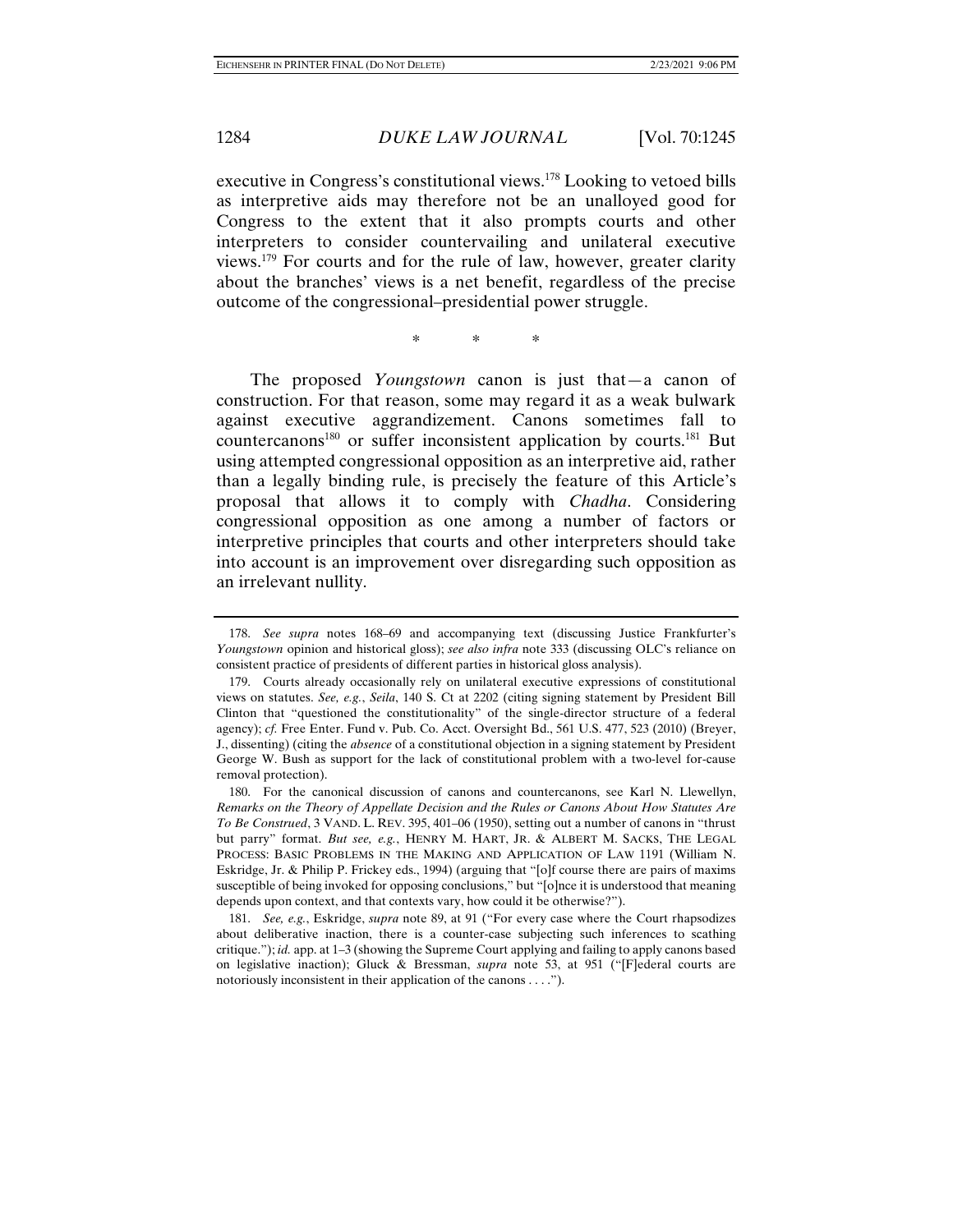executive in Congress's constitutional views.[178] Looking to vetoed bills as interpretive aids may therefore not be an unalloyed good for Congress to the extent that it also prompts courts and other interpreters to consider countervailing and unilateral executive views.[179] For courts and for the rule of law, however, greater clarity about the branches' views is a net benefit, regardless of the precise outcome of the congressional–presidential power struggle.

\* \* \*

The proposed *Youngstown* canon is just that—a canon of construction. For that reason, some may regard it as a weak bulwark against executive aggrandizement. Canons sometimes fall to countercanons[180] or suffer inconsistent application by courts.[181] But using attempted congressional opposition as an interpretive aid, rather than a legally binding rule, is precisely the feature of this Article's proposal that allows it to comply with *Chadha*. Considering congressional opposition as one among a number of factors or interpretive principles that courts and other interpreters should take into account is an improvement over disregarding such opposition as an irrelevant nullity.

---

178. *See supra* notes 168–69 and accompanying text (discussing Justice Frankfurter's *Youngstown* opinion and historical gloss); *see also infra* note 333 (discussing OLC's reliance on consistent practice of presidents of different parties in historical gloss analysis).

179. Courts already occasionally rely on unilateral executive expressions of constitutional views on statutes. *See, e.g.*, *Seila*, 140 S. Ct at 2202 (citing signing statement by President Bill Clinton that "questioned the constitutionality" of the single-director structure of a federal agency); *cf.* Free Enter. Fund v. Pub. Co. Acct. Oversight Bd., 561 U.S. 477, 523 (2010) (Breyer, J., dissenting) (citing the *absence* of a constitutional objection in a signing statement by President George W. Bush as support for the lack of constitutional problem with a two-level for-cause removal protection).

180. For the canonical discussion of canons and countercanons, see Karl N. Llewellyn, *Remarks on the Theory of Appellate Decision and the Rules or Canons About How Statutes Are To Be Construed*, 3 VAND. L. REV. 395, 401–06 (1950), setting out a number of canons in "thrust but parry" format. *But see, e.g.*, HENRY M. HART, JR. & ALBERT M. SACKS, THE LEGAL PROCESS: BASIC PROBLEMS IN THE MAKING AND APPLICATION OF LAW 1191 (William N. Eskridge, Jr. & Philip P. Frickey eds., 1994) (arguing that "[o]f course there are pairs of maxims susceptible of being invoked for opposing conclusions," but "[o]nce it is understood that meaning depends upon context, and that contexts vary, how could it be otherwise?").

181. *See, e.g.*, Eskridge, *supra* note 89, at 91 ("For every case where the Court rhapsodizes about deliberative inaction, there is a counter-case subjecting such inferences to scathing critique."); *id.* app. at 1–3 (showing the Supreme Court applying and failing to apply canons based on legislative inaction); Gluck & Bressman, *supra* note 53, at 951 ("[F]ederal courts are notoriously inconsistent in their application of the canons . . . .").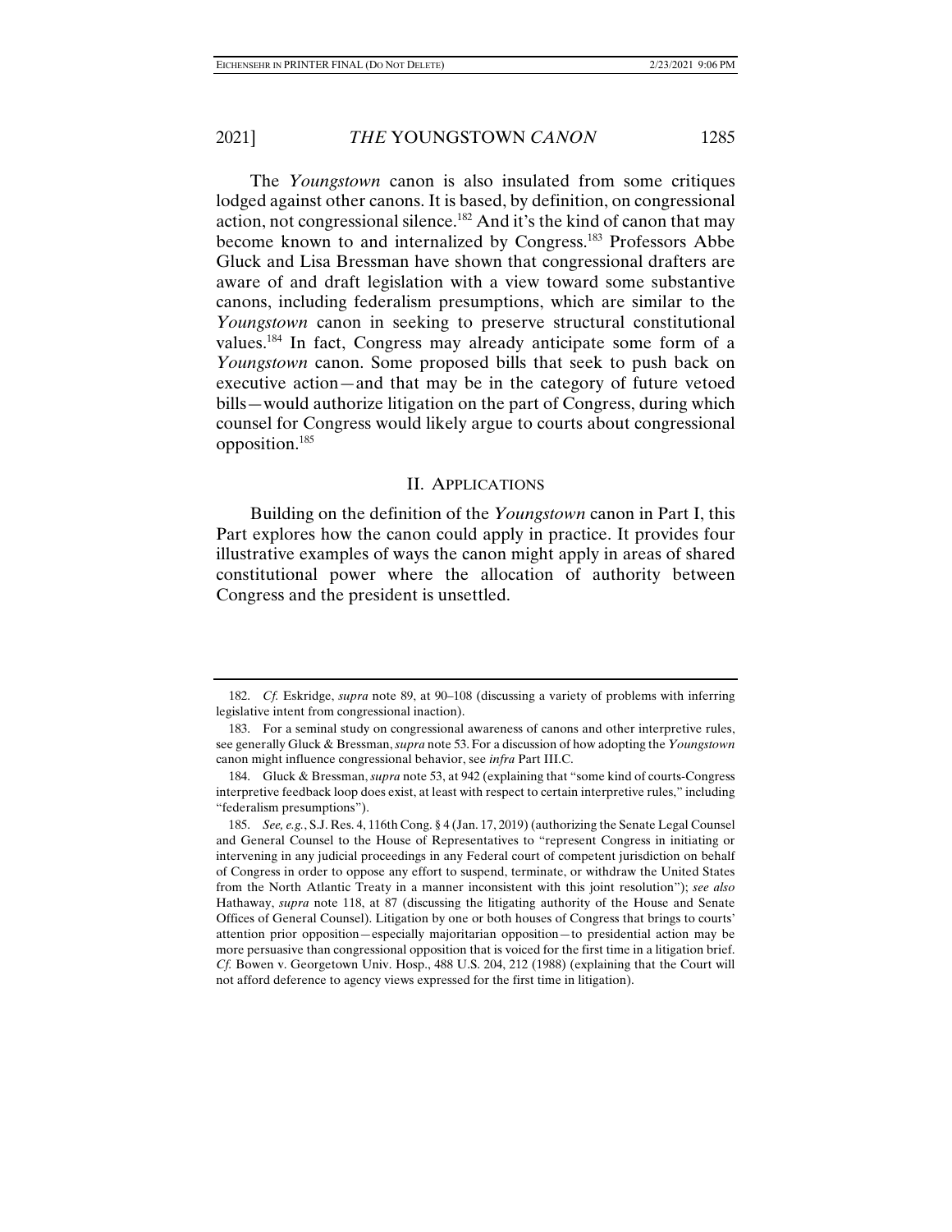The *Youngstown* canon is also insulated from some critiques lodged against other canons. It is based, by definition, on congressional action, not congressional silence.[182] And it's the kind of canon that may become known to and internalized by Congress.[183] Professors Abbe Gluck and Lisa Bressman have shown that congressional drafters are aware of and draft legislation with a view toward some substantive canons, including federalism presumptions, which are similar to the *Youngstown* canon in seeking to preserve structural constitutional values.[184] In fact, Congress may already anticipate some form of a *Youngstown* canon. Some proposed bills that seek to push back on executive action—and that may be in the category of future vetoed bills—would authorize litigation on the part of Congress, during which counsel for Congress would likely argue to courts about congressional opposition.[185]

## II. APPLICATIONS

Building on the definition of the *Youngstown* canon in Part I, this Part explores how the canon could apply in practice. It provides four illustrative examples of ways the canon might apply in areas of shared constitutional power where the allocation of authority between Congress and the president is unsettled.

---

182. *Cf.* Eskridge, *supra* note 89, at 90–108 (discussing a variety of problems with inferring legislative intent from congressional inaction).

183. For a seminal study on congressional awareness of canons and other interpretive rules, see generally Gluck & Bressman, *supra* note 53. For a discussion of how adopting the *Youngstown* canon might influence congressional behavior, see *infra* Part III.C.

184. Gluck & Bressman, *supra* note 53, at 942 (explaining that "some kind of courts-Congress interpretive feedback loop does exist, at least with respect to certain interpretive rules," including "federalism presumptions").

185. *See, e.g.*, S.J. Res. 4, 116th Cong. § 4 (Jan. 17, 2019) (authorizing the Senate Legal Counsel and General Counsel to the House of Representatives to "represent Congress in initiating or intervening in any judicial proceedings in any Federal court of competent jurisdiction on behalf of Congress in order to oppose any effort to suspend, terminate, or withdraw the United States from the North Atlantic Treaty in a manner inconsistent with this joint resolution"); *see also* Hathaway, *supra* note 118, at 87 (discussing the litigating authority of the House and Senate Offices of General Counsel). Litigation by one or both houses of Congress that brings to courts' attention prior opposition—especially majoritarian opposition—to presidential action may be more persuasive than congressional opposition that is voiced for the first time in a litigation brief. *Cf.* Bowen v. Georgetown Univ. Hosp., 488 U.S. 204, 212 (1988) (explaining that the Court will not afford deference to agency views expressed for the first time in litigation).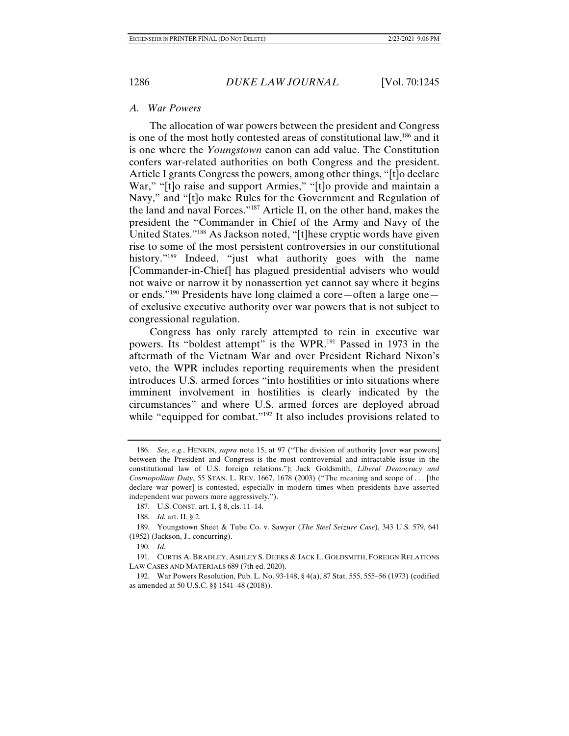### *A. War Powers*

The allocation of war powers between the president and Congress is one of the most hotly contested areas of constitutional law,[186] and it is one where the *Youngstown* canon can add value. The Constitution confers war-related authorities on both Congress and the president. Article I grants Congress the powers, among other things, "[t]o declare War," "[t]o raise and support Armies," "[t]o provide and maintain a Navy," and "[t]o make Rules for the Government and Regulation of the land and naval Forces."[187] Article II, on the other hand, makes the president the "Commander in Chief of the Army and Navy of the United States."[188] As Jackson noted, "[t]hese cryptic words have given rise to some of the most persistent controversies in our constitutional history."[189] Indeed, "just what authority goes with the name [Commander-in-Chief] has plagued presidential advisers who would not waive or narrow it by nonassertion yet cannot say where it begins or ends."[190] Presidents have long claimed a core—often a large one—of exclusive executive authority over war powers that is not subject to congressional regulation.

Congress has only rarely attempted to rein in executive war powers. Its "boldest attempt" is the WPR.[191] Passed in 1973 in the aftermath of the Vietnam War and over President Richard Nixon's veto, the WPR includes reporting requirements when the president introduces U.S. armed forces "into hostilities or into situations where imminent involvement in hostilities is clearly indicated by the circumstances" and where U.S. armed forces are deployed abroad while "equipped for combat."[192] It also includes provisions related to

---

186. *See, e.g.*, HENKIN, *supra* note 15, at 97 ("The division of authority [over war powers] between the President and Congress is the most controversial and intractable issue in the constitutional law of U.S. foreign relations."); Jack Goldsmith, *Liberal Democracy and Cosmopolitan Duty*, 55 STAN. L. REV. 1667, 1678 (2003) ("The meaning and scope of . . . [the declare war power] is contested, especially in modern times when presidents have asserted independent war powers more aggressively.").

187. U.S. CONST. art. I, § 8, cls. 11–14.

188. *Id.* art. II, § 2.

189. Youngstown Sheet & Tube Co. v. Sawyer (*The Steel Seizure Case*), 343 U.S. 579, 641 (1952) (Jackson, J., concurring).

190. *Id.*

191. CURTIS A. BRADLEY, ASHLEY S. DEEKS & JACK L. GOLDSMITH, FOREIGN RELATIONS LAW CASES AND MATERIALS 689 (7th ed. 2020).

192. War Powers Resolution, Pub. L. No. 93-148, § 4(a), 87 Stat. 555, 555–56 (1973) (codified as amended at 50 U.S.C. §§ 1541–48 (2018)).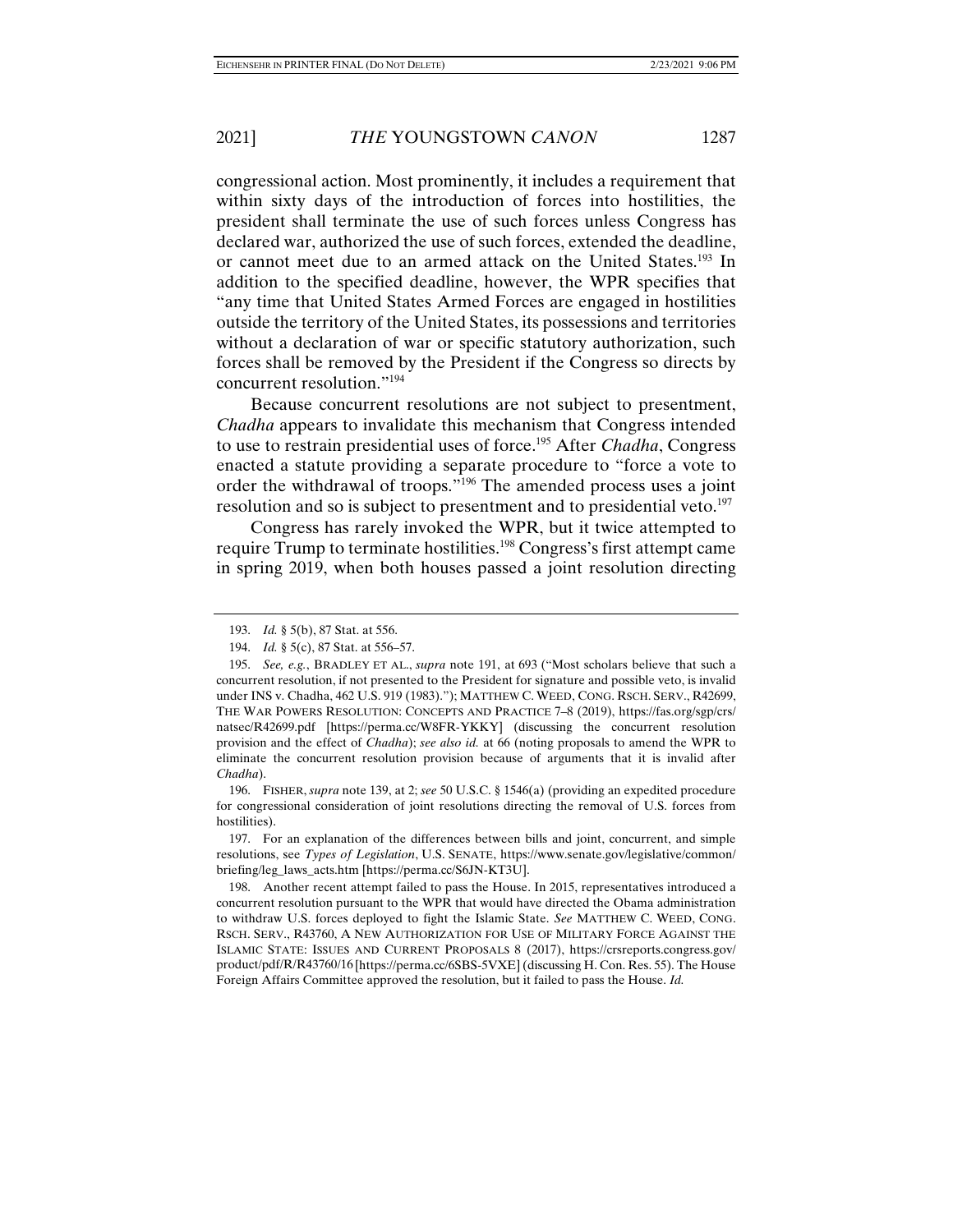congressional action. Most prominently, it includes a requirement that within sixty days of the introduction of forces into hostilities, the president shall terminate the use of such forces unless Congress has declared war, authorized the use of such forces, extended the deadline, or cannot meet due to an armed attack on the United States.[193] In addition to the specified deadline, however, the WPR specifies that "any time that United States Armed Forces are engaged in hostilities outside the territory of the United States, its possessions and territories without a declaration of war or specific statutory authorization, such forces shall be removed by the President if the Congress so directs by concurrent resolution."[194]

Because concurrent resolutions are not subject to presentment, *Chadha* appears to invalidate this mechanism that Congress intended to use to restrain presidential uses of force.[195] After *Chadha*, Congress enacted a statute providing a separate procedure to "force a vote to order the withdrawal of troops."[196] The amended process uses a joint resolution and so is subject to presentment and to presidential veto.[197]

Congress has rarely invoked the WPR, but it twice attempted to require Trump to terminate hostilities.[198] Congress's first attempt came in spring 2019, when both houses passed a joint resolution directing

---

193. *Id.* § 5(b), 87 Stat. at 556.

194. *Id.* § 5(c), 87 Stat. at 556–57.

195. *See, e.g.*, BRADLEY ET AL., *supra* note 191, at 693 ("Most scholars believe that such a concurrent resolution, if not presented to the President for signature and possible veto, is invalid under INS v. Chadha, 462 U.S. 919 (1983)."); MATTHEW C. WEED, CONG. RSCH. SERV., R42699, THE WAR POWERS RESOLUTION: CONCEPTS AND PRACTICE 7–8 (2019), https://fas.org/sgp/crs/natsec/R42699.pdf [https://perma.cc/W8FR-YKKY] (discussing the concurrent resolution provision and the effect of *Chadha*); *see also id.* at 66 (noting proposals to amend the WPR to eliminate the concurrent resolution provision because of arguments that it is invalid after *Chadha*).

196. FISHER, *supra* note 139, at 2; *see* 50 U.S.C. § 1546(a) (providing an expedited procedure for congressional consideration of joint resolutions directing the removal of U.S. forces from hostilities).

197. For an explanation of the differences between bills and joint, concurrent, and simple resolutions, see *Types of Legislation*, U.S. SENATE, https://www.senate.gov/legislative/common/briefing/leg_laws_acts.htm [https://perma.cc/S6JN-KT3U].

198. Another recent attempt failed to pass the House. In 2015, representatives introduced a concurrent resolution pursuant to the WPR that would have directed the Obama administration to withdraw U.S. forces deployed to fight the Islamic State. *See* MATTHEW C. WEED, CONG. RSCH. SERV., R43760, A NEW AUTHORIZATION FOR USE OF MILITARY FORCE AGAINST THE ISLAMIC STATE: ISSUES AND CURRENT PROPOSALS 8 (2017), https://crsreports.congress.gov/product/pdf/R/R43760/16 [https://perma.cc/6SBS-5VXE] (discussing H. Con. Res. 55). The House Foreign Affairs Committee approved the resolution, but it failed to pass the House. *Id.*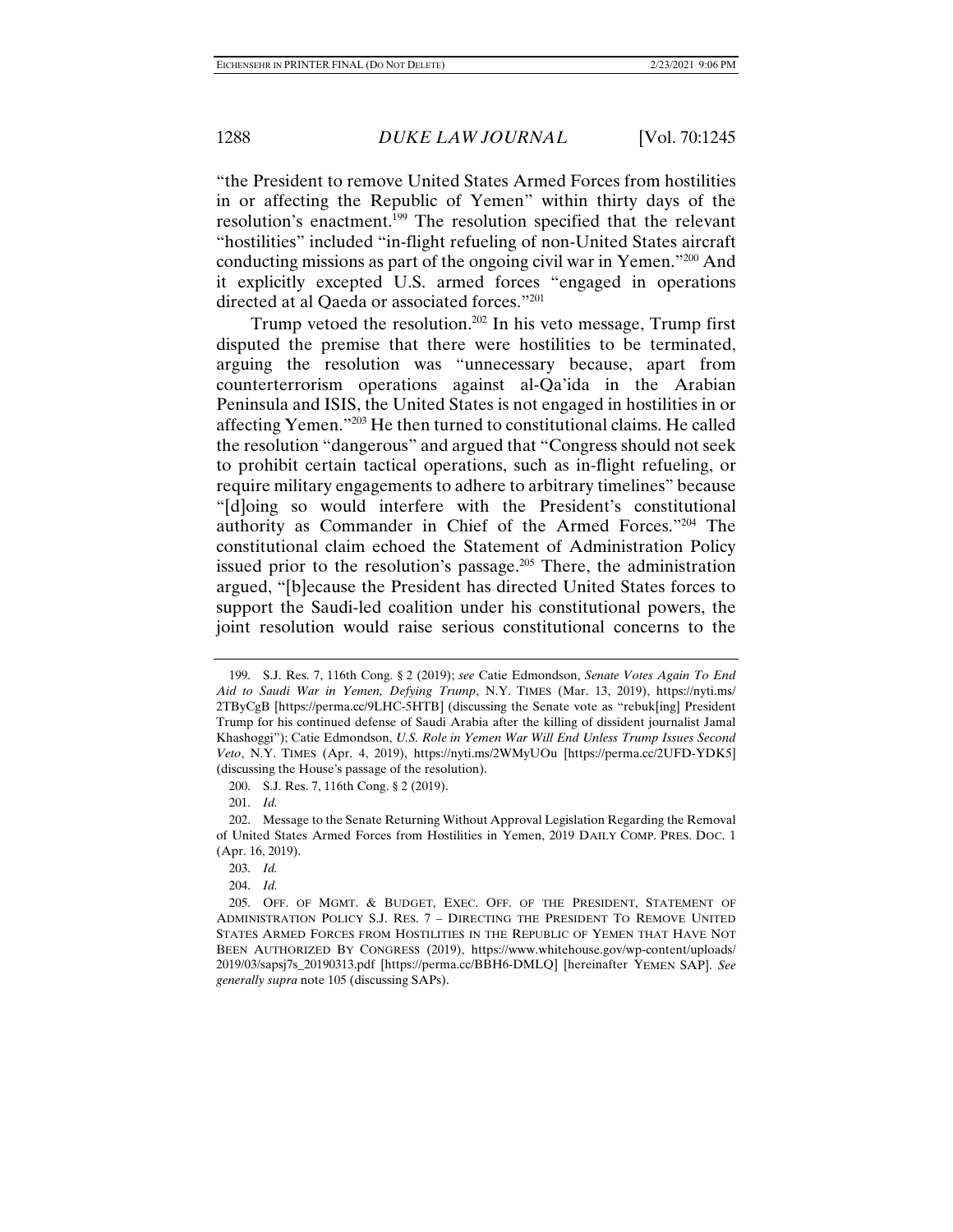"the President to remove United States Armed Forces from hostilities in or affecting the Republic of Yemen" within thirty days of the resolution's enactment.[199] The resolution specified that the relevant "hostilities" included "in-flight refueling of non-United States aircraft conducting missions as part of the ongoing civil war in Yemen."[200] And it explicitly excepted U.S. armed forces "engaged in operations directed at al Qaeda or associated forces."[201]

Trump vetoed the resolution.[202] In his veto message, Trump first disputed the premise that there were hostilities to be terminated, arguing the resolution was "unnecessary because, apart from counterterrorism operations against al-Qa'ida in the Arabian Peninsula and ISIS, the United States is not engaged in hostilities in or affecting Yemen."[203] He then turned to constitutional claims. He called the resolution "dangerous" and argued that "Congress should not seek to prohibit certain tactical operations, such as in-flight refueling, or require military engagements to adhere to arbitrary timelines" because "[d]oing so would interfere with the President's constitutional authority as Commander in Chief of the Armed Forces."[204] The constitutional claim echoed the Statement of Administration Policy issued prior to the resolution's passage.[205] There, the administration argued, "[b]ecause the President has directed United States forces to support the Saudi-led coalition under his constitutional powers, the joint resolution would raise serious constitutional concerns to the

---

199. S.J. Res. 7, 116th Cong. § 2 (2019); *see* Catie Edmondson, *Senate Votes Again To End Aid to Saudi War in Yemen, Defying Trump*, N.Y. TIMES (Mar. 13, 2019), https://nyti.ms/2TByCgB [https://perma.cc/9LHC-5HTB] (discussing the Senate vote as "rebuk[ing] President Trump for his continued defense of Saudi Arabia after the killing of dissident journalist Jamal Khashoggi"); Catie Edmondson, *U.S. Role in Yemen War Will End Unless Trump Issues Second Veto*, N.Y. TIMES (Apr. 4, 2019), https://nyti.ms/2WMyUOu [https://perma.cc/2UFD-YDK5] (discussing the House's passage of the resolution).

200. S.J. Res. 7, 116th Cong. § 2 (2019).

201. *Id.*

202. Message to the Senate Returning Without Approval Legislation Regarding the Removal of United States Armed Forces from Hostilities in Yemen, 2019 DAILY COMP. PRES. DOC. 1 (Apr. 16, 2019).

203. *Id.*

204. *Id.*

205. OFF. OF MGMT. & BUDGET, EXEC. OFF. OF THE PRESIDENT, STATEMENT OF ADMINISTRATION POLICY S.J. RES. 7 – DIRECTING THE PRESIDENT TO REMOVE UNITED STATES ARMED FORCES FROM HOSTILITIES IN THE REPUBLIC OF YEMEN THAT HAVE NOT BEEN AUTHORIZED BY CONGRESS (2019), https://www.whitehouse.gov/wp-content/uploads/2019/03/sapsj7s_20190313.pdf [https://perma.cc/BBH6-DMLQ] [hereinafter YEMEN SAP]. *See generally supra* note 105 (discussing SAPs).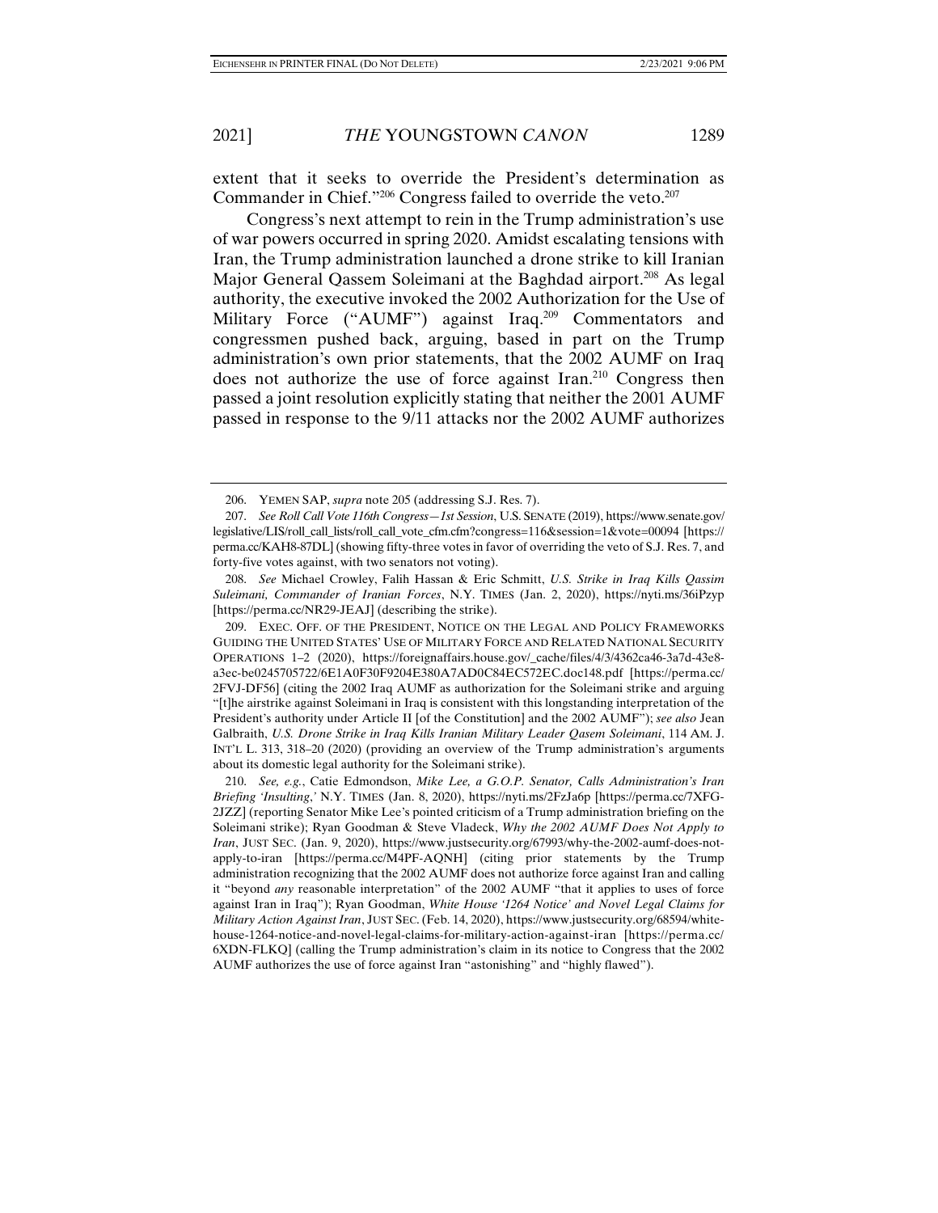extent that it seeks to override the President's determination as Commander in Chief."[206] Congress failed to override the veto.[207]

Congress's next attempt to rein in the Trump administration's use of war powers occurred in spring 2020. Amidst escalating tensions with Iran, the Trump administration launched a drone strike to kill Iranian Major General Qassem Soleimani at the Baghdad airport.[208] As legal authority, the executive invoked the 2002 Authorization for the Use of Military Force ("AUMF") against Iraq.[209] Commentators and congressmen pushed back, arguing, based in part on the Trump administration's own prior statements, that the 2002 AUMF on Iraq does not authorize the use of force against Iran.[210] Congress then passed a joint resolution explicitly stating that neither the 2001 AUMF passed in response to the 9/11 attacks nor the 2002 AUMF authorizes

---

206. YEMEN SAP, *supra* note 205 (addressing S.J. Res. 7).

207. *See Roll Call Vote 116th Congress—1st Session*, U.S. SENATE (2019), https://www.senate.gov/legislative/LIS/roll_call_lists/roll_call_vote_cfm.cfm?congress=116&session=1&vote=00094 [https://perma.cc/KAH8-87DL] (showing fifty-three votes in favor of overriding the veto of S.J. Res. 7, and forty-five votes against, with two senators not voting).

208. *See* Michael Crowley, Falih Hassan & Eric Schmitt, *U.S. Strike in Iraq Kills Qassim Suleimani, Commander of Iranian Forces*, N.Y. TIMES (Jan. 2, 2020), https://nyti.ms/36iPzyp [https://perma.cc/NR29-JEAJ] (describing the strike).

209. EXEC. OFF. OF THE PRESIDENT, NOTICE ON THE LEGAL AND POLICY FRAMEWORKS GUIDING THE UNITED STATES' USE OF MILITARY FORCE AND RELATED NATIONAL SECURITY OPERATIONS 1–2 (2020), https://foreignaffairs.house.gov/_cache/files/4/3/4362ca46-3a7d-43e8-a3ec-be0245705722/6E1A0F30F9204E380A7AD0C84EC572EC.doc148.pdf [https://perma.cc/2FVJ-DF56] (citing the 2002 Iraq AUMF as authorization for the Soleimani strike and arguing "[t]he airstrike against Soleimani in Iraq is consistent with this longstanding interpretation of the President's authority under Article II [of the Constitution] and the 2002 AUMF"); *see also* Jean Galbraith, *U.S. Drone Strike in Iraq Kills Iranian Military Leader Qasem Soleimani*, 114 AM. J. INT'L L. 313, 318–20 (2020) (providing an overview of the Trump administration's arguments about its domestic legal authority for the Soleimani strike).

210. *See, e.g.*, Catie Edmondson, *Mike Lee, a G.O.P. Senator, Calls Administration's Iran Briefing 'Insulting*,' N.Y. TIMES (Jan. 8, 2020), https://nyti.ms/2FzJa6p [https://perma.cc/7XFG-2JZZ] (reporting Senator Mike Lee's pointed criticism of a Trump administration briefing on the Soleimani strike); Ryan Goodman & Steve Vladeck, *Why the 2002 AUMF Does Not Apply to Iran*, JUST SEC. (Jan. 9, 2020), https://www.justsecurity.org/67993/why-the-2002-aumf-does-not-apply-to-iran [https://perma.cc/M4PF-AQNH] (citing prior statements by the Trump administration recognizing that the 2002 AUMF does not authorize force against Iran and calling it "beyond *any* reasonable interpretation" of the 2002 AUMF "that it applies to uses of force against Iran in Iraq"); Ryan Goodman, *White House '1264 Notice' and Novel Legal Claims for Military Action Against Iran*, JUST SEC. (Feb. 14, 2020), https://www.justsecurity.org/68594/white-house-1264-notice-and-novel-legal-claims-for-military-action-against-iran [https://perma.cc/6XDN-FLKQ] (calling the Trump administration's claim in its notice to Congress that the 2002 AUMF authorizes the use of force against Iran "astonishing" and "highly flawed").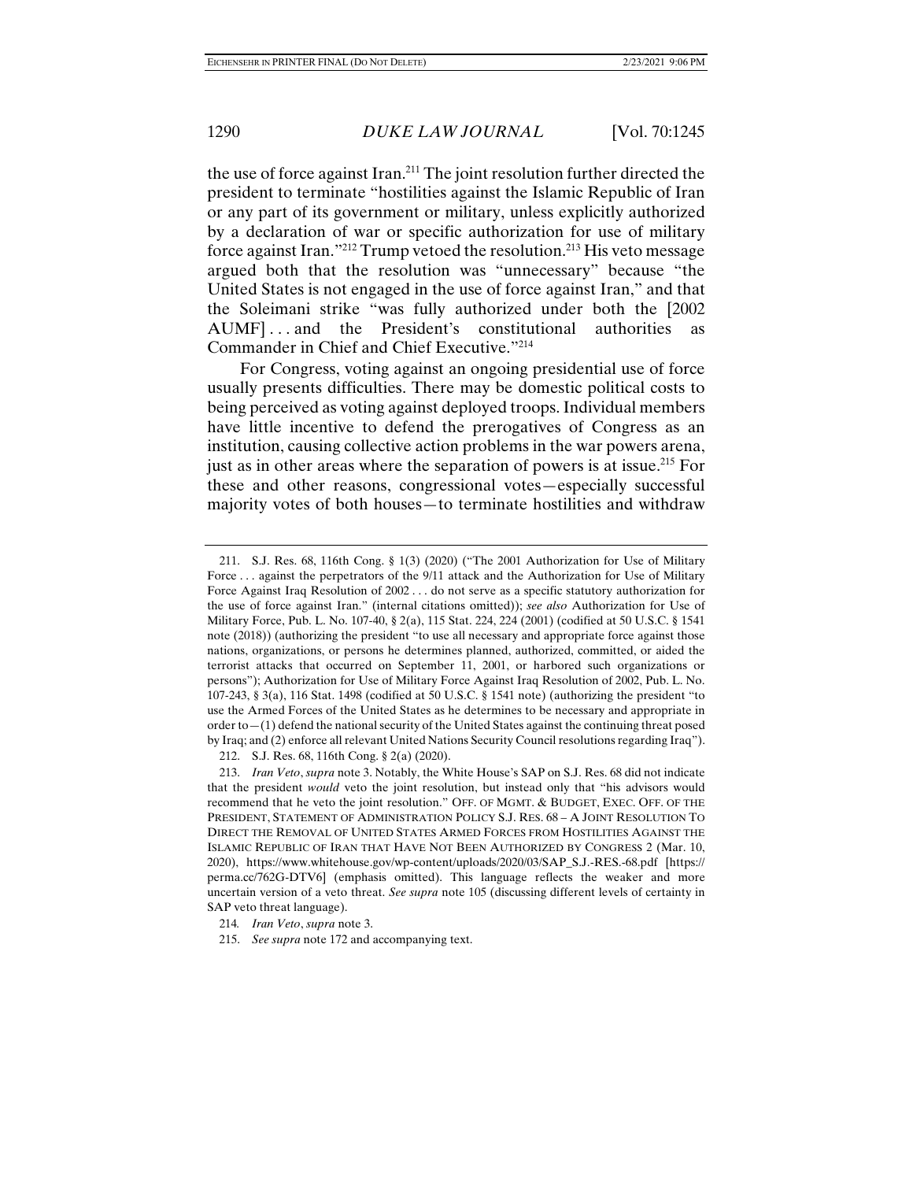the use of force against Iran.[211] The joint resolution further directed the president to terminate "hostilities against the Islamic Republic of Iran or any part of its government or military, unless explicitly authorized by a declaration of war or specific authorization for use of military force against Iran."[212] Trump vetoed the resolution.[213] His veto message argued both that the resolution was "unnecessary" because "the United States is not engaged in the use of force against Iran," and that the Soleimani strike "was fully authorized under both the [2002 AUMF] . . . and the President's constitutional authorities as Commander in Chief and Chief Executive."[214]

For Congress, voting against an ongoing presidential use of force usually presents difficulties. There may be domestic political costs to being perceived as voting against deployed troops. Individual members have little incentive to defend the prerogatives of Congress as an institution, causing collective action problems in the war powers arena, just as in other areas where the separation of powers is at issue.[215] For these and other reasons, congressional votes—especially successful majority votes of both houses—to terminate hostilities and withdraw

---

211. S.J. Res. 68, 116th Cong. § 1(3) (2020) ("The 2001 Authorization for Use of Military Force . . . against the perpetrators of the 9/11 attack and the Authorization for Use of Military Force Against Iraq Resolution of 2002 . . . do not serve as a specific statutory authorization for the use of force against Iran." (internal citations omitted)); *see also* Authorization for Use of Military Force, Pub. L. No. 107-40, § 2(a), 115 Stat. 224, 224 (2001) (codified at 50 U.S.C. § 1541 note (2018)) (authorizing the president "to use all necessary and appropriate force against those nations, organizations, or persons he determines planned, authorized, committed, or aided the terrorist attacks that occurred on September 11, 2001, or harbored such organizations or persons"); Authorization for Use of Military Force Against Iraq Resolution of 2002, Pub. L. No. 107-243, § 3(a), 116 Stat. 1498 (codified at 50 U.S.C. § 1541 note) (authorizing the president "to use the Armed Forces of the United States as he determines to be necessary and appropriate in order to—(1) defend the national security of the United States against the continuing threat posed by Iraq; and (2) enforce all relevant United Nations Security Council resolutions regarding Iraq").

212. S.J. Res. 68, 116th Cong. § 2(a) (2020).

213. *Iran Veto*, *supra* note 3. Notably, the White House's SAP on S.J. Res. 68 did not indicate that the president *would* veto the joint resolution, but instead only that "his advisors would recommend that he veto the joint resolution." OFF. OF MGMT. & BUDGET, EXEC. OF. OF THE PRESIDENT, STATEMENT OF ADMINISTRATION POLICY S.J. RES. 68 – A JOINT RESOLUTION TO DIRECT THE REMOVAL OF UNITED STATES ARMED FORCES FROM HOSTILITIES AGAINST THE ISLAMIC REPUBLIC OF IRAN THAT HAVE NOT BEEN AUTHORIZED BY CONGRESS 2 (Mar. 10, 2020), https://www.whitehouse.gov/wp-content/uploads/2020/03/SAP_S.J.-RES.-68.pdf [https://perma.cc/762G-DTV6] (emphasis omitted). This language reflects the weaker and more uncertain version of a veto threat. *See supra* note 105 (discussing different levels of certainty in SAP veto threat language).

214. *Iran Veto*, *supra* note 3.

215. *See supra* note 172 and accompanying text.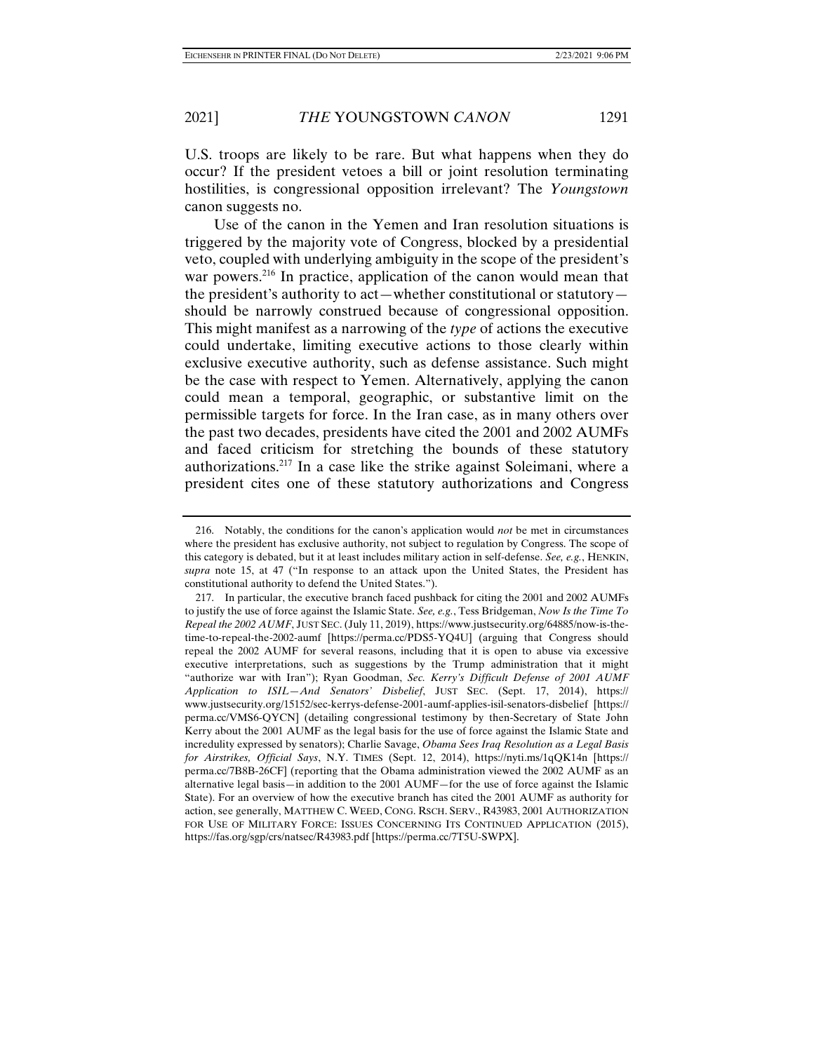U.S. troops are likely to be rare. But what happens when they do occur? If the president vetoes a bill or joint resolution terminating hostilities, is congressional opposition irrelevant? The *Youngstown* canon suggests no.

Use of the canon in the Yemen and Iran resolution situations is triggered by the majority vote of Congress, blocked by a presidential veto, coupled with underlying ambiguity in the scope of the president's war powers.[216] In practice, application of the canon would mean that the president's authority to act—whether constitutional or statutory—should be narrowly construed because of congressional opposition. This might manifest as a narrowing of the *type* of actions the executive could undertake, limiting executive actions to those clearly within exclusive executive authority, such as defense assistance. Such might be the case with respect to Yemen. Alternatively, applying the canon could mean a temporal, geographic, or substantive limit on the permissible targets for force. In the Iran case, as in many others over the past two decades, presidents have cited the 2001 and 2002 AUMFs and faced criticism for stretching the bounds of these statutory authorizations.[217] In a case like the strike against Soleimani, where a president cites one of these statutory authorizations and Congress

---

216. Notably, the conditions for the canon's application would *not* be met in circumstances where the president has exclusive authority, not subject to regulation by Congress. The scope of this category is debated, but it at least includes military action in self-defense. *See, e.g.*, HENKIN, *supra* note 15, at 47 ("In response to an attack upon the United States, the President has constitutional authority to defend the United States.").

217. In particular, the executive branch faced pushback for citing the 2001 and 2002 AUMFs to justify the use of force against the Islamic State. *See, e.g.*, Tess Bridgeman, *Now Is the Time To Repeal the 2002 AUMF*, JUST SEC. (July 11, 2019), https://www.justsecurity.org/64885/now-is-the-time-to-repeal-the-2002-aumf [https://perma.cc/PDS5-YQ4U] (arguing that Congress should repeal the 2002 AUMF for several reasons, including that it is open to abuse via excessive executive interpretations, such as suggestions by the Trump administration that it might "authorize war with Iran"); Ryan Goodman, *Sec. Kerry's Difficult Defense of 2001 AUMF Application to ISIL—And Senators' Disbelief*, JUST SEC. (Sept. 17, 2014), https://www.justsecurity.org/15152/sec-kerrys-defense-2001-aumf-applies-isil-senators-disbelief [https://perma.cc/VMS6-QYCN] (detailing congressional testimony by then-Secretary of State John Kerry about the 2001 AUMF as the legal basis for the use of force against the Islamic State and incredulity expressed by senators); Charlie Savage, *Obama Sees Iraq Resolution as a Legal Basis for Airstrikes, Official Says*, N.Y. TIMES (Sept. 12, 2014), https://nyti.ms/1qQK14n [https://perma.cc/7B8B-26CF] (reporting that the Obama administration viewed the 2002 AUMF as an alternative legal basis—in addition to the 2001 AUMF—for the use of force against the Islamic State). For an overview of how the executive branch has cited the 2001 AUMF as authority for action, see generally, MATTHEW C. WEED, CONG. RSCH. SERV., R43983, 2001 AUTHORIZATION FOR USE OF MILITARY FORCE: ISSUES CONCERNING ITS CONTINUED APPLICATION (2015), https://fas.org/sgp/crs/natsec/R43983.pdf [https://perma.cc/7T5U-SWPX].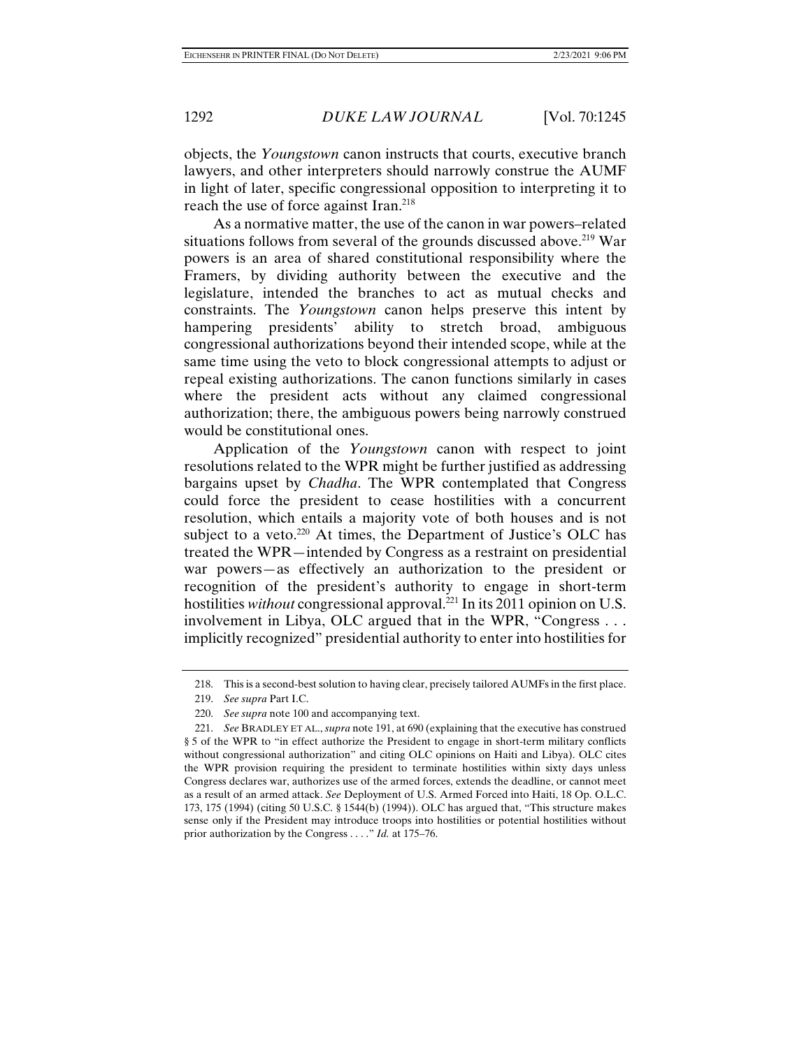objects, the *Youngstown* canon instructs that courts, executive branch lawyers, and other interpreters should narrowly construe the AUMF in light of later, specific congressional opposition to interpreting it to reach the use of force against Iran.[218]

As a normative matter, the use of the canon in war powers–related situations follows from several of the grounds discussed above.[219] War powers is an area of shared constitutional responsibility where the Framers, by dividing authority between the executive and the legislature, intended the branches to act as mutual checks and constraints. The *Youngstown* canon helps preserve this intent by hampering presidents' ability to stretch broad, ambiguous congressional authorizations beyond their intended scope, while at the same time using the veto to block congressional attempts to adjust or repeal existing authorizations. The canon functions similarly in cases where the president acts without any claimed congressional authorization; there, the ambiguous powers being narrowly construed would be constitutional ones.

Application of the *Youngstown* canon with respect to joint resolutions related to the WPR might be further justified as addressing bargains upset by *Chadha*. The WPR contemplated that Congress could force the president to cease hostilities with a concurrent resolution, which entails a majority vote of both houses and is not subject to a veto.[220] At times, the Department of Justice's OLC has treated the WPR—intended by Congress as a restraint on presidential war powers—as effectively an authorization to the president or recognition of the president's authority to engage in short-term hostilities *without* congressional approval.[221] In its 2011 opinion on U.S. involvement in Libya, OLC argued that in the WPR, "Congress . . . implicitly recognized" presidential authority to enter into hostilities for

---

218. This is a second-best solution to having clear, precisely tailored AUMFs in the first place.

219. *See supra* Part I.C.

220. *See supra* note 100 and accompanying text.

221. *See* BRADLEY ET AL., *supra* note 191, at 690 (explaining that the executive has construed § 5 of the WPR to "in effect authorize the President to engage in short-term military conflicts without congressional authorization" and citing OLC opinions on Haiti and Libya). OLC cites the WPR provision requiring the president to terminate hostilities within sixty days unless Congress declares war, authorizes use of the armed forces, extends the deadline, or cannot meet as a result of an armed attack. *See* Deployment of U.S. Armed Forced into Haiti, 18 Op. O.L.C. 173, 175 (1994) (citing 50 U.S.C. § 1544(b) (1994)). OLC has argued that, "This structure makes sense only if the President may introduce troops into hostilities or potential hostilities without prior authorization by the Congress . . . ." *Id.* at 175–76.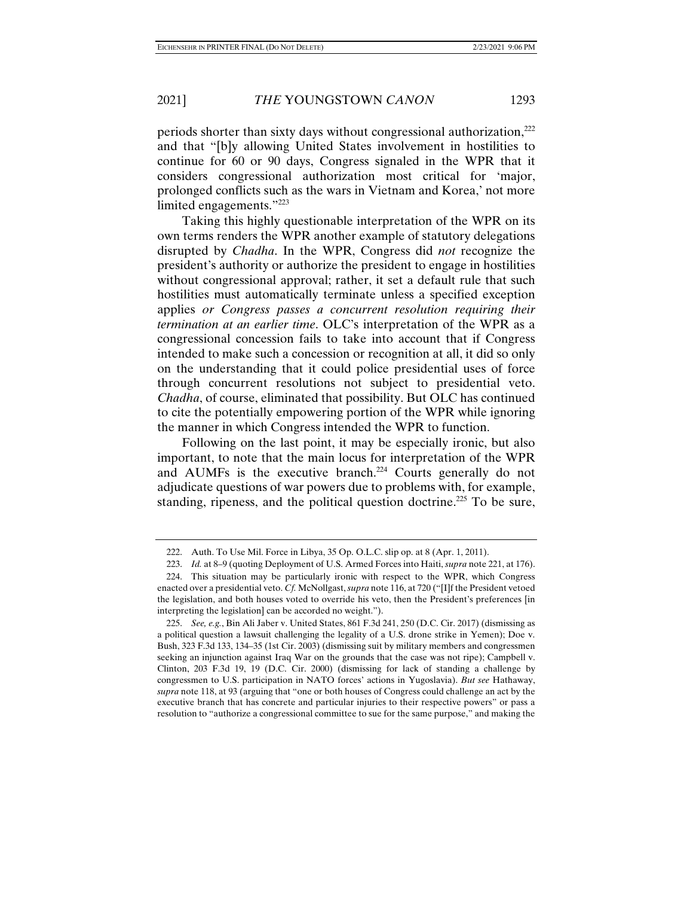periods shorter than sixty days without congressional authorization,[222] and that "[b]y allowing United States involvement in hostilities to continue for 60 or 90 days, Congress signaled in the WPR that it considers congressional authorization most critical for 'major, prolonged conflicts such as the wars in Vietnam and Korea,' not more limited engagements."[223]

Taking this highly questionable interpretation of the WPR on its own terms renders the WPR another example of statutory delegations disrupted by *Chadha*. In the WPR, Congress did *not* recognize the president's authority or authorize the president to engage in hostilities without congressional approval; rather, it set a default rule that such hostilities must automatically terminate unless a specified exception applies *or Congress passes a concurrent resolution requiring their termination at an earlier time*. OLC's interpretation of the WPR as a congressional concession fails to take into account that if Congress intended to make such a concession or recognition at all, it did so only on the understanding that it could police presidential uses of force through concurrent resolutions not subject to presidential veto. *Chadha*, of course, eliminated that possibility. But OLC has continued to cite the potentially empowering portion of the WPR while ignoring the manner in which Congress intended the WPR to function.

Following on the last point, it may be especially ironic, but also important, to note that the main locus for interpretation of the WPR and AUMFs is the executive branch.[224] Courts generally do not adjudicate questions of war powers due to problems with, for example, standing, ripeness, and the political question doctrine.[225] To be sure,

---

222. Auth. To Use Mil. Force in Libya, 35 Op. O.L.C. slip op. at 8 (Apr. 1, 2011).

223. *Id.* at 8–9 (quoting Deployment of U.S. Armed Forces into Haiti, *supra* note 221, at 176).

224. This situation may be particularly ironic with respect to the WPR, which Congress enacted over a presidential veto. *Cf.* McNollgast, *supra* note 116, at 720 ("[I]f the President vetoed the legislation, and both houses voted to override his veto, then the President's preferences [in interpreting the legislation] can be accorded no weight.").

225. *See, e.g.*, Bin Ali Jaber v. United States, 861 F.3d 241, 250 (D.C. Cir. 2017) (dismissing as a political question a lawsuit challenging the legality of a U.S. drone strike in Yemen); Doe v. Bush, 323 F.3d 133, 134–35 (1st Cir. 2003) (dismissing suit by military members and congressmen seeking an injunction against Iraq War on the grounds that the case was not ripe); Campbell v. Clinton, 203 F.3d 19, 19 (D.C. Cir. 2000) (dismissing for lack of standing a challenge by congressmen to U.S. participation in NATO forces' actions in Yugoslavia). *But see* Hathaway, *supra* note 118, at 93 (arguing that "one or both houses of Congress could challenge an act by the executive branch that has concrete and particular injuries to their respective powers" or pass a resolution to "authorize a congressional committee to sue for the same purpose," and making the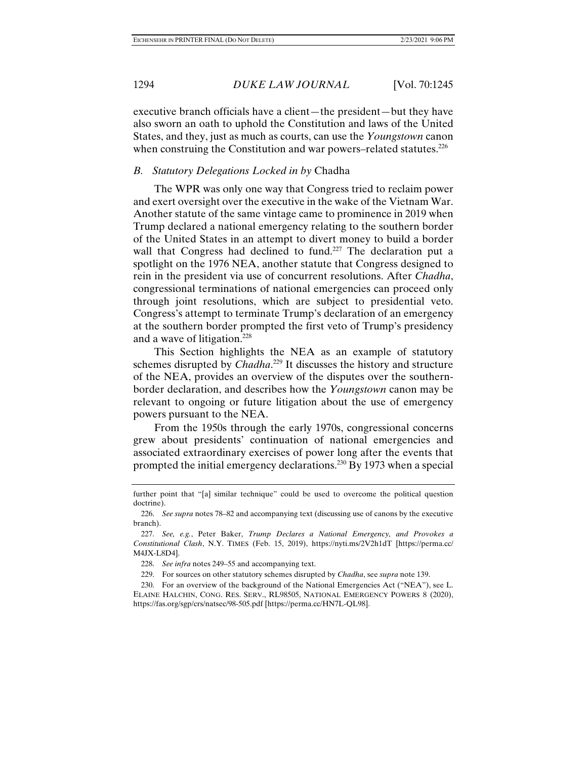executive branch officials have a client—the president—but they have also sworn an oath to uphold the Constitution and laws of the United States, and they, just as much as courts, can use the *Youngstown* canon when construing the Constitution and war powers–related statutes.[226]

### B. Statutory Delegations Locked in by Chadha

The WPR was only one way that Congress tried to reclaim power and exert oversight over the executive in the wake of the Vietnam War. Another statute of the same vintage came to prominence in 2019 when Trump declared a national emergency relating to the southern border of the United States in an attempt to divert money to build a border wall that Congress had declined to fund.[227] The declaration put a spotlight on the 1976 NEA, another statute that Congress designed to rein in the president via use of concurrent resolutions. After *Chadha*, congressional terminations of national emergencies can proceed only through joint resolutions, which are subject to presidential veto. Congress's attempt to terminate Trump's declaration of an emergency at the southern border prompted the first veto of Trump's presidency and a wave of litigation.[228]

This Section highlights the NEA as an example of statutory schemes disrupted by *Chadha*.[229] It discusses the history and structure of the NEA, provides an overview of the disputes over the southern-border declaration, and describes how the *Youngstown* canon may be relevant to ongoing or future litigation about the use of emergency powers pursuant to the NEA.

From the 1950s through the early 1970s, congressional concerns grew about presidents' continuation of national emergencies and associated extraordinary exercises of power long after the events that prompted the initial emergency declarations.[230] By 1973 when a special

---

further point that "[a] similar technique" could be used to overcome the political question doctrine).

226. *See supra* notes 78–82 and accompanying text (discussing use of canons by the executive branch).

227. *See, e.g.*, Peter Baker, *Trump Declares a National Emergency, and Provokes a Constitutional Clash*, N.Y. TIMES (Feb. 15, 2019), https://nyti.ms/2V2h1dT [https://perma.cc/M4JX-L8D4].

228. *See infra* notes 249–55 and accompanying text.

229. For sources on other statutory schemes disrupted by *Chadha*, see *supra* note 139.

230. For an overview of the background of the National Emergencies Act ("NEA"), see L. ELAINE HALCHIN, CONG. RES. SERV., RL98505, NATIONAL EMERGENCY POWERS 8 (2020), https://fas.org/sgp/crs/natsec/98-505.pdf [https://perma.cc/HN7L-QL98].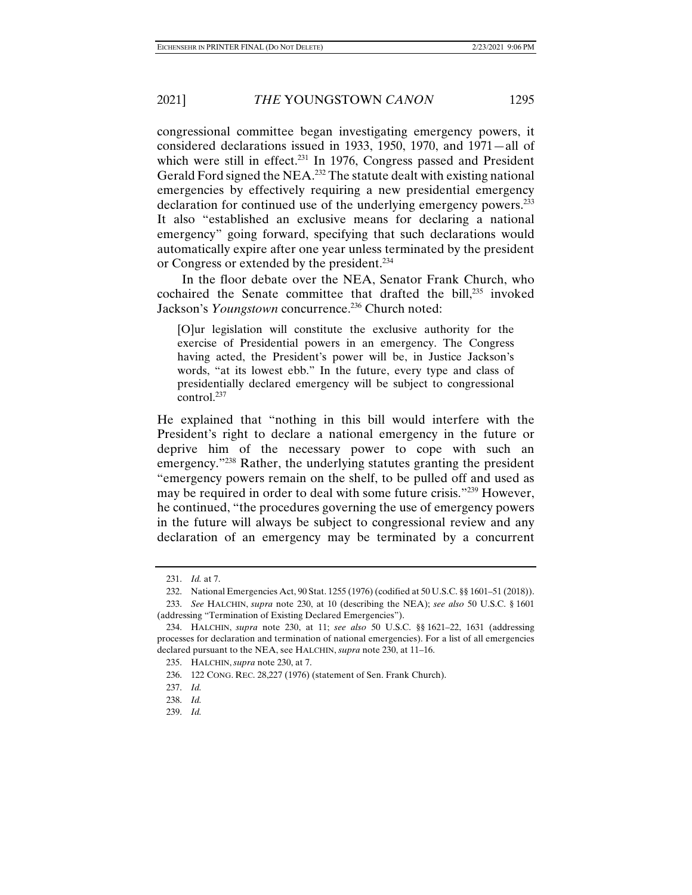congressional committee began investigating emergency powers, it considered declarations issued in 1933, 1950, 1970, and 1971—all of which were still in effect.[231] In 1976, Congress passed and President Gerald Ford signed the NEA.[232] The statute dealt with existing national emergencies by effectively requiring a new presidential emergency declaration for continued use of the underlying emergency powers.[233] It also "established an exclusive means for declaring a national emergency" going forward, specifying that such declarations would automatically expire after one year unless terminated by the president or Congress or extended by the president.[234]

In the floor debate over the NEA, Senator Frank Church, who cochaired the Senate committee that drafted the bill,[235] invoked Jackson's *Youngstown* concurrence.[236] Church noted:

> [O]ur legislation will constitute the exclusive authority for the exercise of Presidential powers in an emergency. The Congress having acted, the President's power will be, in Justice Jackson's words, "at its lowest ebb." In the future, every type and class of presidentially declared emergency will be subject to congressional control.[237]

He explained that "nothing in this bill would interfere with the President's right to declare a national emergency in the future or deprive him of the necessary power to cope with such an emergency."[238] Rather, the underlying statutes granting the president "emergency powers remain on the shelf, to be pulled off and used as may be required in order to deal with some future crisis."[239] However, he continued, "the procedures governing the use of emergency powers in the future will always be subject to congressional review and any declaration of an emergency may be terminated by a concurrent

---

231. *Id.* at 7.

232. National Emergencies Act, 90 Stat. 1255 (1976) (codified at 50 U.S.C. §§ 1601–51 (2018)).

233. *See* HALCHIN, *supra* note 230, at 10 (describing the NEA); *see also* 50 U.S.C. § 1601 (addressing "Termination of Existing Declared Emergencies").

234. HALCHIN, *supra* note 230, at 11; *see also* 50 U.S.C. §§ 1621–22, 1631 (addressing processes for declaration and termination of national emergencies). For a list of all emergencies declared pursuant to the NEA, see HALCHIN, *supra* note 230, at 11–16.

235. HALCHIN, *supra* note 230, at 7.

236. 122 CONG. REC. 28,227 (1976) (statement of Sen. Frank Church).

237. *Id.*

238. *Id.*

239. *Id.*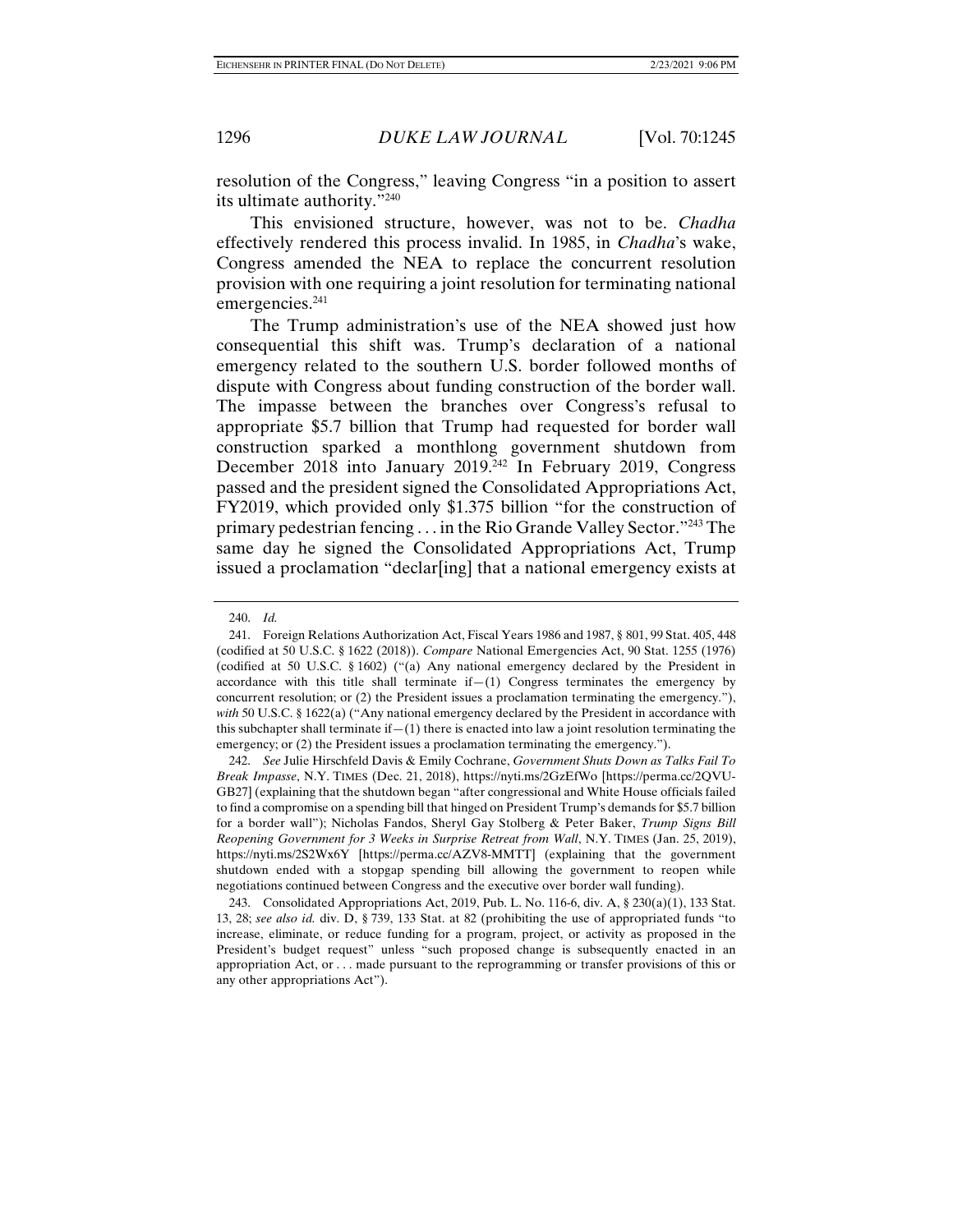resolution of the Congress," leaving Congress "in a position to assert its ultimate authority."[240]

This envisioned structure, however, was not to be. *Chadha* effectively rendered this process invalid. In 1985, in *Chadha*'s wake, Congress amended the NEA to replace the concurrent resolution provision with one requiring a joint resolution for terminating national emergencies.[241]

The Trump administration's use of the NEA showed just how consequential this shift was. Trump's declaration of a national emergency related to the southern U.S. border followed months of dispute with Congress about funding construction of the border wall. The impasse between the branches over Congress's refusal to appropriate $5.7 billion that Trump had requested for border wall construction sparked a monthlong government shutdown from December 2018 into January 2019.[242] In February 2019, Congress passed and the president signed the Consolidated Appropriations Act, FY2019, which provided only $1.375 billion "for the construction of primary pedestrian fencing . . . in the Rio Grande Valley Sector."[243] The same day he signed the Consolidated Appropriations Act, Trump issued a proclamation "declar[ing] that a national emergency exists at

---

240. *Id.*

241. Foreign Relations Authorization Act, Fiscal Years 1986 and 1987, § 801, 99 Stat. 405, 448 (codified at 50 U.S.C. § 1622 (2018)). *Compare* National Emergencies Act, 90 Stat. 1255 (1976) (codified at 50 U.S.C. § 1602) ("(a) Any national emergency declared by the President in accordance with this title shall terminate if—(1) Congress terminates the emergency by concurrent resolution; or (2) the President issues a proclamation terminating the emergency."), *with* 50 U.S.C. § 1622(a) ("Any national emergency declared by the President in accordance with this subchapter shall terminate if—(1) there is enacted into law a joint resolution terminating the emergency; or (2) the President issues a proclamation terminating the emergency.").

242. *See* Julie Hirschfeld Davis & Emily Cochrane, *Government Shuts Down as Talks Fail To Break Impasse*, N.Y. TIMES (Dec. 21, 2018), https://nyti.ms/2GzEfWo [https://perma.cc/2QVU-GB27] (explaining that the shutdown began "after congressional and White House officials failed to find a compromise on a spending bill that hinged on President Trump's demands for $5.7 billion for a border wall"); Nicholas Fandos, Sheryl Gay Stolberg & Peter Baker, *Trump Signs Bill Reopening Government for 3 Weeks in Surprise Retreat from Wall*, N.Y. TIMES (Jan. 25, 2019), https://nyti.ms/2S2Wx6Y [https://perma.cc/AZV8-MMTT] (explaining that the government shutdown ended with a stopgap spending bill allowing the government to reopen while negotiations continued between Congress and the executive over border wall funding).

243. Consolidated Appropriations Act, 2019, Pub. L. No. 116-6, div. A, § 230(a)(1), 133 Stat. 13, 28; *see also id.* div. D, § 739, 133 Stat. at 82 (prohibiting the use of appropriated funds "to increase, eliminate, or reduce funding for a program, project, or activity as proposed in the President's budget request" unless "such proposed change is subsequently enacted in an appropriation Act, or . . . made pursuant to the reprogramming or transfer provisions of this or any other appropriations Act").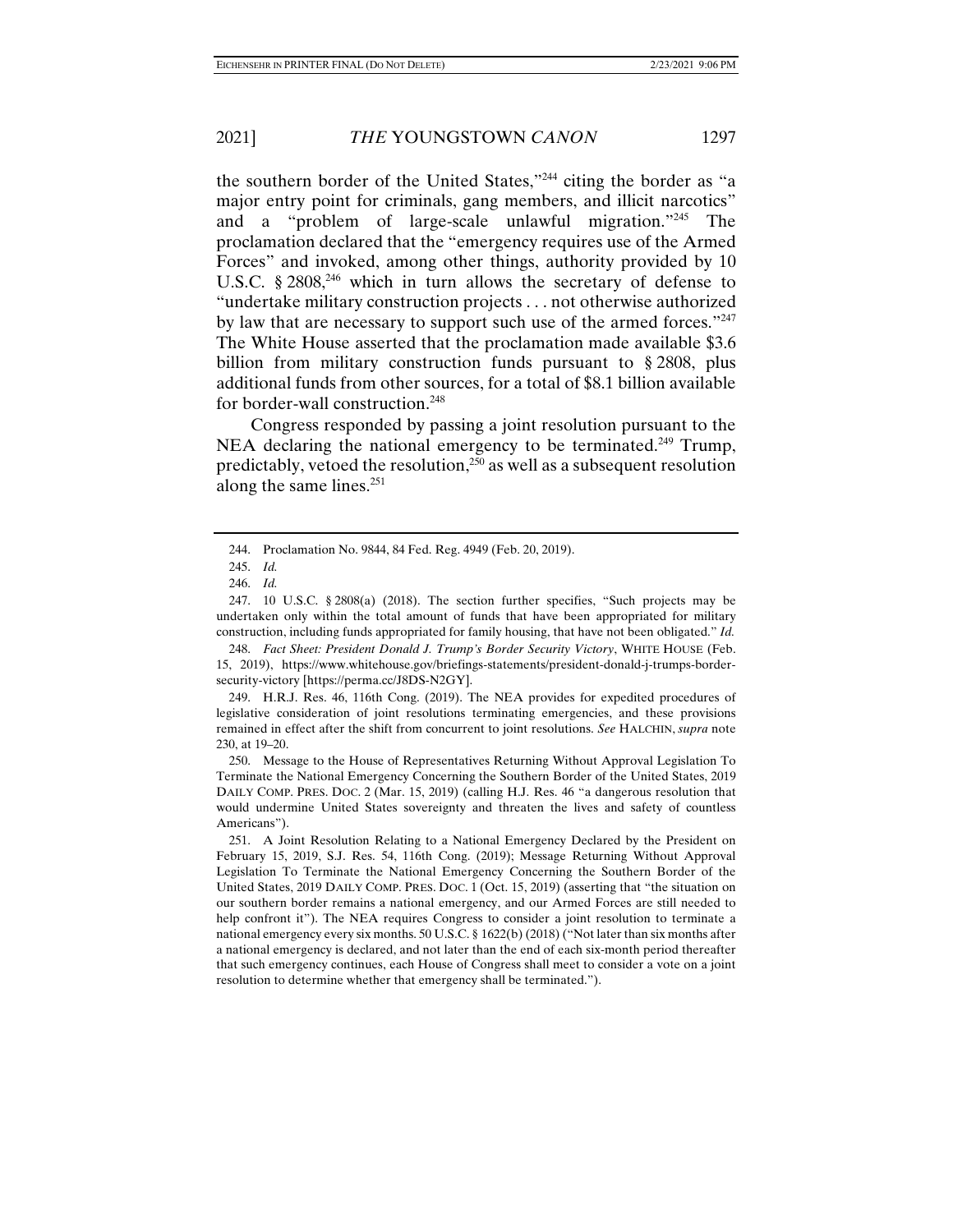the southern border of the United States,"[244] citing the border as "a major entry point for criminals, gang members, and illicit narcotics" and a "problem of large-scale unlawful migration."[245] The proclamation declared that the "emergency requires use of the Armed Forces" and invoked, among other things, authority provided by 10 U.S.C. § 2808,[246] which in turn allows the secretary of defense to "undertake military construction projects . . . not otherwise authorized by law that are necessary to support such use of the armed forces."[247] The White House asserted that the proclamation made available $3.6 billion from military construction funds pursuant to § 2808, plus additional funds from other sources, for a total of $8.1 billion available for border-wall construction.[248]

Congress responded by passing a joint resolution pursuant to the NEA declaring the national emergency to be terminated.[249] Trump, predictably, vetoed the resolution,[250] as well as a subsequent resolution along the same lines.[251]

---

244. Proclamation No. 9844, 84 Fed. Reg. 4949 (Feb. 20, 2019).

245. *Id.*

246. *Id.*

247. 10 U.S.C. § 2808(a) (2018). The section further specifies, "Such projects may be undertaken only within the total amount of funds that have been appropriated for military construction, including funds appropriated for family housing, that have not been obligated." *Id.*

248. *Fact Sheet: President Donald J. Trump's Border Security Victory*, WHITE HOUSE (Feb. 15, 2019), https://www.whitehouse.gov/briefings-statements/president-donald-j-trumps-border-security-victory [https://perma.cc/J8DS-N2GY].

249. H.R.J. Res. 46, 116th Cong. (2019). The NEA provides for expedited procedures of legislative consideration of joint resolutions terminating emergencies, and these provisions remained in effect after the shift from concurrent to joint resolutions. *See* HALCHIN, *supra* note 230, at 19–20.

250. Message to the House of Representatives Returning Without Approval Legislation To Terminate the National Emergency Concerning the Southern Border of the United States, 2019 DAILY COMP. PRES. DOC. 2 (Mar. 15, 2019) (calling H.J. Res. 46 "a dangerous resolution that would undermine United States sovereignty and threaten the lives and safety of countless Americans").

251. A Joint Resolution Relating to a National Emergency Declared by the President on February 15, 2019, S.J. Res. 54, 116th Cong. (2019); Message Returning Without Approval Legislation To Terminate the National Emergency Concerning the Southern Border of the United States, 2019 DAILY COMP. PRES. DOC. 1 (Oct. 15, 2019) (asserting that "the situation on our southern border remains a national emergency, and our Armed Forces are still needed to help confront it"). The NEA requires Congress to consider a joint resolution to terminate a national emergency every six months. 50 U.S.C. § 1622(b) (2018) ("Not later than six months after a national emergency is declared, and not later than the end of each six-month period thereafter that such emergency continues, each House of Congress shall meet to consider a vote on a joint resolution to determine whether that emergency shall be terminated.").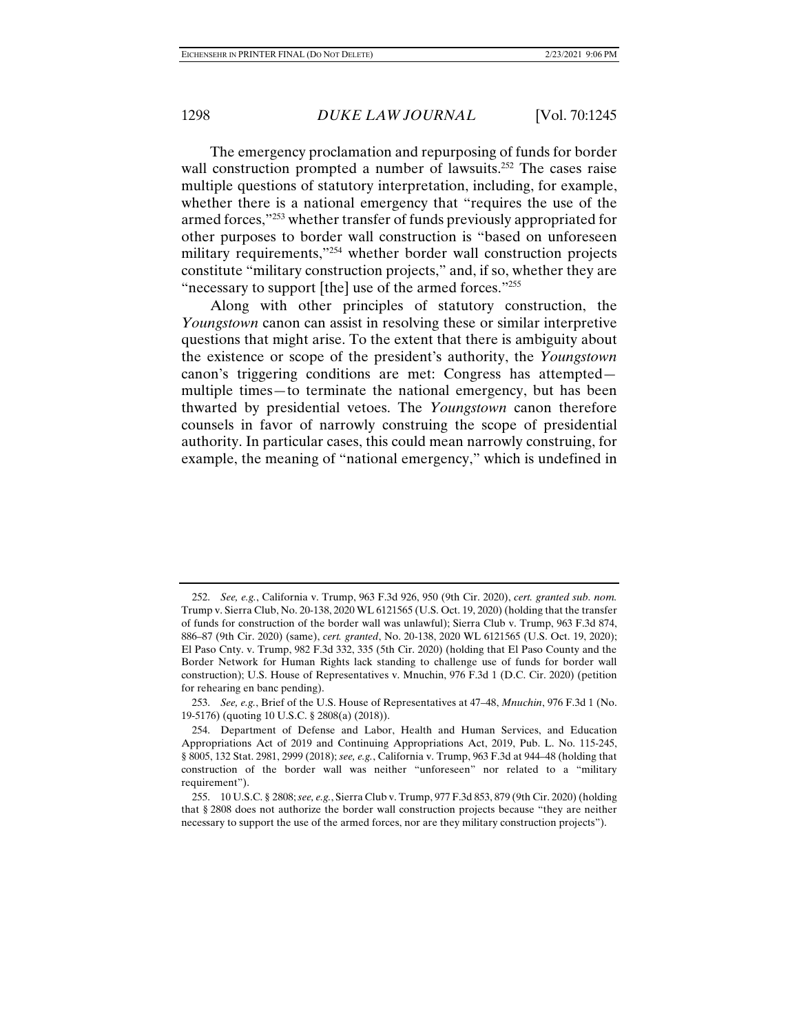The emergency proclamation and repurposing of funds for border wall construction prompted a number of lawsuits.[252] The cases raise multiple questions of statutory interpretation, including, for example, whether there is a national emergency that "requires the use of the armed forces,"[253] whether transfer of funds previously appropriated for other purposes to border wall construction is "based on unforeseen military requirements,"[254] whether border wall construction projects constitute "military construction projects," and, if so, whether they are "necessary to support [the] use of the armed forces."[255]

Along with other principles of statutory construction, the *Youngstown* canon can assist in resolving these or similar interpretive questions that might arise. To the extent that there is ambiguity about the existence or scope of the president's authority, the *Youngstown* canon's triggering conditions are met: Congress has attempted—multiple times—to terminate the national emergency, but has been thwarted by presidential vetoes. The *Youngstown* canon therefore counsels in favor of narrowly construing the scope of presidential authority. In particular cases, this could mean narrowly construing, for example, the meaning of "national emergency," which is undefined in

---

252. *See, e.g.*, California v. Trump, 963 F.3d 926, 950 (9th Cir. 2020), *cert. granted sub. nom.* Trump v. Sierra Club, No. 20-138, 2020 WL 6121565 (U.S. Oct. 19, 2020) (holding that the transfer of funds for construction of the border wall was unlawful); Sierra Club v. Trump, 963 F.3d 874, 886–87 (9th Cir. 2020) (same), *cert. granted*, No. 20-138, 2020 WL 6121565 (U.S. Oct. 19, 2020); El Paso Cnty. v. Trump, 982 F.3d 332, 335 (5th Cir. 2020) (holding that El Paso County and the Border Network for Human Rights lack standing to challenge use of funds for border wall construction); U.S. House of Representatives v. Mnuchin, 976 F.3d 1 (D.C. Cir. 2020) (petition for rehearing en banc pending).

253. *See, e.g.*, Brief of the U.S. House of Representatives at 47–48, *Mnuchin*, 976 F.3d 1 (No. 19-5176) (quoting 10 U.S.C. § 2808(a) (2018)).

254. Department of Defense and Labor, Health and Human Services, and Education Appropriations Act of 2019 and Continuing Appropriations Act, 2019, Pub. L. No. 115-245, § 8005, 132 Stat. 2981, 2999 (2018); *see, e.g.*, California v. Trump, 963 F.3d at 944–48 (holding that construction of the border wall was neither "unforeseen" nor related to a "military requirement").

255. 10 U.S.C. § 2808; *see, e.g.*, Sierra Club v. Trump, 977 F.3d 853, 879 (9th Cir. 2020) (holding that § 2808 does not authorize the border wall construction projects because "they are neither necessary to support the use of the armed forces, nor are they military construction projects").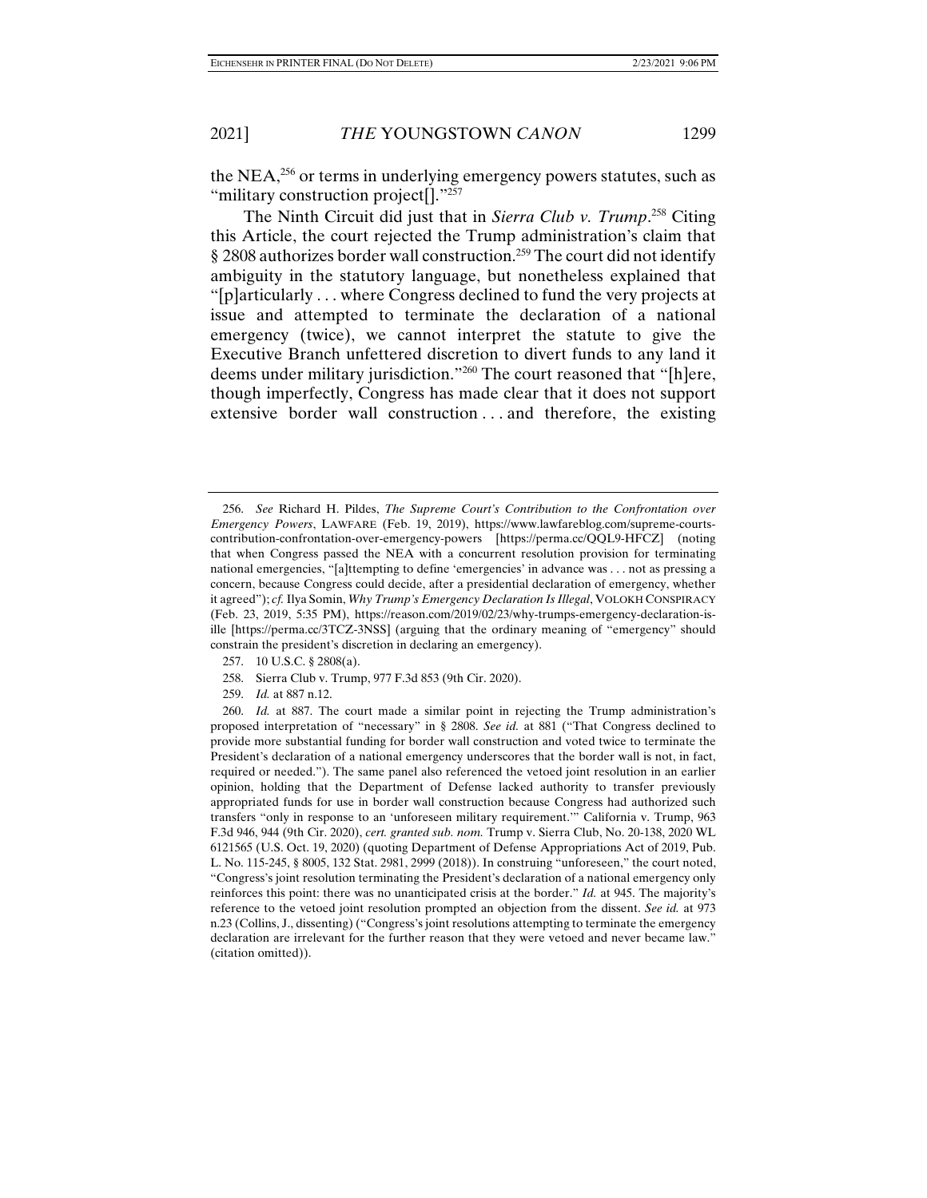the NEA,[256] or terms in underlying emergency powers statutes, such as "military construction project[]."[257]

The Ninth Circuit did just that in *Sierra Club v. Trump*.[258] Citing this Article, the court rejected the Trump administration's claim that § 2808 authorizes border wall construction.[259] The court did not identify ambiguity in the statutory language, but nonetheless explained that "[p]articularly . . . where Congress declined to fund the very projects at issue and attempted to terminate the declaration of a national emergency (twice), we cannot interpret the statute to give the Executive Branch unfettered discretion to divert funds to any land it deems under military jurisdiction."[260] The court reasoned that "[h]ere, though imperfectly, Congress has made clear that it does not support extensive border wall construction . . . and therefore, the existing

---

256. *See* Richard H. Pildes, *The Supreme Court's Contribution to the Confrontation over Emergency Powers*, LAWFARE (Feb. 19, 2019), https://www.lawfareblog.com/supreme-courts-contribution-confrontation-over-emergency-powers [https://perma.cc/QQL9-HFCZ] (noting that when Congress passed the NEA with a concurrent resolution provision for terminating national emergencies, "[a]ttempting to define 'emergencies' in advance was . . . not as pressing a concern, because Congress could decide, after a presidential declaration of emergency, whether it agreed"); *cf.* Ilya Somin, *Why Trump's Emergency Declaration Is Illegal*, VOLOKH CONSPIRACY (Feb. 23, 2019, 5:35 PM), https://reason.com/2019/02/23/why-trumps-emergency-declaration-is-ille [https://perma.cc/3TCZ-3NSS] (arguing that the ordinary meaning of "emergency" should constrain the president's discretion in declaring an emergency).

257. 10 U.S.C. § 2808(a).

258. Sierra Club v. Trump, 977 F.3d 853 (9th Cir. 2020).

259. *Id.* at 887 n.12.

260. *Id.* at 887. The court made a similar point in rejecting the Trump administration's proposed interpretation of "necessary" in § 2808. *See id.* at 881 ("That Congress declined to provide more substantial funding for border wall construction and voted twice to terminate the President's declaration of a national emergency underscores that the border wall is not, in fact, required or needed."). The same panel also referenced the vetoed joint resolution in an earlier opinion, holding that the Department of Defense lacked authority to transfer previously appropriated funds for use in border wall construction because Congress had authorized such transfers "only in response to an 'unforeseen military requirement.'" California v. Trump, 963 F.3d 946, 944 (9th Cir. 2020), *cert. granted sub. nom.* Trump v. Sierra Club, No. 20-138, 2020 WL 6121565 (U.S. Oct. 19, 2020) (quoting Department of Defense Appropriations Act of 2019, Pub. L. No. 115-245, § 8005, 132 Stat. 2981, 2999 (2018)). In construing "unforeseen," the court noted, "Congress's joint resolution terminating the President's declaration of a national emergency only reinforces this point: there was no unanticipated crisis at the border." *Id.* at 945. The majority's reference to the vetoed joint resolution prompted an objection from the dissent. *See id.* at 973 n.23 (Collins, J., dissenting) ("Congress's joint resolutions attempting to terminate the emergency declaration are irrelevant for the further reason that they were vetoed and never became law." (citation omitted)).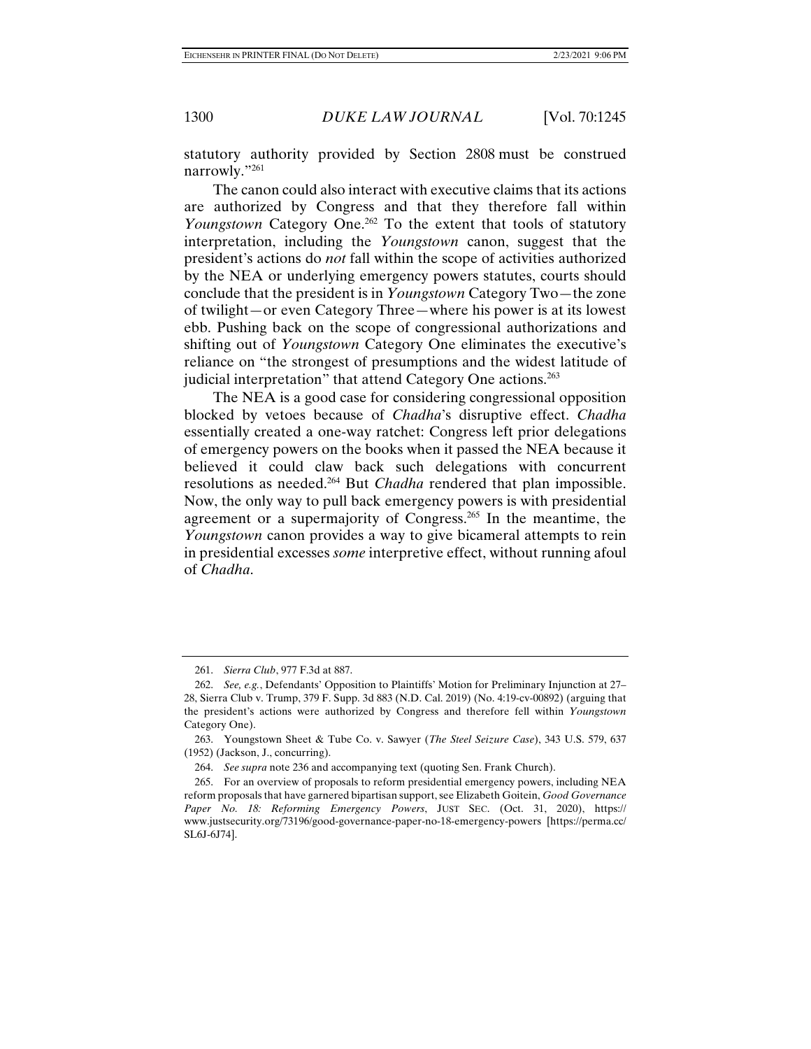statutory authority provided by Section 2808 must be construed narrowly."[261]

The canon could also interact with executive claims that its actions are authorized by Congress and that they therefore fall within *Youngstown* Category One.[262] To the extent that tools of statutory interpretation, including the *Youngstown* canon, suggest that the president's actions do *not* fall within the scope of activities authorized by the NEA or underlying emergency powers statutes, courts should conclude that the president is in *Youngstown* Category Two—the zone of twilight—or even Category Three—where his power is at its lowest ebb. Pushing back on the scope of congressional authorizations and shifting out of *Youngstown* Category One eliminates the executive's reliance on "the strongest of presumptions and the widest latitude of judicial interpretation" that attend Category One actions.[263]

The NEA is a good case for considering congressional opposition blocked by vetoes because of *Chadha*'s disruptive effect. *Chadha* essentially created a one-way ratchet: Congress left prior delegations of emergency powers on the books when it passed the NEA because it believed it could claw back such delegations with concurrent resolutions as needed.[264] But *Chadha* rendered that plan impossible. Now, the only way to pull back emergency powers is with presidential agreement or a supermajority of Congress.[265] In the meantime, the *Youngstown* canon provides a way to give bicameral attempts to rein in presidential excesses *some* interpretive effect, without running afoul of *Chadha*.

---

261. *Sierra Club*, 977 F.3d at 887.

262. *See, e.g.*, Defendants' Opposition to Plaintiffs' Motion for Preliminary Injunction at 27–28, Sierra Club v. Trump, 379 F. Supp. 3d 883 (N.D. Cal. 2019) (No. 4:19-cv-00892) (arguing that the president's actions were authorized by Congress and therefore fell within *Youngstown* Category One).

263. Youngstown Sheet & Tube Co. v. Sawyer (*The Steel Seizure Case*), 343 U.S. 579, 637 (1952) (Jackson, J., concurring).

264. *See supra* note 236 and accompanying text (quoting Sen. Frank Church).

265. For an overview of proposals to reform presidential emergency powers, including NEA reform proposals that have garnered bipartisan support, see Elizabeth Goitein, *Good Governance Paper No. 18: Reforming Emergency Powers*, JUST SEC. (Oct. 31, 2020), https://www.justsecurity.org/73196/good-governance-paper-no-18-emergency-powers [https://perma.cc/SL6J-6J74].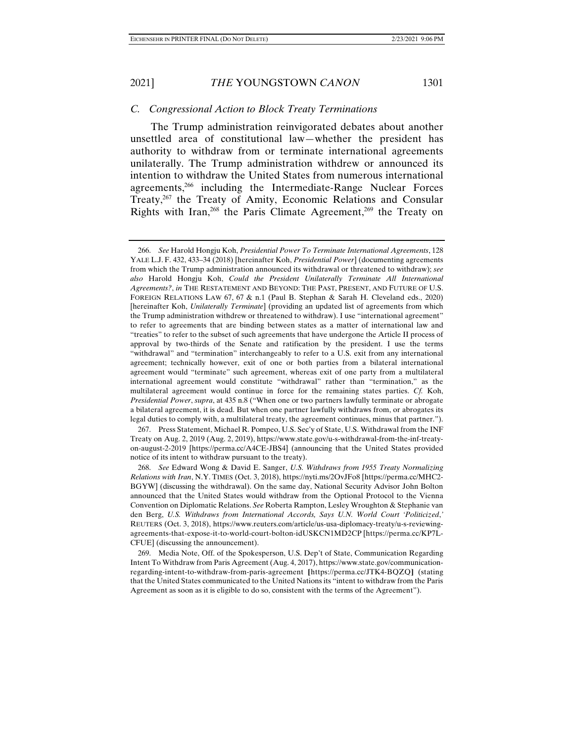### *C. Congressional Action to Block Treaty Terminations*

The Trump administration reinvigorated debates about another unsettled area of constitutional law—whether the president has authority to withdraw from or terminate international agreements unilaterally. The Trump administration withdrew or announced its intention to withdraw the United States from numerous international agreements,[266] including the Intermediate-Range Nuclear Forces Treaty,[267] the Treaty of Amity, Economic Relations and Consular Rights with Iran,[268] the Paris Climate Agreement,[269] the Treaty on

---

266. *See* Harold Hongju Koh, *Presidential Power To Terminate International Agreements*, 128 YALE L.J. F. 432, 433–34 (2018) [hereinafter Koh, *Presidential Power*] (documenting agreements from which the Trump administration announced its withdrawal or threatened to withdraw); *see also* Harold Hongju Koh, *Could the President Unilaterally Terminate All International Agreements?*, *in* THE RESTATEMENT AND BEYOND: THE PAST, PRESENT, AND FUTURE OF U.S. FOREIGN RELATIONS LAW 67, 67 & n.1 (Paul B. Stephan & Sarah H. Cleveland eds., 2020) [hereinafter Koh, *Unilaterally Terminate*] (providing an updated list of agreements from which the Trump administration withdrew or threatened to withdraw). I use "international agreement" to refer to agreements that are binding between states as a matter of international law and "treaties" to refer to the subset of such agreements that have undergone the Article II process of approval by two-thirds of the Senate and ratification by the president. I use the terms "withdrawal" and "termination" interchangeably to refer to a U.S. exit from any international agreement; technically however, exit of one or both parties from a bilateral international agreement would "terminate" such agreement, whereas exit of one party from a multilateral international agreement would constitute "withdrawal" rather than "termination," as the multilateral agreement would continue in force for the remaining states parties. *Cf.* Koh, *Presidential Power*, *supra*, at 435 n.8 ("When one or two partners lawfully terminate or abrogate a bilateral agreement, it is dead. But when one partner lawfully withdraws from, or abrogates its legal duties to comply with, a multilateral treaty, the agreement continues, minus that partner.").

267. Press Statement, Michael R. Pompeo, U.S. Sec'y of State, U.S. Withdrawal from the INF Treaty on Aug. 2, 2019 (Aug. 2, 2019), https://www.state.gov/u-s-withdrawal-from-the-inf-treaty-on-august-2-2019 [https://perma.cc/A4CE-JBS4] (announcing that the United States provided notice of its intent to withdraw pursuant to the treaty).

268. *See* Edward Wong & David E. Sanger, *U.S. Withdraws from 1955 Treaty Normalizing Relations with Iran*, N.Y. TIMES (Oct. 3, 2018), https://nyti.ms/2OvJFo8 [https://perma.cc/MHC2-BGYW] (discussing the withdrawal). On the same day, National Security Advisor John Bolton announced that the United States would withdraw from the Optional Protocol to the Vienna Convention on Diplomatic Relations. *See* Roberta Rampton, Lesley Wroughton & Stephanie van den Berg, *U.S. Withdraws from International Accords, Says U.N. World Court 'Politicized*,' REUTERS (Oct. 3, 2018), https://www.reuters.com/article/us-usa-diplomacy-treaty/u-s-reviewing-agreements-that-expose-it-to-world-court-bolton-idUSKCN1MD2CP [https://perma.cc/KP7L-CFUE] (discussing the announcement).

269. Media Note, Off. of the Spokesperson, U.S. Dep't of State, Communication Regarding Intent To Withdraw from Paris Agreement (Aug. 4, 2017), https://www.state.gov/communication-regarding-intent-to-withdraw-from-paris-agreement [https://perma.cc/JTK4-BQZQ] (stating that the United States communicated to the United Nations its "intent to withdraw from the Paris Agreement as soon as it is eligible to do so, consistent with the terms of the Agreement").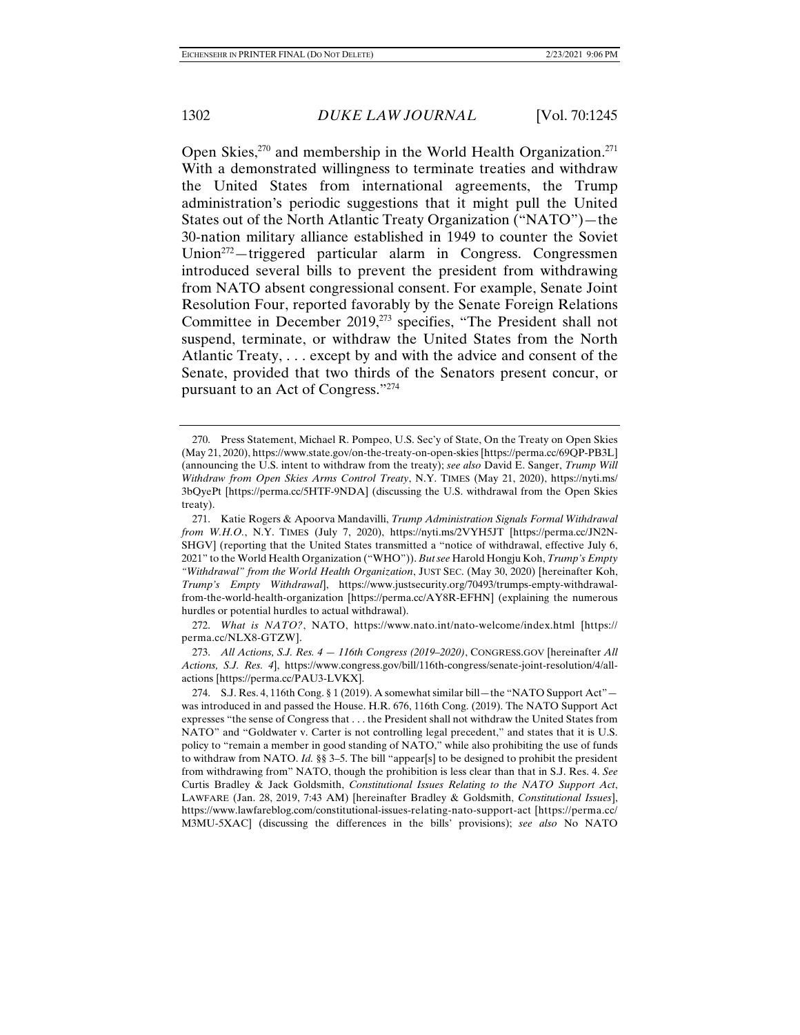Open Skies,[270] and membership in the World Health Organization.[271] With a demonstrated willingness to terminate treaties and withdraw the United States from international agreements, the Trump administration's periodic suggestions that it might pull the United States out of the North Atlantic Treaty Organization ("NATO")—the 30-nation military alliance established in 1949 to counter the Soviet Union[272]—triggered particular alarm in Congress. Congressmen introduced several bills to prevent the president from withdrawing from NATO absent congressional consent. For example, Senate Joint Resolution Four, reported favorably by the Senate Foreign Relations Committee in December 2019,[273] specifies, "The President shall not suspend, terminate, or withdraw the United States from the North Atlantic Treaty, . . . except by and with the advice and consent of the Senate, provided that two thirds of the Senators present concur, or pursuant to an Act of Congress."[274]

---

270. Press Statement, Michael R. Pompeo, U.S. Sec'y of State, On the Treaty on Open Skies (May 21, 2020), https://www.state.gov/on-the-treaty-on-open-skies [https://perma.cc/69QP-PB3L] (announcing the U.S. intent to withdraw from the treaty); *see also* David E. Sanger, *Trump Will Withdraw from Open Skies Arms Control Treaty*, N.Y. TIMES (May 21, 2020), https://nyti.ms/3bQyePt [https://perma.cc/5HTF-9NDA] (discussing the U.S. withdrawal from the Open Skies treaty).

271. Katie Rogers & Apoorva Mandavilli, *Trump Administration Signals Formal Withdrawal from W.H.O.*, N.Y. TIMES (July 7, 2020), https://nyti.ms/2VYH5JT [https://perma.cc/JN2N-SHGV] (reporting that the United States transmitted a "notice of withdrawal, effective July 6, 2021" to the World Health Organization ("WHO")). *But see* Harold Hongju Koh, *Trump's Empty "Withdrawal" from the World Health Organization*, JUST SEC. (May 30, 2020) [hereinafter Koh, *Trump's Empty Withdrawal*], https://www.justsecurity.org/70493/trumps-empty-withdrawal-from-the-world-health-organization [https://perma.cc/AY8R-EFHN] (explaining the numerous hurdles or potential hurdles to actual withdrawal).

272. *What is NATO?*, NATO, https://www.nato.int/nato-welcome/index.html [https://perma.cc/NLX8-GTZW].

273. *All Actions, S.J. Res. 4 — 116th Congress (2019–2020)*, CONGRESS.GOV [hereinafter *All Actions, S.J. Res. 4*], https://www.congress.gov/bill/116th-congress/senate-joint-resolution/4/all-actions [https://perma.cc/PAU3-LVKX].

274. S.J. Res. 4, 116th Cong. § 1 (2019). A somewhat similar bill—the "NATO Support Act"—was introduced in and passed the House. H.R. 676, 116th Cong. (2019). The NATO Support Act expresses "the sense of Congress that . . . the President shall not withdraw the United States from NATO" and "Goldwater v. Carter is not controlling legal precedent," and states that it is U.S. policy to "remain a member in good standing of NATO," while also prohibiting the use of funds to withdraw from NATO. *Id.* §§ 3–5. The bill "appear[s] to be designed to prohibit the president from withdrawing from" NATO, though the prohibition is less clear than that in S.J. Res. 4. *See* Curtis Bradley & Jack Goldsmith, *Constitutional Issues Relating to the NATO Support Act*, LAWFARE (Jan. 28, 2019, 7:43 AM) [hereinafter Bradley & Goldsmith, *Constitutional Issues*], https://www.lawfareblog.com/constitutional-issues-relating-nato-support-act [https://perma.cc/M3MU-5XAC] (discussing the differences in the bills' provisions); *see also* No NATO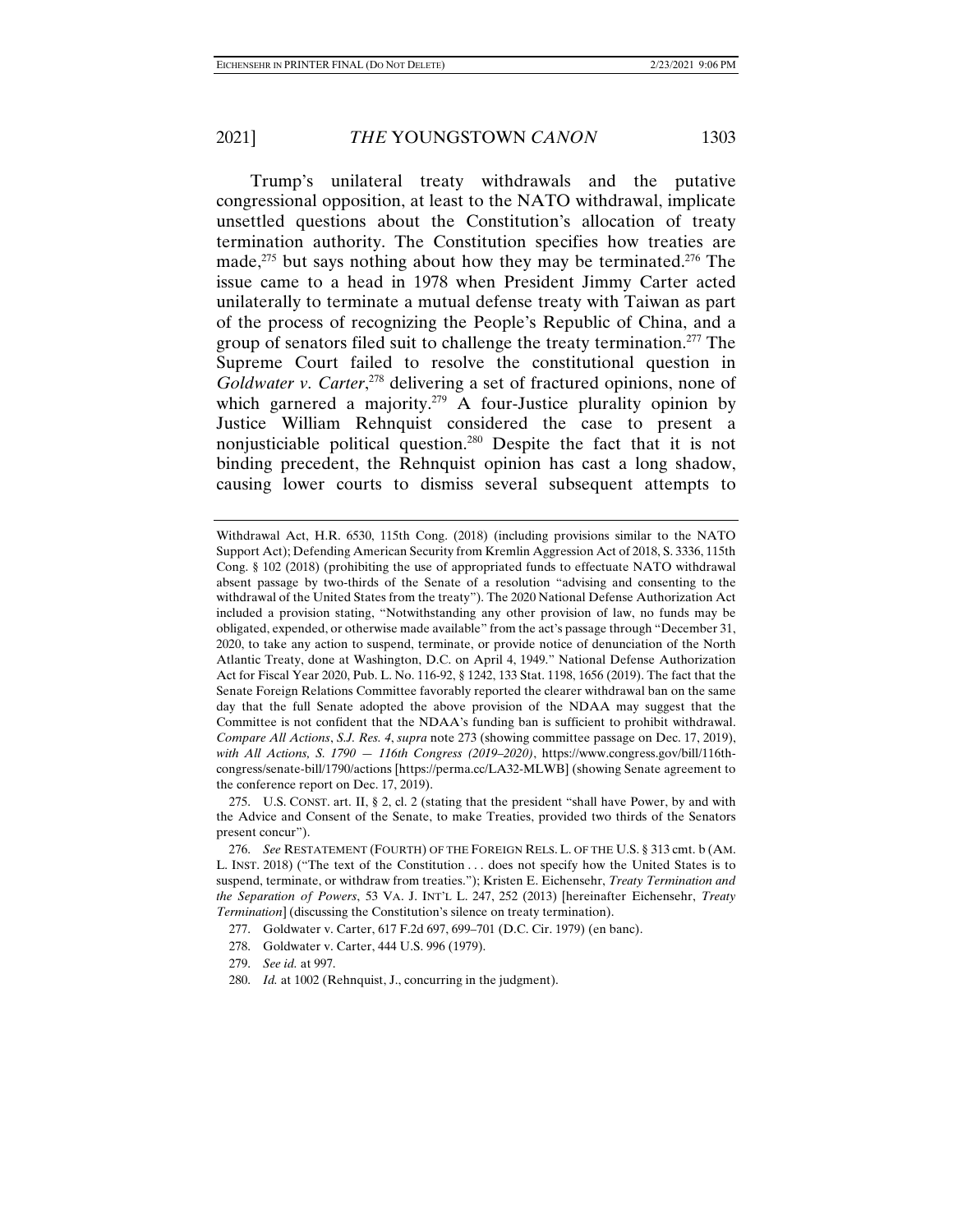Trump's unilateral treaty withdrawals and the putative congressional opposition, at least to the NATO withdrawal, implicate unsettled questions about the Constitution's allocation of treaty termination authority. The Constitution specifies how treaties are made,[275] but says nothing about how they may be terminated.[276] The issue came to a head in 1978 when President Jimmy Carter acted unilaterally to terminate a mutual defense treaty with Taiwan as part of the process of recognizing the People's Republic of China, and a group of senators filed suit to challenge the treaty termination.[277] The Supreme Court failed to resolve the constitutional question in *Goldwater v. Carter*,[278] delivering a set of fractured opinions, none of which garnered a majority.[279] A four-Justice plurality opinion by Justice William Rehnquist considered the case to present a nonjusticiable political question.[280] Despite the fact that it is not binding precedent, the Rehnquist opinion has cast a long shadow, causing lower courts to dismiss several subsequent attempts to

---

Withdrawal Act, H.R. 6530, 115th Cong. (2018) (including provisions similar to the NATO Support Act); Defending American Security from Kremlin Aggression Act of 2018, S. 3336, 115th Cong. § 102 (2018) (prohibiting the use of appropriated funds to effectuate NATO withdrawal absent passage by two-thirds of the Senate of a resolution "advising and consenting to the withdrawal of the United States from the treaty"). The 2020 National Defense Authorization Act included a provision stating, "Notwithstanding any other provision of law, no funds may be obligated, expended, or otherwise made available" from the act's passage through "December 31, 2020, to take any action to suspend, terminate, or provide notice of denunciation of the North Atlantic Treaty, done at Washington, D.C. on April 4, 1949." National Defense Authorization Act for Fiscal Year 2020, Pub. L. No. 116-92, § 1242, 133 Stat. 1198, 1656 (2019). The fact that the Senate Foreign Relations Committee favorably reported the clearer withdrawal ban on the same day that the full Senate adopted the above provision of the NDAA may suggest that the Committee is not confident that the NDAA's funding ban is sufficient to prohibit withdrawal. *Compare All Actions*, *S.J. Res. 4*, *supra* note 273 (showing committee passage on Dec. 17, 2019), *with All Actions, S. 1790 — 116th Congress (2019–2020)*, https://www.congress.gov/bill/116th-congress/senate-bill/1790/actions [https://perma.cc/LA32-MLWB] (showing Senate agreement to the conference report on Dec. 17, 2019).

275. U.S. CONST. art. II, § 2, cl. 2 (stating that the president "shall have Power, by and with the Advice and Consent of the Senate, to make Treaties, provided two thirds of the Senators present concur").

276. *See* RESTATEMENT (FOURTH) OF THE FOREIGN RELS. L. OF THE U.S. § 313 cmt. b (AM. L. INST. 2018) ("The text of the Constitution . . . does not specify how the United States is to suspend, terminate, or withdraw from treaties."); Kristen E. Eichensehr, *Treaty Termination and the Separation of Powers*, 53 VA. J. INT'L L. 247, 252 (2013) [hereinafter Eichensehr, *Treaty Termination*] (discussing the Constitution's silence on treaty termination).

277. Goldwater v. Carter, 617 F.2d 697, 699–701 (D.C. Cir. 1979) (en banc).

278. Goldwater v. Carter, 444 U.S. 996 (1979).

279. *See id.* at 997.

280. *Id.* at 1002 (Rehnquist, J., concurring in the judgment).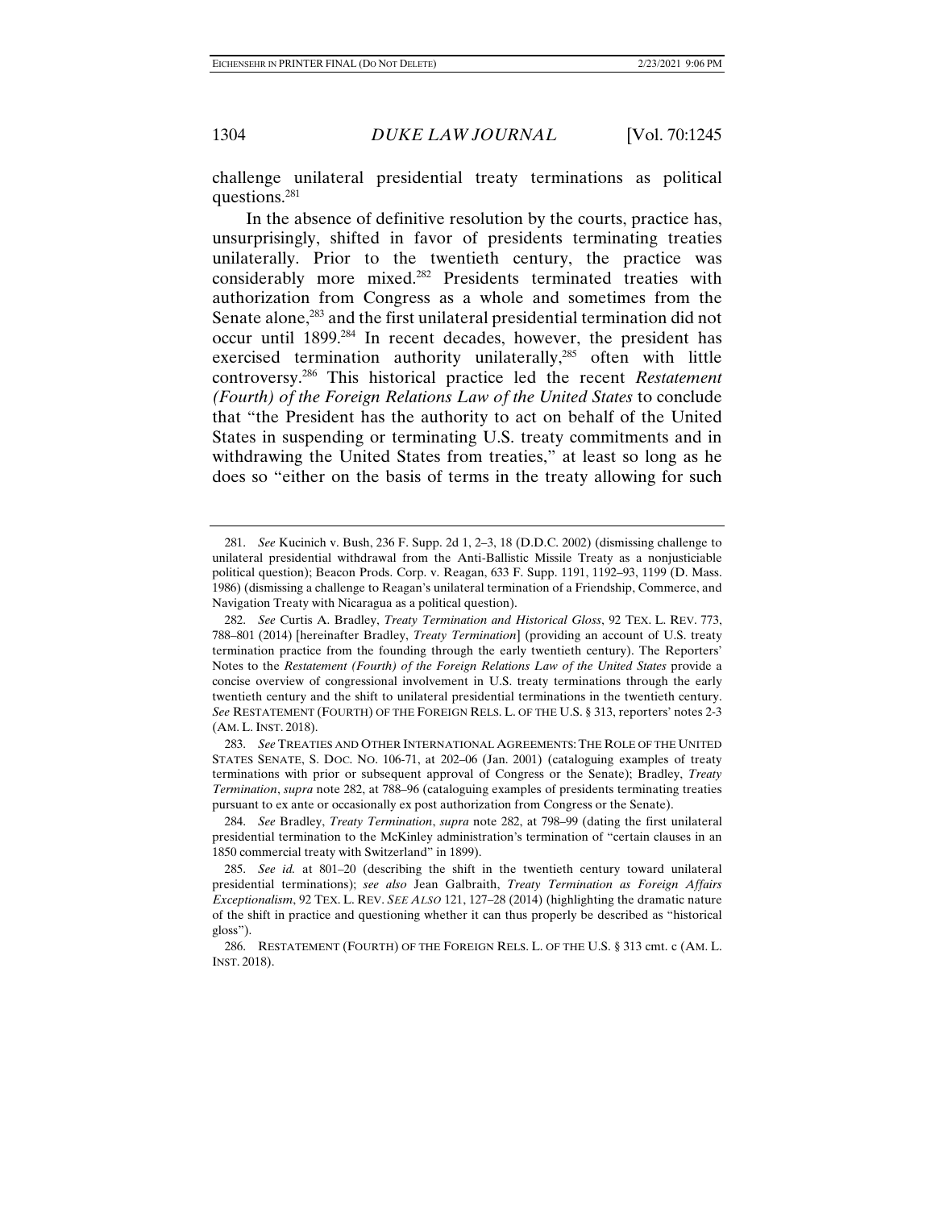challenge unilateral presidential treaty terminations as political questions.[281]

In the absence of definitive resolution by the courts, practice has, unsurprisingly, shifted in favor of presidents terminating treaties unilaterally. Prior to the twentieth century, the practice was considerably more mixed.[282] Presidents terminated treaties with authorization from Congress as a whole and sometimes from the Senate alone,[283] and the first unilateral presidential termination did not occur until 1899.[284] In recent decades, however, the president has exercised termination authority unilaterally,[285] often with little controversy.[286] This historical practice led the recent *Restatement (Fourth) of the Foreign Relations Law of the United States* to conclude that "the President has the authority to act on behalf of the United States in suspending or terminating U.S. treaty commitments and in withdrawing the United States from treaties," at least so long as he does so "either on the basis of terms in the treaty allowing for such

---

281. *See* Kucinich v. Bush, 236 F. Supp. 2d 1, 2–3, 18 (D.D.C. 2002) (dismissing challenge to unilateral presidential withdrawal from the Anti-Ballistic Missile Treaty as a nonjusticiable political question); Beacon Prods. Corp. v. Reagan, 633 F. Supp. 1191, 1192–93, 1199 (D. Mass. 1986) (dismissing a challenge to Reagan's unilateral termination of a Friendship, Commerce, and Navigation Treaty with Nicaragua as a political question).

282. *See* Curtis A. Bradley, *Treaty Termination and Historical Gloss*, 92 TEX. L. REV. 773, 788–801 (2014) [hereinafter Bradley, *Treaty Termination*] (providing an account of U.S. treaty termination practice from the founding through the early twentieth century). The Reporters' Notes to the *Restatement (Fourth) of the Foreign Relations Law of the United States* provide a concise overview of congressional involvement in U.S. treaty terminations through the early twentieth century and the shift to unilateral presidential terminations in the twentieth century. *See* RESTATEMENT (FOURTH) OF THE FOREIGN RELS. L. OF THE U.S. § 313, reporters' notes 2-3 (AM. L. INST. 2018).

283. *See* TREATIES AND OTHER INTERNATIONAL AGREEMENTS: THE ROLE OF THE UNITED STATES SENATE, S. DOC. NO. 106-71, at 202–06 (Jan. 2001) (cataloguing examples of treaty terminations with prior or subsequent approval of Congress or the Senate); Bradley, *Treaty Termination*, *supra* note 282, at 788–96 (cataloguing examples of presidents terminating treaties pursuant to ex ante or occasionally ex post authorization from Congress or the Senate).

284. *See* Bradley, *Treaty Termination*, *supra* note 282, at 798–99 (dating the first unilateral presidential termination to the McKinley administration's termination of "certain clauses in an 1850 commercial treaty with Switzerland" in 1899).

285. *See id.* at 801–20 (describing the shift in the twentieth century toward unilateral presidential terminations); *see also* Jean Galbraith, *Treaty Termination as Foreign Affairs Exceptionalism*, 92 TEX. L. REV. *SEE ALSO* 121, 127–28 (2014) (highlighting the dramatic nature of the shift in practice and questioning whether it can thus properly be described as "historical gloss").

286. RESTATEMENT (FOURTH) OF THE FOREIGN RELS. L. OF THE U.S. § 313 cmt. c (AM. L. INST. 2018).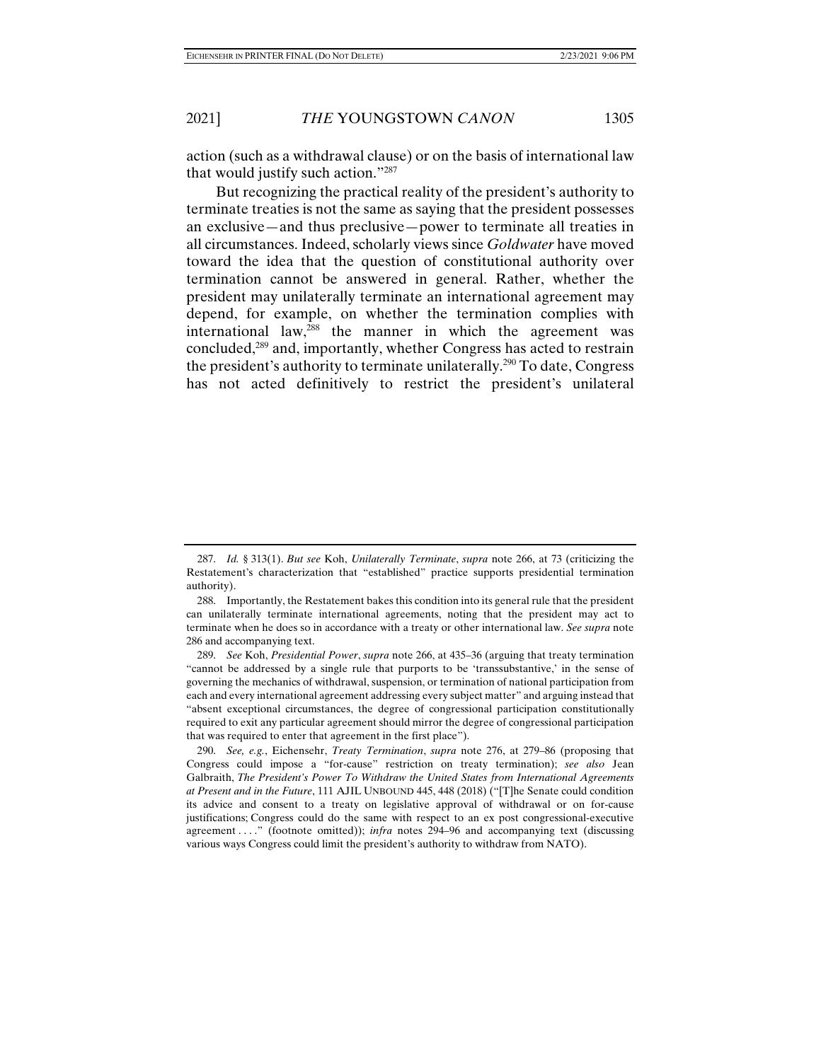action (such as a withdrawal clause) or on the basis of international law that would justify such action."[287]

But recognizing the practical reality of the president's authority to terminate treaties is not the same as saying that the president possesses an exclusive—and thus preclusive—power to terminate all treaties in all circumstances. Indeed, scholarly views since *Goldwater* have moved toward the idea that the question of constitutional authority over termination cannot be answered in general. Rather, whether the president may unilaterally terminate an international agreement may depend, for example, on whether the termination complies with international law,[288] the manner in which the agreement was concluded,[289] and, importantly, whether Congress has acted to restrain the president's authority to terminate unilaterally.[290] To date, Congress has not acted definitively to restrict the president's unilateral

---

287. *Id.* § 313(1). *But see* Koh, *Unilaterally Terminate*, *supra* note 266, at 73 (criticizing the Restatement's characterization that "established" practice supports presidential termination authority).

288. Importantly, the Restatement bakes this condition into its general rule that the president can unilaterally terminate international agreements, noting that the president may act to terminate when he does so in accordance with a treaty or other international law. *See supra* note 286 and accompanying text.

289. *See* Koh, *Presidential Power*, *supra* note 266, at 435–36 (arguing that treaty termination "cannot be addressed by a single rule that purports to be 'transsubstantive,' in the sense of governing the mechanics of withdrawal, suspension, or termination of national participation from each and every international agreement addressing every subject matter" and arguing instead that "absent exceptional circumstances, the degree of congressional participation constitutionally required to exit any particular agreement should mirror the degree of congressional participation that was required to enter that agreement in the first place").

290. *See, e.g.*, Eichensehr, *Treaty Termination*, *supra* note 276, at 279–86 (proposing that Congress could impose a "for-cause" restriction on treaty termination); *see also* Jean Galbraith, *The President's Power To Withdraw the United States from International Agreements at Present and in the Future*, 111 AJIL UNBOUND 445, 448 (2018) ("[T]he Senate could condition its advice and consent to a treaty on legislative approval of withdrawal or on for-cause justifications; Congress could do the same with respect to an ex post congressional-executive agreement . . . ." (footnote omitted)); *infra* notes 294–96 and accompanying text (discussing various ways Congress could limit the president's authority to withdraw from NATO).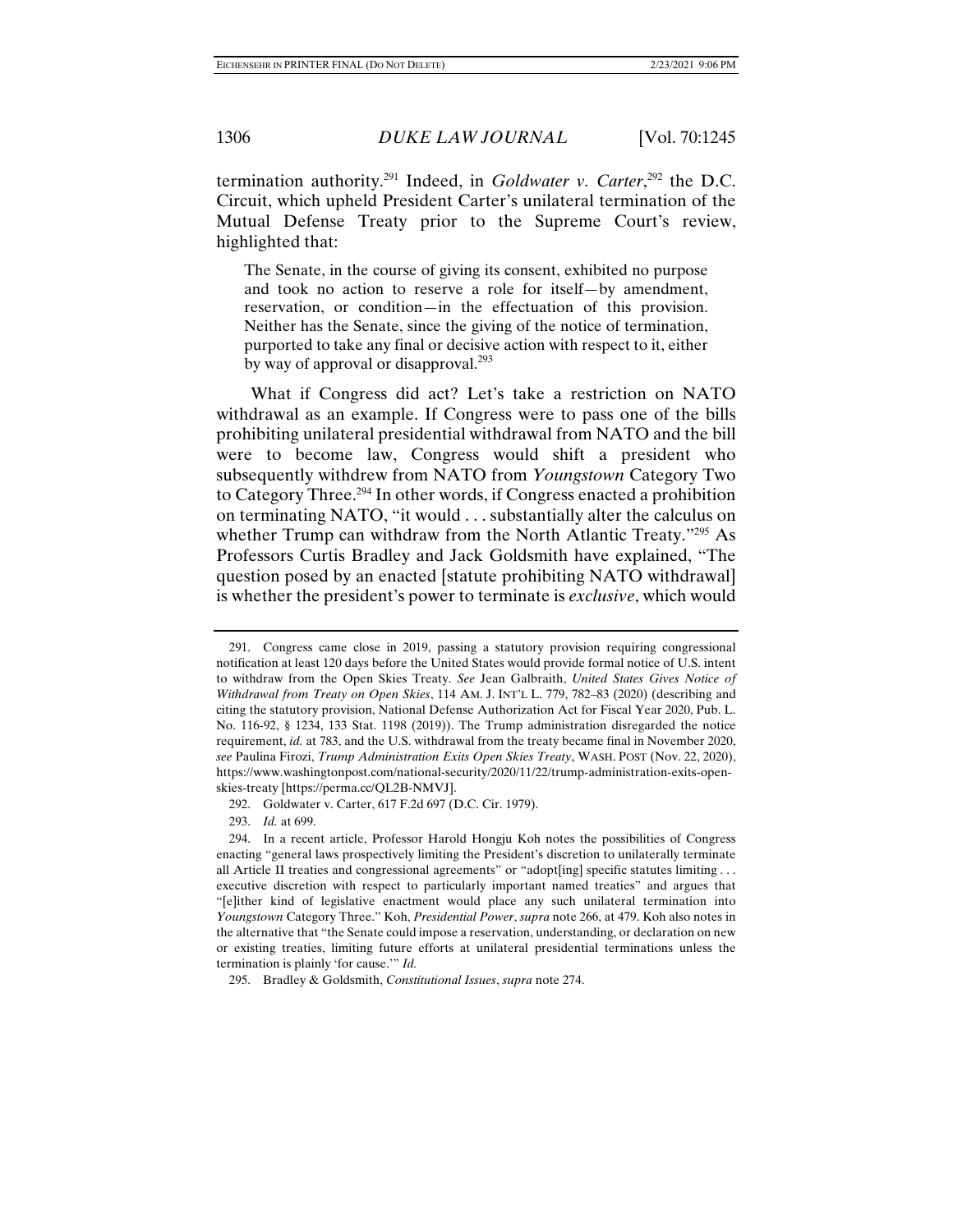termination authority.[291] Indeed, in *Goldwater v. Carter*,[292] the D.C. Circuit, which upheld President Carter's unilateral termination of the Mutual Defense Treaty prior to the Supreme Court's review, highlighted that:

> The Senate, in the course of giving its consent, exhibited no purpose and took no action to reserve a role for itself—by amendment, reservation, or condition—in the effectuation of this provision. Neither has the Senate, since the giving of the notice of termination, purported to take any final or decisive action with respect to it, either by way of approval or disapproval.[293]

What if Congress did act? Let's take a restriction on NATO withdrawal as an example. If Congress were to pass one of the bills prohibiting unilateral presidential withdrawal from NATO and the bill were to become law, Congress would shift a president who subsequently withdrew from NATO from *Youngstown* Category Two to Category Three.[294] In other words, if Congress enacted a prohibition on terminating NATO, "it would . . . substantially alter the calculus on whether Trump can withdraw from the North Atlantic Treaty."[295] As Professors Curtis Bradley and Jack Goldsmith have explained, "The question posed by an enacted [statute prohibiting NATO withdrawal] is whether the president's power to terminate is *exclusive*, which would

---

291. Congress came close in 2019, passing a statutory provision requiring congressional notification at least 120 days before the United States would provide formal notice of U.S. intent to withdraw from the Open Skies Treaty. *See* Jean Galbraith, *United States Gives Notice of Withdrawal from Treaty on Open Skies*, 114 AM. J. INT'L L. 779, 782–83 (2020) (describing and citing the statutory provision, National Defense Authorization Act for Fiscal Year 2020, Pub. L. No. 116-92, § 1234, 133 Stat. 1198 (2019)). The Trump administration disregarded the notice requirement, *id.* at 783, and the U.S. withdrawal from the treaty became final in November 2020, *see* Paulina Firozi, *Trump Administration Exits Open Skies Treaty*, WASH. POST (Nov. 22, 2020), https://www.washingtonpost.com/national-security/2020/11/22/trump-administration-exits-open-skies-treaty [https://perma.cc/QL2B-NMVJ].

292. Goldwater v. Carter, 617 F.2d 697 (D.C. Cir. 1979).

293. *Id.* at 699.

294. In a recent article, Professor Harold Hongju Koh notes the possibilities of Congress enacting "general laws prospectively limiting the President's discretion to unilaterally terminate all Article II treaties and congressional agreements" or "adopt[ing] specific statutes limiting . . . executive discretion with respect to particularly important named treaties" and argues that "[e]ither kind of legislative enactment would place any such unilateral termination into *Youngstown* Category Three." Koh, *Presidential Power*, *supra* note 266, at 479. Koh also notes in the alternative that "the Senate could impose a reservation, understanding, or declaration on new or existing treaties, limiting future efforts at unilateral presidential terminations unless the termination is plainly 'for cause.'" *Id.*

295. Bradley & Goldsmith, *Constitutional Issues*, *supra* note 274.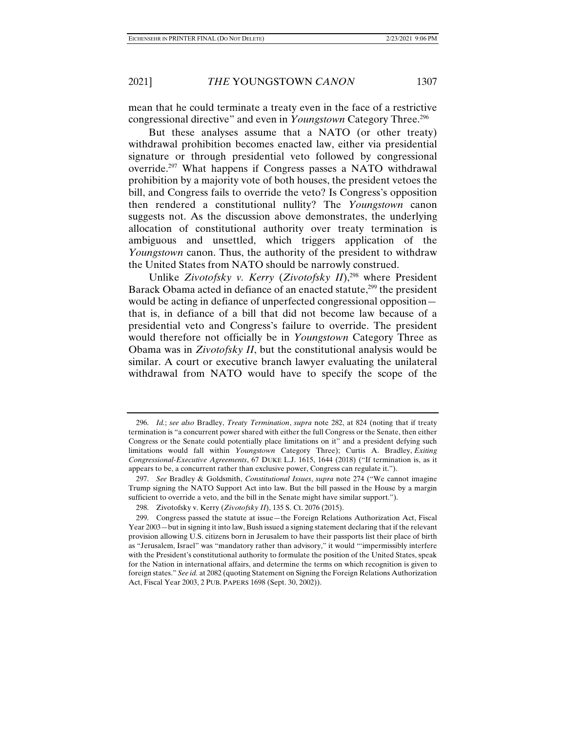mean that he could terminate a treaty even in the face of a restrictive congressional directive" and even in *Youngstown* Category Three.[296]

But these analyses assume that a NATO (or other treaty) withdrawal prohibition becomes enacted law, either via presidential signature or through presidential veto followed by congressional override.[297] What happens if Congress passes a NATO withdrawal prohibition by a majority vote of both houses, the president vetoes the bill, and Congress fails to override the veto? Is Congress's opposition then rendered a constitutional nullity? The *Youngstown* canon suggests not. As the discussion above demonstrates, the underlying allocation of constitutional authority over treaty termination is ambiguous and unsettled, which triggers application of the *Youngstown* canon. Thus, the authority of the president to withdraw the United States from NATO should be narrowly construed.

Unlike *Zivotofsky v. Kerry* (*Zivotofsky II*),[298] where President Barack Obama acted in defiance of an enacted statute,[299] the president would be acting in defiance of unperfected congressional opposition—that is, in defiance of a bill that did not become law because of a presidential veto and Congress's failure to override. The president would therefore not officially be in *Youngstown* Category Three as Obama was in *Zivotofsky II*, but the constitutional analysis would be similar. A court or executive branch lawyer evaluating the unilateral withdrawal from NATO would have to specify the scope of the

---

296. *Id.*; *see also* Bradley, *Treaty Termination*, *supra* note 282, at 824 (noting that if treaty termination is "a concurrent power shared with either the full Congress or the Senate, then either Congress or the Senate could potentially place limitations on it" and a president defying such limitations would fall within *Youngstown* Category Three); Curtis A. Bradley, *Exiting Congressional-Executive Agreements*, 67 DUKE L.J. 1615, 1644 (2018) ("If termination is, as it appears to be, a concurrent rather than exclusive power, Congress can regulate it.").

297. *See* Bradley & Goldsmith, *Constitutional Issues*, *supra* note 274 ("We cannot imagine Trump signing the NATO Support Act into law. But the bill passed in the House by a margin sufficient to override a veto, and the bill in the Senate might have similar support.").

298. Zivotofsky v. Kerry (*Zivotofsky II*), 135 S. Ct. 2076 (2015).

299. Congress passed the statute at issue—the Foreign Relations Authorization Act, Fiscal Year 2003—but in signing it into law, Bush issued a signing statement declaring that if the relevant provision allowing U.S. citizens born in Jerusalem to have their passports list their place of birth as "Jerusalem, Israel" was "mandatory rather than advisory," it would "'impermissibly interfere with the President's constitutional authority to formulate the position of the United States, speak for the Nation in international affairs, and determine the terms on which recognition is given to foreign states." *See id.* at 2082 (quoting Statement on Signing the Foreign Relations Authorization Act, Fiscal Year 2003, 2 PUB. PAPERS 1698 (Sept. 30, 2002)).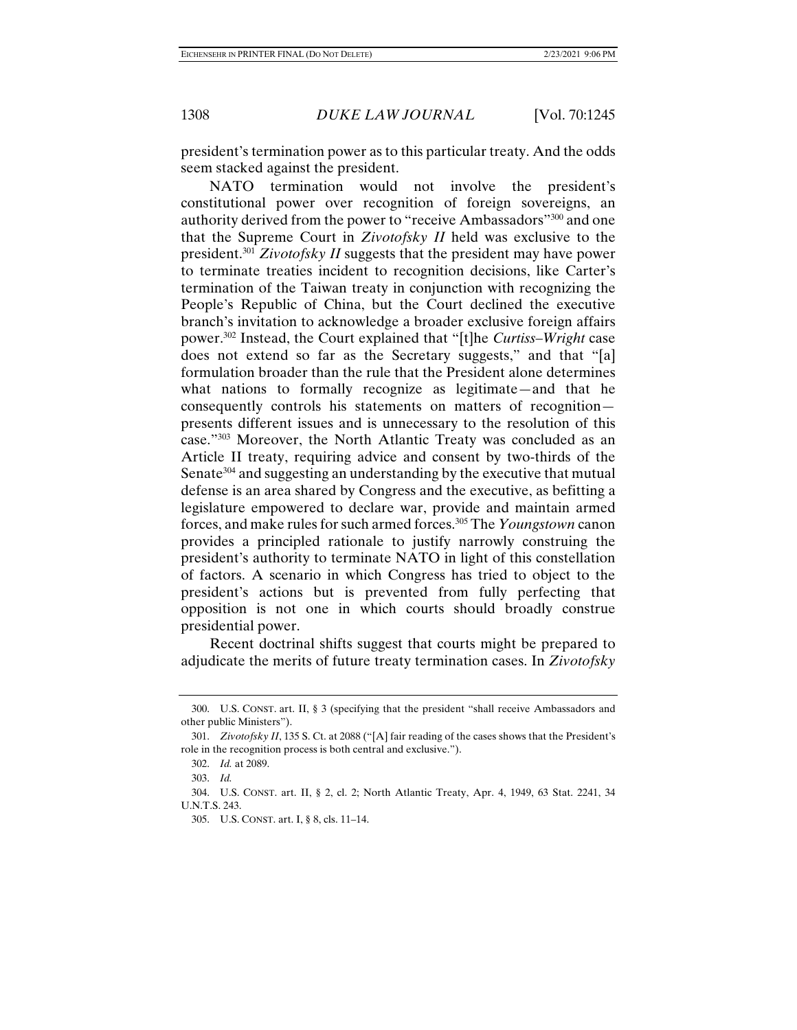president's termination power as to this particular treaty. And the odds seem stacked against the president.

NATO termination would not involve the president's constitutional power over recognition of foreign sovereigns, an authority derived from the power to "receive Ambassadors"[300] and one that the Supreme Court in *Zivotofsky II* held was exclusive to the president.[301] *Zivotofsky II* suggests that the president may have power to terminate treaties incident to recognition decisions, like Carter's termination of the Taiwan treaty in conjunction with recognizing the People's Republic of China, but the Court declined the executive branch's invitation to acknowledge a broader exclusive foreign affairs power.[302] Instead, the Court explained that "[t]he *Curtiss–Wright* case does not extend so far as the Secretary suggests," and that "[a] formulation broader than the rule that the President alone determines what nations to formally recognize as legitimate—and that he consequently controls his statements on matters of recognition—presents different issues and is unnecessary to the resolution of this case."[303] Moreover, the North Atlantic Treaty was concluded as an Article II treaty, requiring advice and consent by two-thirds of the Senate[304] and suggesting an understanding by the executive that mutual defense is an area shared by Congress and the executive, as befitting a legislature empowered to declare war, provide and maintain armed forces, and make rules for such armed forces.[305] The *Youngstown* canon provides a principled rationale to justify narrowly construing the president's authority to terminate NATO in light of this constellation of factors. A scenario in which Congress has tried to object to the president's actions but is prevented from fully perfecting that opposition is not one in which courts should broadly construe presidential power.

Recent doctrinal shifts suggest that courts might be prepared to adjudicate the merits of future treaty termination cases. In *Zivotofsky*

---

300. U.S. CONST. art. II, § 3 (specifying that the president "shall receive Ambassadors and other public Ministers").

301. *Zivotofsky II*, 135 S. Ct. at 2088 ("[A] fair reading of the cases shows that the President's role in the recognition process is both central and exclusive.").

302. *Id.* at 2089.

303. *Id.*

304. U.S. CONST. art. II, § 2, cl. 2; North Atlantic Treaty, Apr. 4, 1949, 63 Stat. 2241, 34 U.N.T.S. 243.

305. U.S. CONST. art. I, § 8, cls. 11–14.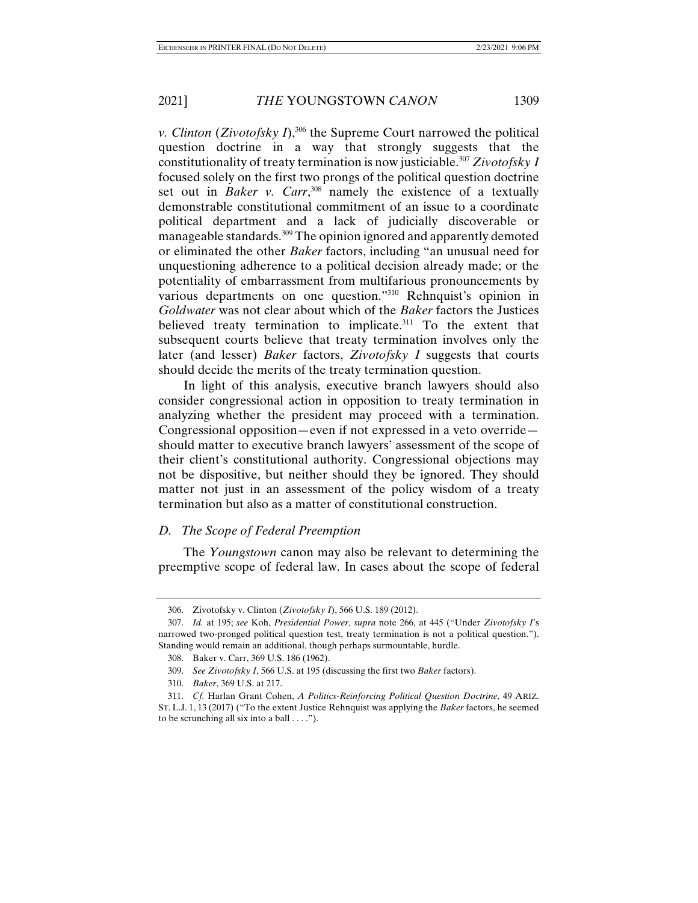*v. Clinton* (*Zivotofsky I*),[306] the Supreme Court narrowed the political question doctrine in a way that strongly suggests that the constitutionality of treaty termination is now justiciable.[307] *Zivotofsky I* focused solely on the first two prongs of the political question doctrine set out in *Baker v. Carr*,[308] namely the existence of a textually demonstrable constitutional commitment of an issue to a coordinate political department and a lack of judicially discoverable or manageable standards.[309] The opinion ignored and apparently demoted or eliminated the other *Baker* factors, including "an unusual need for unquestioning adherence to a political decision already made; or the potentiality of embarrassment from multifarious pronouncements by various departments on one question."[310] Rehnquist's opinion in *Goldwater* was not clear about which of the *Baker* factors the Justices believed treaty termination to implicate.[311] To the extent that subsequent courts believe that treaty termination involves only the later (and lesser) *Baker* factors, *Zivotofsky I* suggests that courts should decide the merits of the treaty termination question.

In light of this analysis, executive branch lawyers should also consider congressional action in opposition to treaty termination in analyzing whether the president may proceed with a termination. Congressional opposition—even if not expressed in a veto override—should matter to executive branch lawyers' assessment of the scope of their client's constitutional authority. Congressional objections may not be dispositive, but neither should they be ignored. They should matter not just in an assessment of the policy wisdom of a treaty termination but also as a matter of constitutional construction.

### *D. The Scope of Federal Preemption*

The *Youngstown* canon may also be relevant to determining the preemptive scope of federal law. In cases about the scope of federal

306. Zivotofsky v. Clinton (*Zivotofsky I*), 566 U.S. 189 (2012).

307. *Id.* at 195; *see* Koh, *Presidential Power*, *supra* note 266, at 445 ("Under *Zivotofsky I*'s narrowed two-pronged political question test, treaty termination is not a political question."). Standing would remain an additional, though perhaps surmountable, hurdle.

308. Baker v. Carr, 369 U.S. 186 (1962).

309. *See Zivotofsky I*, 566 U.S. at 195 (discussing the first two *Baker* factors).

310. *Baker*, 369 U.S. at 217.

311. *Cf.* Harlan Grant Cohen, *A Politics-Reinforcing Political Question Doctrine*, 49 ARIZ. ST. L.J. 1, 13 (2017) ("To the extent Justice Rehnquist was applying the *Baker* factors, he seemed to be scrunching all six into a ball . . . .").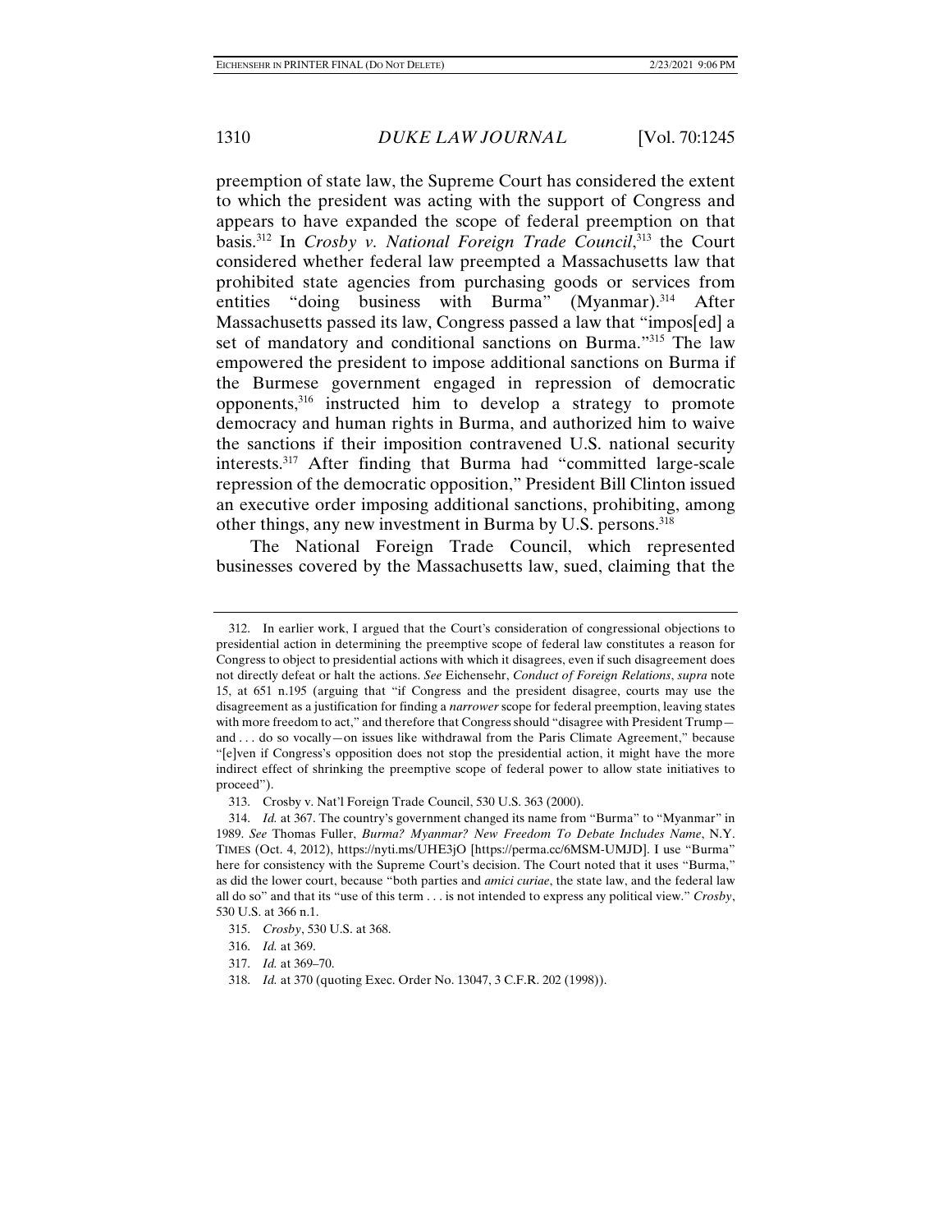preemption of state law, the Supreme Court has considered the extent to which the president was acting with the support of Congress and appears to have expanded the scope of federal preemption on that basis.[312] In *Crosby v. National Foreign Trade Council*,[313] the Court considered whether federal law preempted a Massachusetts law that prohibited state agencies from purchasing goods or services from entities "doing business with Burma" (Myanmar).[314] After Massachusetts passed its law, Congress passed a law that "impos[ed] a set of mandatory and conditional sanctions on Burma."[315] The law empowered the president to impose additional sanctions on Burma if the Burmese government engaged in repression of democratic opponents,[316] instructed him to develop a strategy to promote democracy and human rights in Burma, and authorized him to waive the sanctions if their imposition contravened U.S. national security interests.[317] After finding that Burma had "committed large-scale repression of the democratic opposition," President Bill Clinton issued an executive order imposing additional sanctions, prohibiting, among other things, any new investment in Burma by U.S. persons.[318]

The National Foreign Trade Council, which represented businesses covered by the Massachusetts law, sued, claiming that the

---

312. In earlier work, I argued that the Court's consideration of congressional objections to presidential action in determining the preemptive scope of federal law constitutes a reason for Congress to object to presidential actions with which it disagrees, even if such disagreement does not directly defeat or halt the actions. *See* Eichensehr, *Conduct of Foreign Relations*, *supra* note 15, at 651 n.195 (arguing that "if Congress and the president disagree, courts may use the disagreement as a justification for finding a *narrower* scope for federal preemption, leaving states with more freedom to act," and therefore that Congress should "disagree with President Trump—and . . . do so vocally—on issues like withdrawal from the Paris Climate Agreement," because "[e]ven if Congress's opposition does not stop the presidential action, it might have the more indirect effect of shrinking the preemptive scope of federal power to allow state initiatives to proceed").

313. Crosby v. Nat'l Foreign Trade Council, 530 U.S. 363 (2000).

314. *Id.* at 367. The country's government changed its name from "Burma" to "Myanmar" in 1989. *See* Thomas Fuller, *Burma? Myanmar? New Freedom To Debate Includes Name*, N.Y. TIMES (Oct. 4, 2012), https://nyti.ms/UHE3jO [https://perma.cc/6MSM-UMJD]. I use "Burma" here for consistency with the Supreme Court's decision. The Court noted that it uses "Burma," as did the lower court, because "both parties and *amici curiae*, the state law, and the federal law all do so" and that its "use of this term . . . is not intended to express any political view." *Crosby*, 530 U.S. at 366 n.1.

315. *Crosby*, 530 U.S. at 368.

316. *Id.* at 369.

317. *Id.* at 369–70.

318. *Id.* at 370 (quoting Exec. Order No. 13047, 3 C.F.R. 202 (1998)).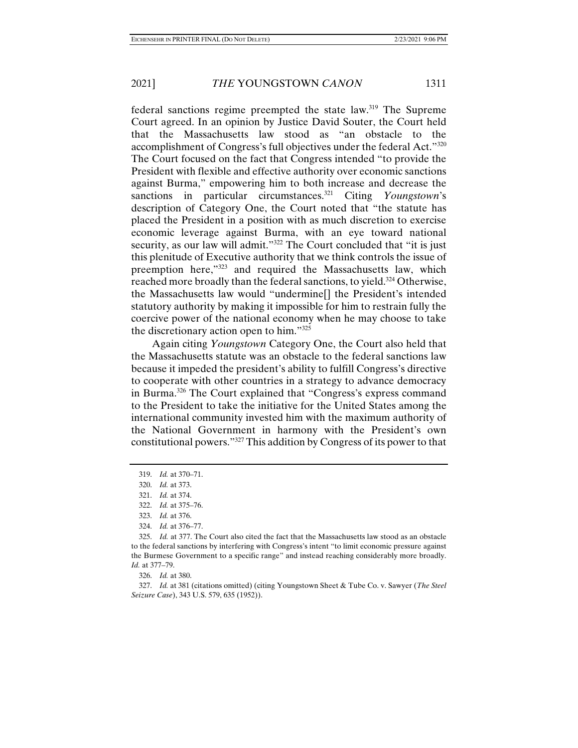federal sanctions regime preempted the state law.[319] The Supreme Court agreed. In an opinion by Justice David Souter, the Court held that the Massachusetts law stood as "an obstacle to the accomplishment of Congress's full objectives under the federal Act."[320] The Court focused on the fact that Congress intended "to provide the President with flexible and effective authority over economic sanctions against Burma," empowering him to both increase and decrease the sanctions in particular circumstances.[321] Citing *Youngstown*'s description of Category One, the Court noted that "the statute has placed the President in a position with as much discretion to exercise economic leverage against Burma, with an eye toward national security, as our law will admit."[322] The Court concluded that "it is just this plenitude of Executive authority that we think controls the issue of preemption here,"[323] and required the Massachusetts law, which reached more broadly than the federal sanctions, to yield.[324] Otherwise, the Massachusetts law would "undermine[] the President's intended statutory authority by making it impossible for him to restrain fully the coercive power of the national economy when he may choose to take the discretionary action open to him."[325]

Again citing *Youngstown* Category One, the Court also held that the Massachusetts statute was an obstacle to the federal sanctions law because it impeded the president's ability to fulfill Congress's directive to cooperate with other countries in a strategy to advance democracy in Burma.[326] The Court explained that "Congress's express command to the President to take the initiative for the United States among the international community invested him with the maximum authority of the National Government in harmony with the President's own constitutional powers."[327] This addition by Congress of its power to that

---

319. *Id.* at 370–71.

320. *Id.* at 373.

321. *Id.* at 374.

322. *Id.* at 375–76.

323. *Id.* at 376.

324. *Id.* at 376–77.

325. *Id.* at 377. The Court also cited the fact that the Massachusetts law stood as an obstacle to the federal sanctions by interfering with Congress's intent "to limit economic pressure against the Burmese Government to a specific range" and instead reaching considerably more broadly. *Id.* at 377–79.

326. *Id.* at 380.

327. *Id.* at 381 (citations omitted) (citing Youngstown Sheet & Tube Co. v. Sawyer (*The Steel Seizure Case*), 343 U.S. 579, 635 (1952)).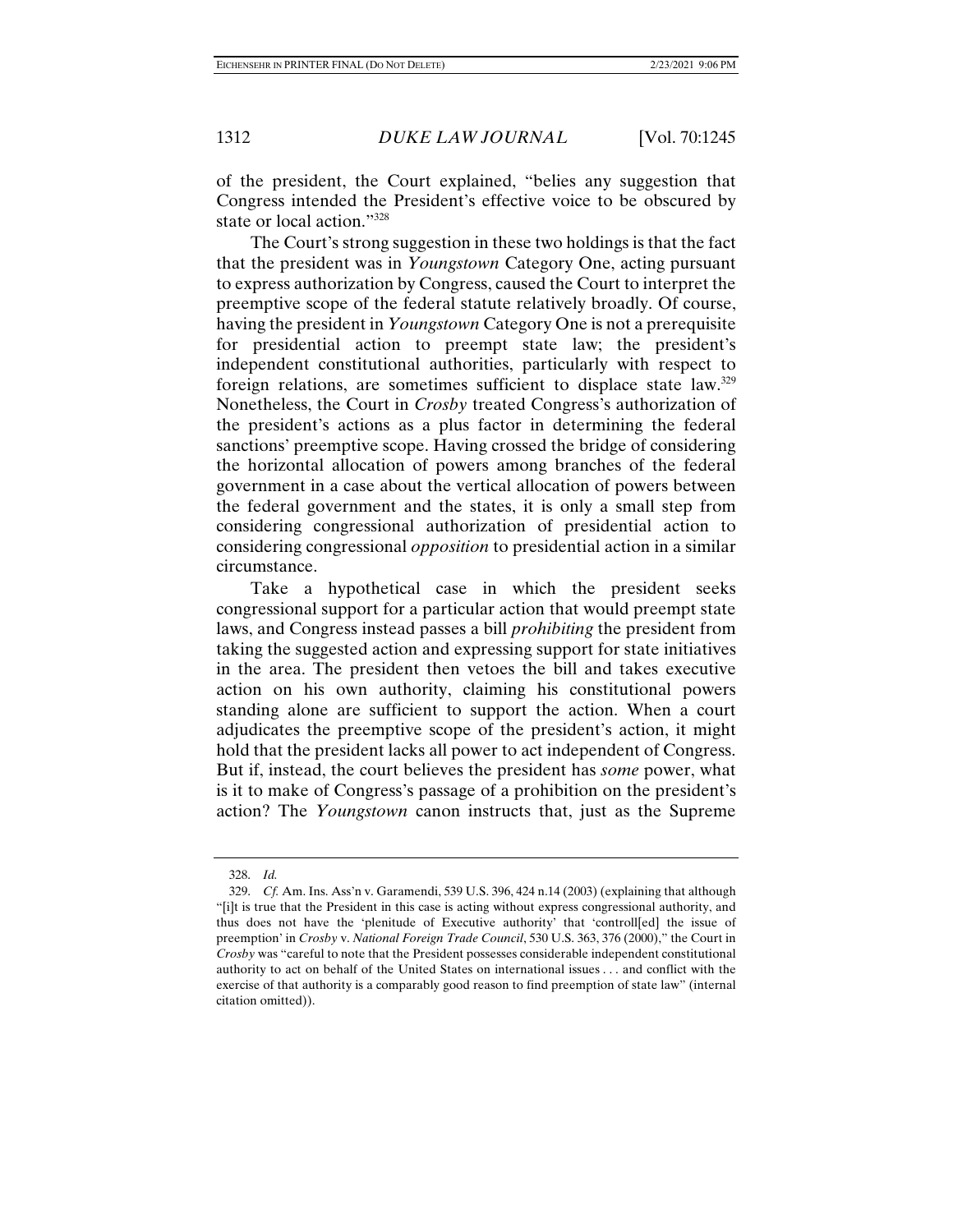of the president, the Court explained, "belies any suggestion that Congress intended the President's effective voice to be obscured by state or local action."[328]

The Court's strong suggestion in these two holdings is that the fact that the president was in *Youngstown* Category One, acting pursuant to express authorization by Congress, caused the Court to interpret the preemptive scope of the federal statute relatively broadly. Of course, having the president in *Youngstown* Category One is not a prerequisite for presidential action to preempt state law; the president's independent constitutional authorities, particularly with respect to foreign relations, are sometimes sufficient to displace state law.[329] Nonetheless, the Court in *Crosby* treated Congress's authorization of the president's actions as a plus factor in determining the federal sanctions' preemptive scope. Having crossed the bridge of considering the horizontal allocation of powers among branches of the federal government in a case about the vertical allocation of powers between the federal government and the states, it is only a small step from considering congressional authorization of presidential action to considering congressional *opposition* to presidential action in a similar circumstance.

Take a hypothetical case in which the president seeks congressional support for a particular action that would preempt state laws, and Congress instead passes a bill *prohibiting* the president from taking the suggested action and expressing support for state initiatives in the area. The president then vetoes the bill and takes executive action on his own authority, claiming his constitutional powers standing alone are sufficient to support the action. When a court adjudicates the preemptive scope of the president's action, it might hold that the president lacks all power to act independent of Congress. But if, instead, the court believes the president has *some* power, what is it to make of Congress's passage of a prohibition on the president's action? The *Youngstown* canon instructs that, just as the Supreme

---

328. *Id.*

329. *Cf.* Am. Ins. Ass'n v. Garamendi, 539 U.S. 396, 424 n.14 (2003) (explaining that although "[i]t is true that the President in this case is acting without express congressional authority, and thus does not have the 'plenitude of Executive authority' that 'controll[ed] the issue of preemption' in *Crosby* v. *National Foreign Trade Council*, 530 U.S. 363, 376 (2000)," the Court in *Crosby* was "careful to note that the President possesses considerable independent constitutional authority to act on behalf of the United States on international issues . . . and conflict with the exercise of that authority is a comparably good reason to find preemption of state law" (internal citation omitted)).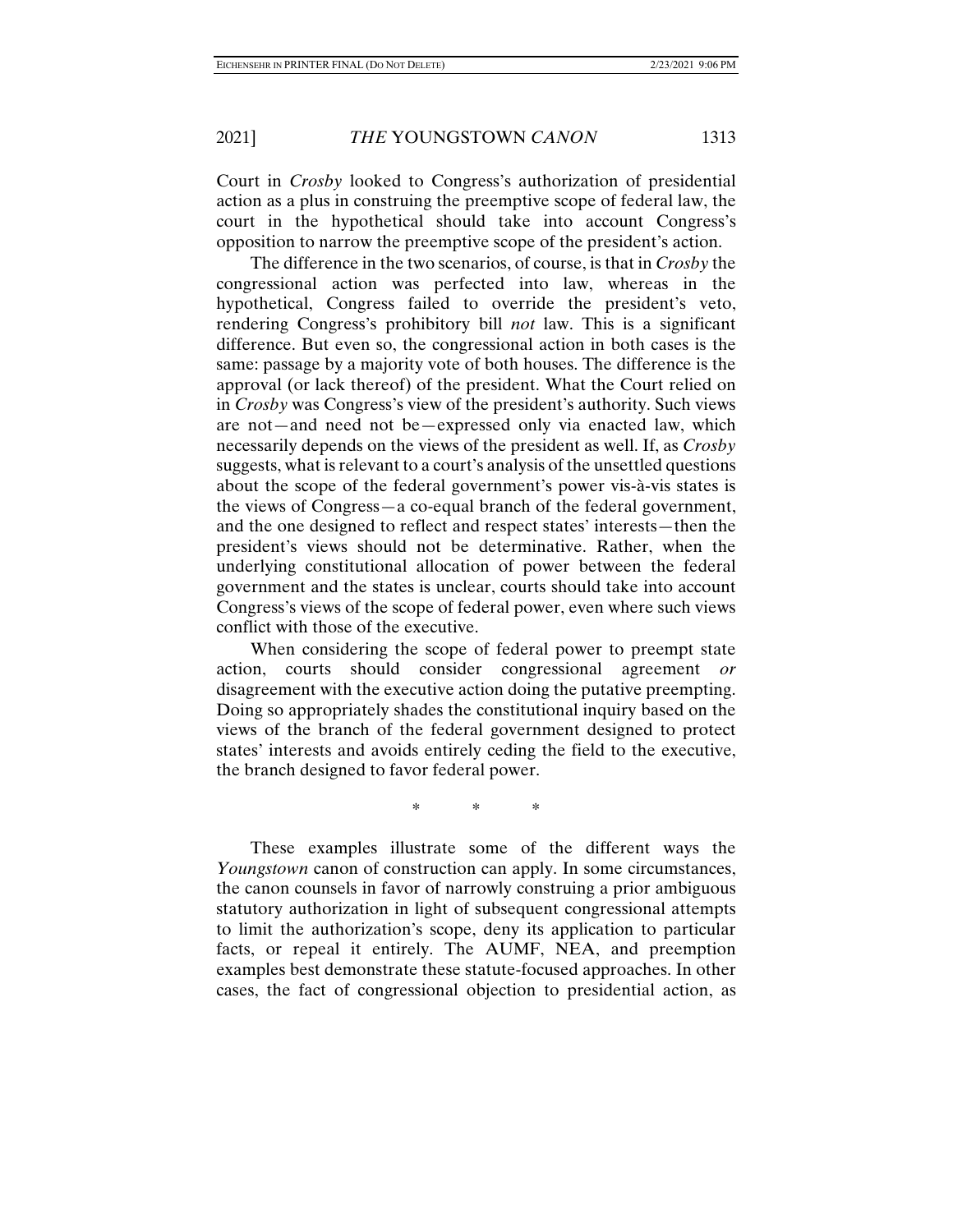Court in *Crosby* looked to Congress's authorization of presidential action as a plus in construing the preemptive scope of federal law, the court in the hypothetical should take into account Congress's opposition to narrow the preemptive scope of the president's action.

The difference in the two scenarios, of course, is that in *Crosby* the congressional action was perfected into law, whereas in the hypothetical, Congress failed to override the president's veto, rendering Congress's prohibitory bill *not* law. This is a significant difference. But even so, the congressional action in both cases is the same: passage by a majority vote of both houses. The difference is the approval (or lack thereof) of the president. What the Court relied on in *Crosby* was Congress's view of the president's authority. Such views are not—and need not be—expressed only via enacted law, which necessarily depends on the views of the president as well. If, as *Crosby* suggests, what is relevant to a court's analysis of the unsettled questions about the scope of the federal government's power vis-à-vis states is the views of Congress—a co-equal branch of the federal government, and the one designed to reflect and respect states' interests—then the president's views should not be determinative. Rather, when the underlying constitutional allocation of power between the federal government and the states is unclear, courts should take into account Congress's views of the scope of federal power, even where such views conflict with those of the executive.

When considering the scope of federal power to preempt state action, courts should consider congressional agreement *or* disagreement with the executive action doing the putative preempting. Doing so appropriately shades the constitutional inquiry based on the views of the branch of the federal government designed to protect states' interests and avoids entirely ceding the field to the executive, the branch designed to favor federal power.

\* \* \*

These examples illustrate some of the different ways the *Youngstown* canon of construction can apply. In some circumstances, the canon counsels in favor of narrowly construing a prior ambiguous statutory authorization in light of subsequent congressional attempts to limit the authorization's scope, deny its application to particular facts, or repeal it entirely. The AUMF, NEA, and preemption examples best demonstrate these statute-focused approaches. In other cases, the fact of congressional objection to presidential action, as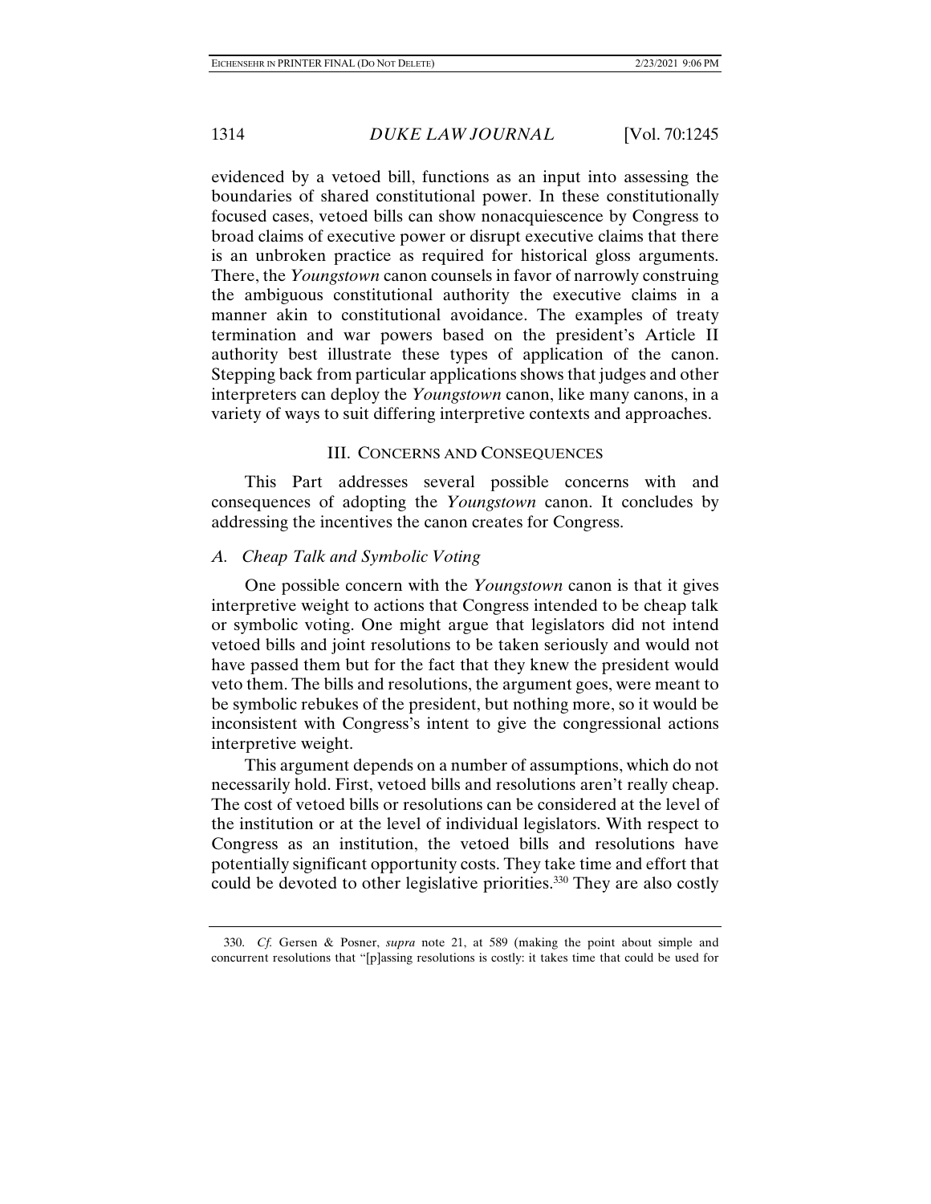evidenced by a vetoed bill, functions as an input into assessing the boundaries of shared constitutional power. In these constitutionally focused cases, vetoed bills can show nonacquiescence by Congress to broad claims of executive power or disrupt executive claims that there is an unbroken practice as required for historical gloss arguments. There, the *Youngstown* canon counsels in favor of narrowly construing the ambiguous constitutional authority the executive claims in a manner akin to constitutional avoidance. The examples of treaty termination and war powers based on the president's Article II authority best illustrate these types of application of the canon. Stepping back from particular applications shows that judges and other interpreters can deploy the *Youngstown* canon, like many canons, in a variety of ways to suit differing interpretive contexts and approaches.

## III. CONCERNS AND CONSEQUENCES

This Part addresses several possible concerns with and consequences of adopting the *Youngstown* canon. It concludes by addressing the incentives the canon creates for Congress.

### *A. Cheap Talk and Symbolic Voting*

One possible concern with the *Youngstown* canon is that it gives interpretive weight to actions that Congress intended to be cheap talk or symbolic voting. One might argue that legislators did not intend vetoed bills and joint resolutions to be taken seriously and would not have passed them but for the fact that they knew the president would veto them. The bills and resolutions, the argument goes, were meant to be symbolic rebukes of the president, but nothing more, so it would be inconsistent with Congress's intent to give the congressional actions interpretive weight.

This argument depends on a number of assumptions, which do not necessarily hold. First, vetoed bills and resolutions aren't really cheap. The cost of vetoed bills or resolutions can be considered at the level of the institution or at the level of individual legislators. With respect to Congress as an institution, the vetoed bills and resolutions have potentially significant opportunity costs. They take time and effort that could be devoted to other legislative priorities.[330] They are also costly

330. *Cf.* Gersen & Posner, *supra* note 21, at 589 (making the point about simple and concurrent resolutions that "[p]assing resolutions is costly: it takes time that could be used for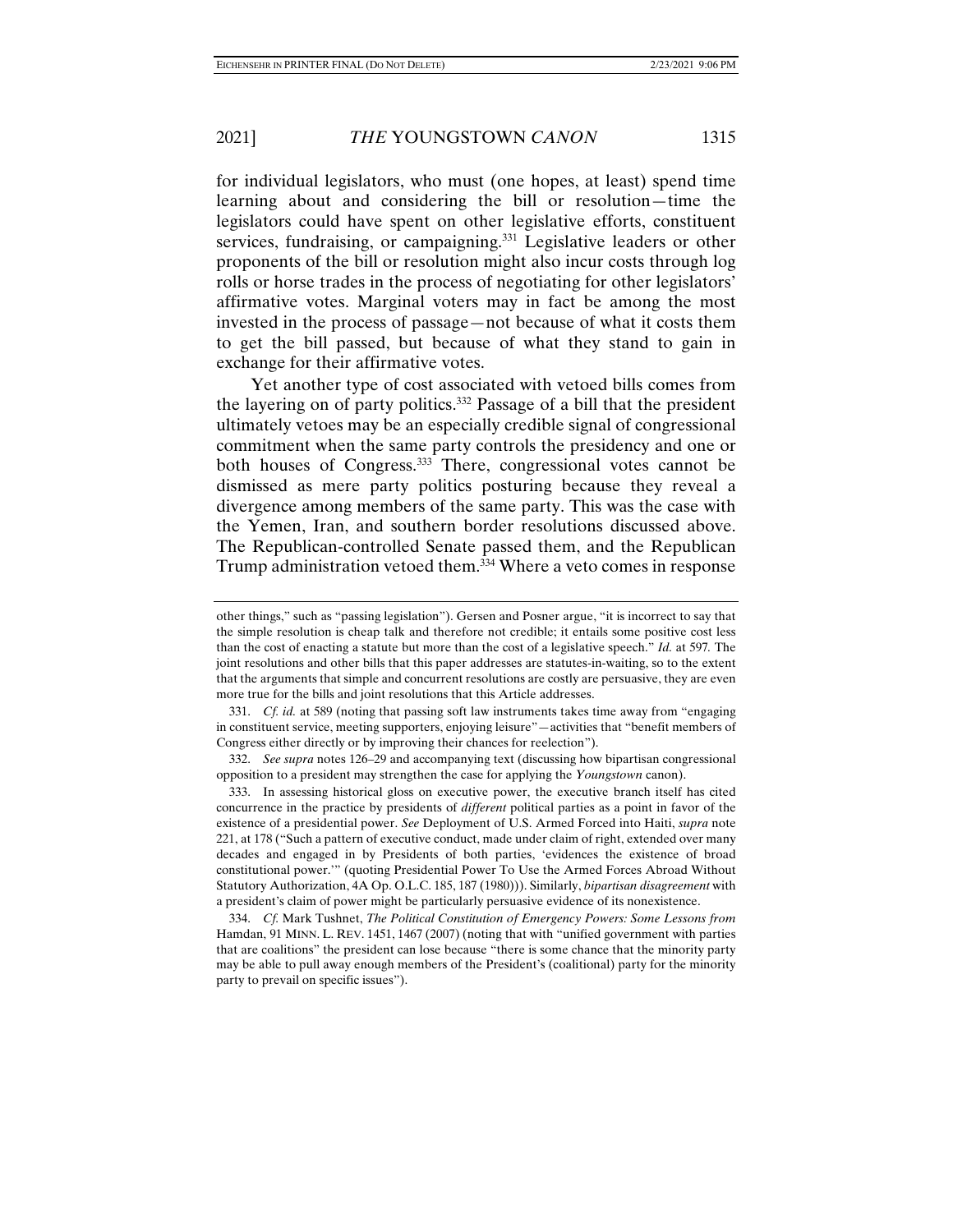for individual legislators, who must (one hopes, at least) spend time learning about and considering the bill or resolution—time the legislators could have spent on other legislative efforts, constituent services, fundraising, or campaigning.[331] Legislative leaders or other proponents of the bill or resolution might also incur costs through log rolls or horse trades in the process of negotiating for other legislators' affirmative votes. Marginal voters may in fact be among the most invested in the process of passage—not because of what it costs them to get the bill passed, but because of what they stand to gain in exchange for their affirmative votes.

Yet another type of cost associated with vetoed bills comes from the layering on of party politics.[332] Passage of a bill that the president ultimately vetoes may be an especially credible signal of congressional commitment when the same party controls the presidency and one or both houses of Congress.[333] There, congressional votes cannot be dismissed as mere party politics posturing because they reveal a divergence among members of the same party. This was the case with the Yemen, Iran, and southern border resolutions discussed above. The Republican-controlled Senate passed them, and the Republican Trump administration vetoed them.[334] Where a veto comes in response

---

other things," such as "passing legislation"). Gersen and Posner argue, "it is incorrect to say that the simple resolution is cheap talk and therefore not credible; it entails some positive cost less than the cost of enacting a statute but more than the cost of a legislative speech." *Id.* at 597. The joint resolutions and other bills that this paper addresses are statutes-in-waiting, so to the extent that the arguments that simple and concurrent resolutions are costly are persuasive, they are even more true for the bills and joint resolutions that this Article addresses.

331. *Cf. id.* at 589 (noting that passing soft law instruments takes time away from "engaging in constituent service, meeting supporters, enjoying leisure"—activities that "benefit members of Congress either directly or by improving their chances for reelection").

332. *See supra* notes 126–29 and accompanying text (discussing how bipartisan congressional opposition to a president may strengthen the case for applying the *Youngstown* canon).

333. In assessing historical gloss on executive power, the executive branch itself has cited concurrence in the practice by presidents of *different* political parties as a point in favor of the existence of a presidential power. *See* Deployment of U.S. Armed Forced into Haiti, *supra* note 221, at 178 ("Such a pattern of executive conduct, made under claim of right, extended over many decades and engaged in by Presidents of both parties, 'evidences the existence of broad constitutional power.'" (quoting Presidential Power To Use the Armed Forces Abroad Without Statutory Authorization, 4A Op. O.L.C. 185, 187 (1980))). Similarly, *bipartisan disagreement* with a president's claim of power might be particularly persuasive evidence of its nonexistence.

334. *Cf.* Mark Tushnet, *The Political Constitution of Emergency Powers: Some Lessons from* Hamdan, 91 MINN. L. REV. 1451, 1467 (2007) (noting that with "unified government with parties that are coalitions" the president can lose because "there is some chance that the minority party may be able to pull away enough members of the President's (coalitional) party for the minority party to prevail on specific issues").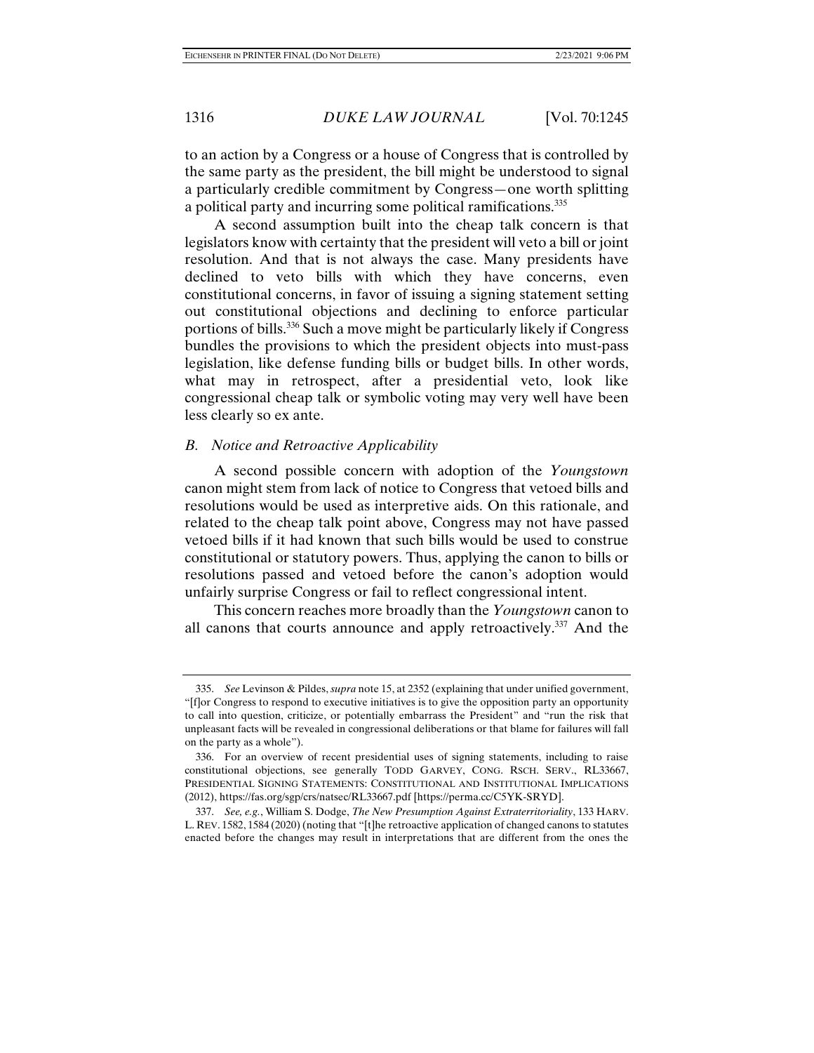to an action by a Congress or a house of Congress that is controlled by the same party as the president, the bill might be understood to signal a particularly credible commitment by Congress—one worth splitting a political party and incurring some political ramifications.[335]

A second assumption built into the cheap talk concern is that legislators know with certainty that the president will veto a bill or joint resolution. And that is not always the case. Many presidents have declined to veto bills with which they have concerns, even constitutional concerns, in favor of issuing a signing statement setting out constitutional objections and declining to enforce particular portions of bills.[336] Such a move might be particularly likely if Congress bundles the provisions to which the president objects into must-pass legislation, like defense funding bills or budget bills. In other words, what may in retrospect, after a presidential veto, look like congressional cheap talk or symbolic voting may very well have been less clearly so ex ante.

### *B. Notice and Retroactive Applicability*

A second possible concern with adoption of the *Youngstown* canon might stem from lack of notice to Congress that vetoed bills and resolutions would be used as interpretive aids. On this rationale, and related to the cheap talk point above, Congress may not have passed vetoed bills if it had known that such bills would be used to construe constitutional or statutory powers. Thus, applying the canon to bills or resolutions passed and vetoed before the canon's adoption would unfairly surprise Congress or fail to reflect congressional intent.

This concern reaches more broadly than the *Youngstown* canon to all canons that courts announce and apply retroactively.[337] And the

---

335. *See* Levinson & Pildes, *supra* note 15, at 2352 (explaining that under unified government, "[f]or Congress to respond to executive initiatives is to give the opposition party an opportunity to call into question, criticize, or potentially embarrass the President" and "run the risk that unpleasant facts will be revealed in congressional deliberations or that blame for failures will fall on the party as a whole").

336. For an overview of recent presidential uses of signing statements, including to raise constitutional objections, see generally TODD GARVEY, CONG. RSCH. SERV., RL33667, PRESIDENTIAL SIGNING STATEMENTS: CONSTITUTIONAL AND INSTITUTIONAL IMPLICATIONS (2012), https://fas.org/sgp/crs/natsec/RL33667.pdf [https://perma.cc/C5YK-SRYD].

337. *See, e.g.*, William S. Dodge, *The New Presumption Against Extraterritoriality*, 133 HARV. L. REV. 1582, 1584 (2020) (noting that "[t]he retroactive application of changed canons to statutes enacted before the changes may result in interpretations that are different from the ones the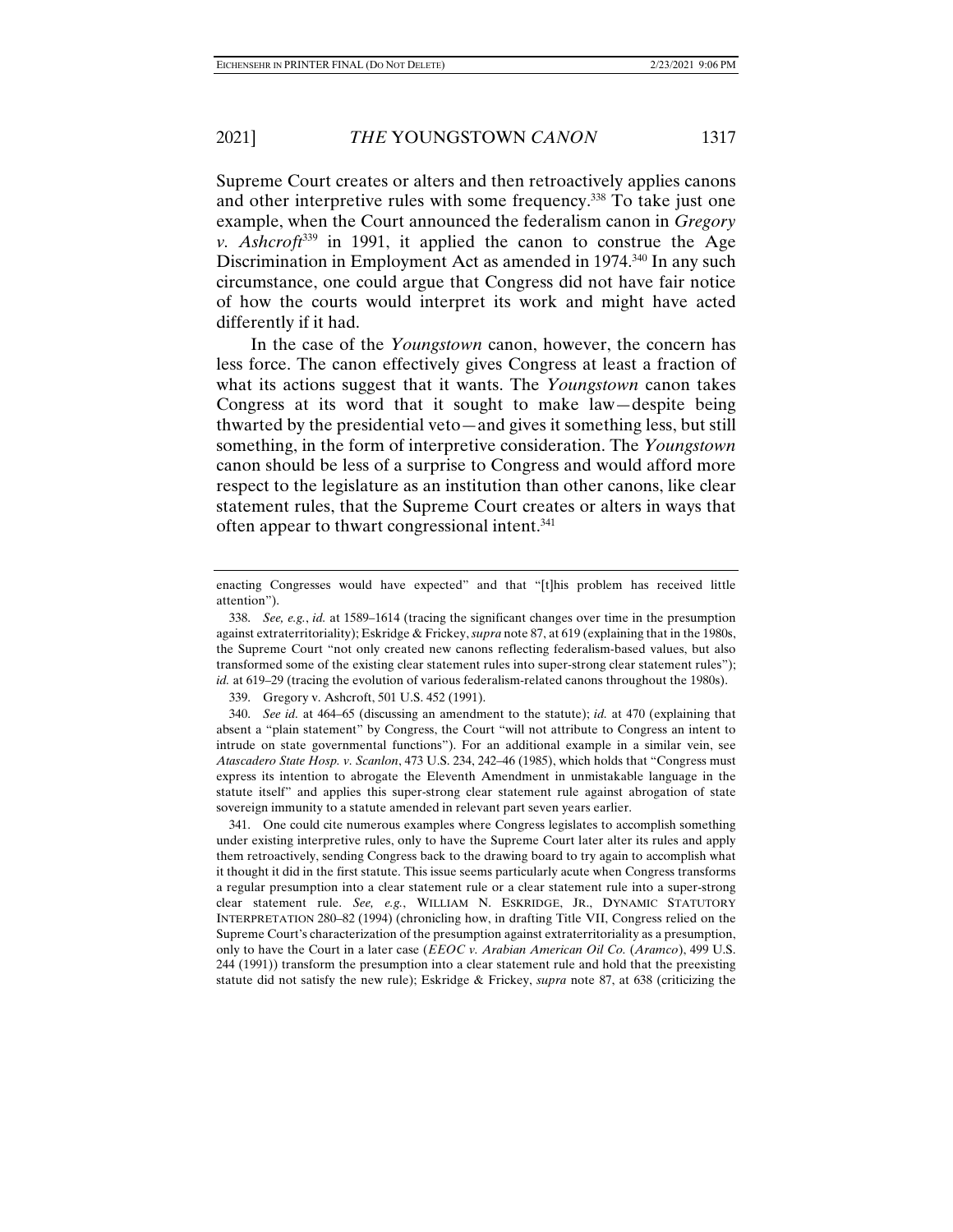Supreme Court creates or alters and then retroactively applies canons and other interpretive rules with some frequency.[338] To take just one example, when the Court announced the federalism canon in *Gregory v. Ashcroft*[339] in 1991, it applied the canon to construe the Age Discrimination in Employment Act as amended in 1974.[340] In any such circumstance, one could argue that Congress did not have fair notice of how the courts would interpret its work and might have acted differently if it had.

In the case of the *Youngstown* canon, however, the concern has less force. The canon effectively gives Congress at least a fraction of what its actions suggest that it wants. The *Youngstown* canon takes Congress at its word that it sought to make law—despite being thwarted by the presidential veto—and gives it something less, but still something, in the form of interpretive consideration. The *Youngstown* canon should be less of a surprise to Congress and would afford more respect to the legislature as an institution than other canons, like clear statement rules, that the Supreme Court creates or alters in ways that often appear to thwart congressional intent.[341]

---

enacting Congresses would have expected" and that "[t]his problem has received little attention").

338. *See, e.g.*, *id.* at 1589–1614 (tracing the significant changes over time in the presumption against extraterritoriality); Eskridge & Frickey, *supra* note 87, at 619 (explaining that in the 1980s, the Supreme Court "not only created new canons reflecting federalism-based values, but also transformed some of the existing clear statement rules into super-strong clear statement rules"); *id.* at 619–29 (tracing the evolution of various federalism-related canons throughout the 1980s).

339. Gregory v. Ashcroft, 501 U.S. 452 (1991).

340. *See id.* at 464–65 (discussing an amendment to the statute); *id.* at 470 (explaining that absent a "plain statement" by Congress, the Court "will not attribute to Congress an intent to intrude on state governmental functions"). For an additional example in a similar vein, see *Atascadero State Hosp. v. Scanlon*, 473 U.S. 234, 242–46 (1985), which holds that "Congress must express its intention to abrogate the Eleventh Amendment in unmistakable language in the statute itself" and applies this super-strong clear statement rule against abrogation of state sovereign immunity to a statute amended in relevant part seven years earlier.

341. One could cite numerous examples where Congress legislates to accomplish something under existing interpretive rules, only to have the Supreme Court later alter its rules and apply them retroactively, sending Congress back to the drawing board to try again to accomplish what it thought it did in the first statute. This issue seems particularly acute when Congress transforms a regular presumption into a clear statement rule or a clear statement rule into a super-strong clear statement rule. *See, e.g.*, WILLIAM N. ESKRIDGE, JR., DYNAMIC STATUTORY INTERPRETATION 280–82 (1994) (chronicling how, in drafting Title VII, Congress relied on the Supreme Court's characterization of the presumption against extraterritoriality as a presumption, only to have the Court in a later case (*EEOC v. Arabian American Oil Co.* (*Aramco*), 499 U.S. 244 (1991)) transform the presumption into a clear statement rule and hold that the preexisting statute did not satisfy the new rule); Eskridge & Frickey, *supra* note 87, at 638 (criticizing the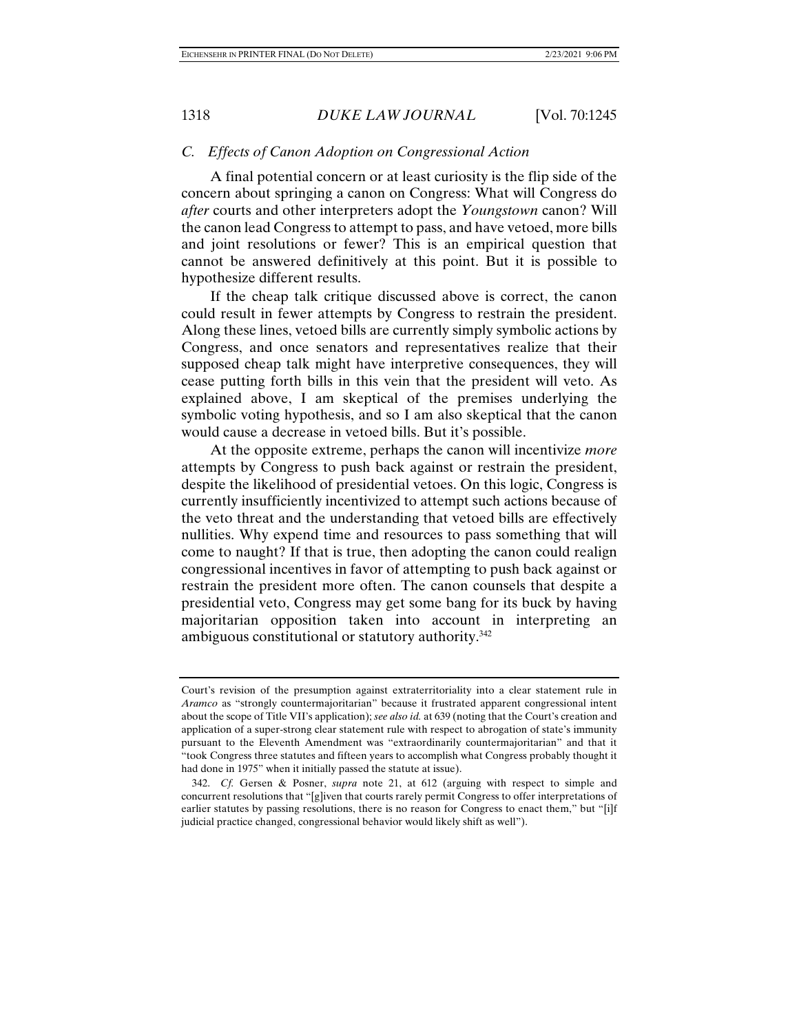### C. Effects of Canon Adoption on Congressional Action

A final potential concern or at least curiosity is the flip side of the concern about springing a canon on Congress: What will Congress do *after* courts and other interpreters adopt the *Youngstown* canon? Will the canon lead Congress to attempt to pass, and have vetoed, more bills and joint resolutions or fewer? This is an empirical question that cannot be answered definitively at this point. But it is possible to hypothesize different results.

If the cheap talk critique discussed above is correct, the canon could result in fewer attempts by Congress to restrain the president. Along these lines, vetoed bills are currently simply symbolic actions by Congress, and once senators and representatives realize that their supposed cheap talk might have interpretive consequences, they will cease putting forth bills in this vein that the president will veto. As explained above, I am skeptical of the premises underlying the symbolic voting hypothesis, and so I am also skeptical that the canon would cause a decrease in vetoed bills. But it's possible.

At the opposite extreme, perhaps the canon will incentivize *more* attempts by Congress to push back against or restrain the president, despite the likelihood of presidential vetoes. On this logic, Congress is currently insufficiently incentivized to attempt such actions because of the veto threat and the understanding that vetoed bills are effectively nullities. Why expend time and resources to pass something that will come to naught? If that is true, then adopting the canon could realign congressional incentives in favor of attempting to push back against or restrain the president more often. The canon counsels that despite a presidential veto, Congress may get some bang for its buck by having majoritarian opposition taken into account in interpreting an ambiguous constitutional or statutory authority.[342]

---

Court's revision of the presumption against extraterritoriality into a clear statement rule in *Aramco* as "strongly countermajoritarian" because it frustrated apparent congressional intent about the scope of Title VII's application); *see also id.* at 639 (noting that the Court's creation and application of a super-strong clear statement rule with respect to abrogation of state's immunity pursuant to the Eleventh Amendment was "extraordinarily countermajoritarian" and that it "took Congress three statutes and fifteen years to accomplish what Congress probably thought it had done in 1975" when it initially passed the statute at issue).

342. *Cf.* Gersen & Posner, *supra* note 21, at 612 (arguing with respect to simple and concurrent resolutions that "[g]iven that courts rarely permit Congress to offer interpretations of earlier statutes by passing resolutions, there is no reason for Congress to enact them," but "[i]f judicial practice changed, congressional behavior would likely shift as well").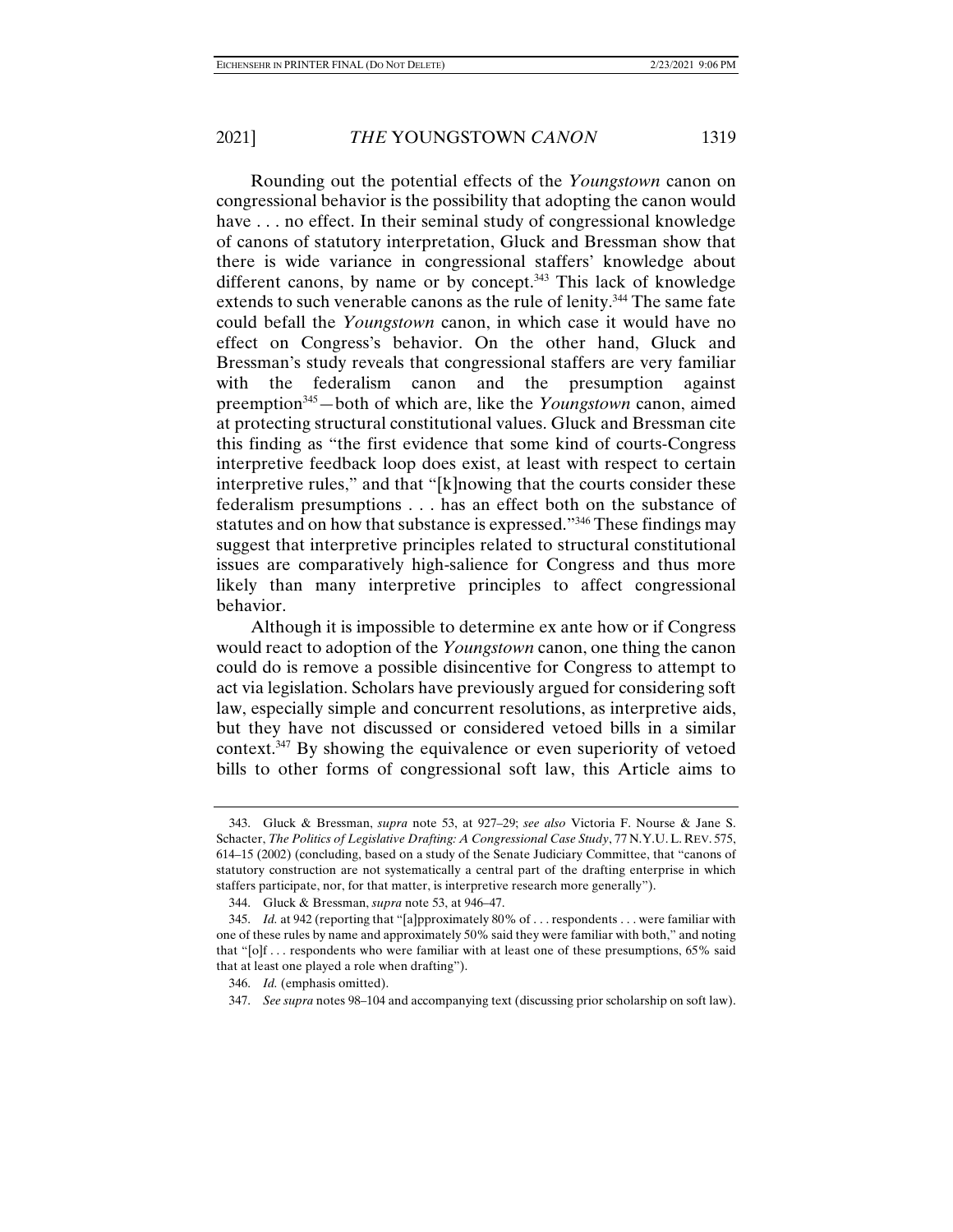Rounding out the potential effects of the *Youngstown* canon on congressional behavior is the possibility that adopting the canon would have . . . no effect. In their seminal study of congressional knowledge of canons of statutory interpretation, Gluck and Bressman show that there is wide variance in congressional staffers' knowledge about different canons, by name or by concept.[343] This lack of knowledge extends to such venerable canons as the rule of lenity.[344] The same fate could befall the *Youngstown* canon, in which case it would have no effect on Congress's behavior. On the other hand, Gluck and Bressman's study reveals that congressional staffers are very familiar with the federalism canon and the presumption against preemption[345]—both of which are, like the *Youngstown* canon, aimed at protecting structural constitutional values. Gluck and Bressman cite this finding as "the first evidence that some kind of courts-Congress interpretive feedback loop does exist, at least with respect to certain interpretive rules," and that "[k]nowing that the courts consider these federalism presumptions . . . has an effect both on the substance of statutes and on how that substance is expressed."[346] These findings may suggest that interpretive principles related to structural constitutional issues are comparatively high-salience for Congress and thus more likely than many interpretive principles to affect congressional behavior.

Although it is impossible to determine ex ante how or if Congress would react to adoption of the *Youngstown* canon, one thing the canon could do is remove a possible disincentive for Congress to attempt to act via legislation. Scholars have previously argued for considering soft law, especially simple and concurrent resolutions, as interpretive aids, but they have not discussed or considered vetoed bills in a similar context.[347] By showing the equivalence or even superiority of vetoed bills to other forms of congressional soft law, this Article aims to

---

343. Gluck & Bressman, *supra* note 53, at 927–29; *see also* Victoria F. Nourse & Jane S. Schacter, *The Politics of Legislative Drafting: A Congressional Case Study*, 77 N.Y.U. L. REV. 575, 614–15 (2002) (concluding, based on a study of the Senate Judiciary Committee, that "canons of statutory construction are not systematically a central part of the drafting enterprise in which staffers participate, nor, for that matter, is interpretive research more generally").

344. Gluck & Bressman, *supra* note 53, at 946–47.

345. *Id.* at 942 (reporting that "[a]pproximately 80% of . . . respondents . . . were familiar with one of these rules by name and approximately 50% said they were familiar with both," and noting that "[o]f . . . respondents who were familiar with at least one of these presumptions, 65% said that at least one played a role when drafting").

346. *Id.* (emphasis omitted).

347. *See supra* notes 98–104 and accompanying text (discussing prior scholarship on soft law).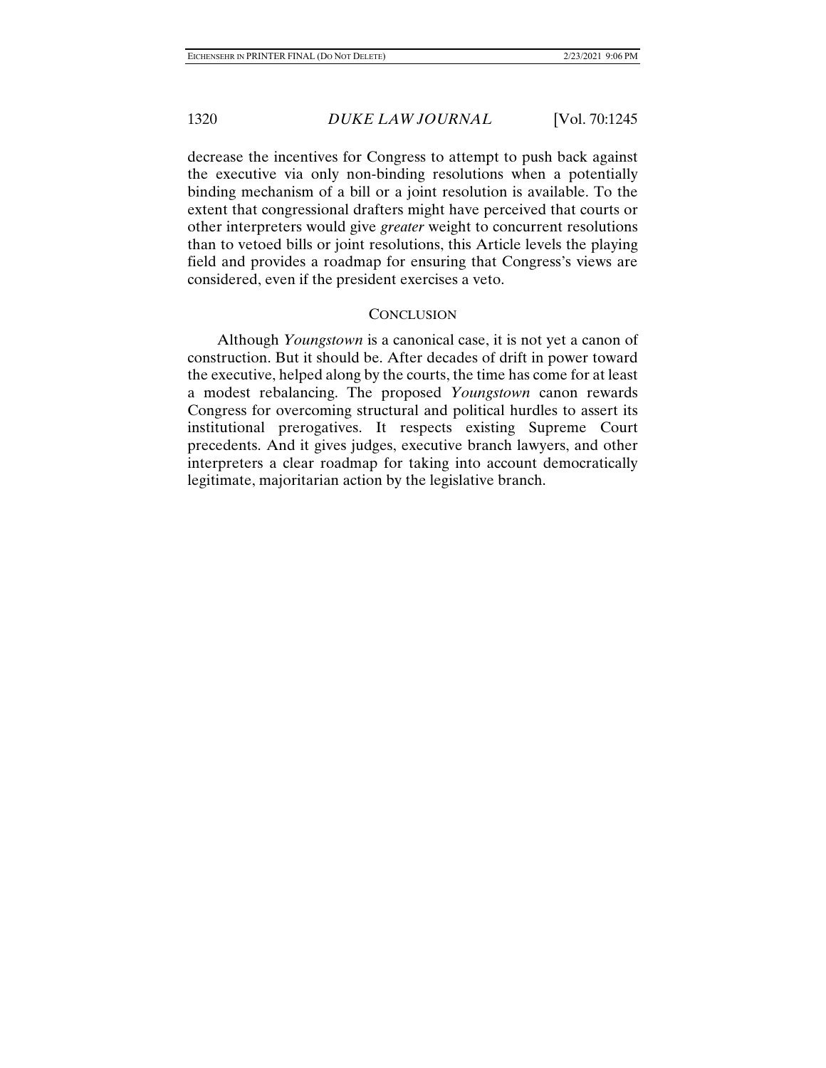decrease the incentives for Congress to attempt to push back against the executive via only non-binding resolutions when a potentially binding mechanism of a bill or a joint resolution is available. To the extent that congressional drafters might have perceived that courts or other interpreters would give *greater* weight to concurrent resolutions than to vetoed bills or joint resolutions, this Article levels the playing field and provides a roadmap for ensuring that Congress's views are considered, even if the president exercises a veto.

## CONCLUSION

Although *Youngstown* is a canonical case, it is not yet a canon of construction. But it should be. After decades of drift in power toward the executive, helped along by the courts, the time has come for at least a modest rebalancing. The proposed *Youngstown* canon rewards Congress for overcoming structural and political hurdles to assert its institutional prerogatives. It respects existing Supreme Court precedents. And it gives judges, executive branch lawyers, and other interpreters a clear roadmap for taking into account democratically legitimate, majoritarian action by the legislative branch.